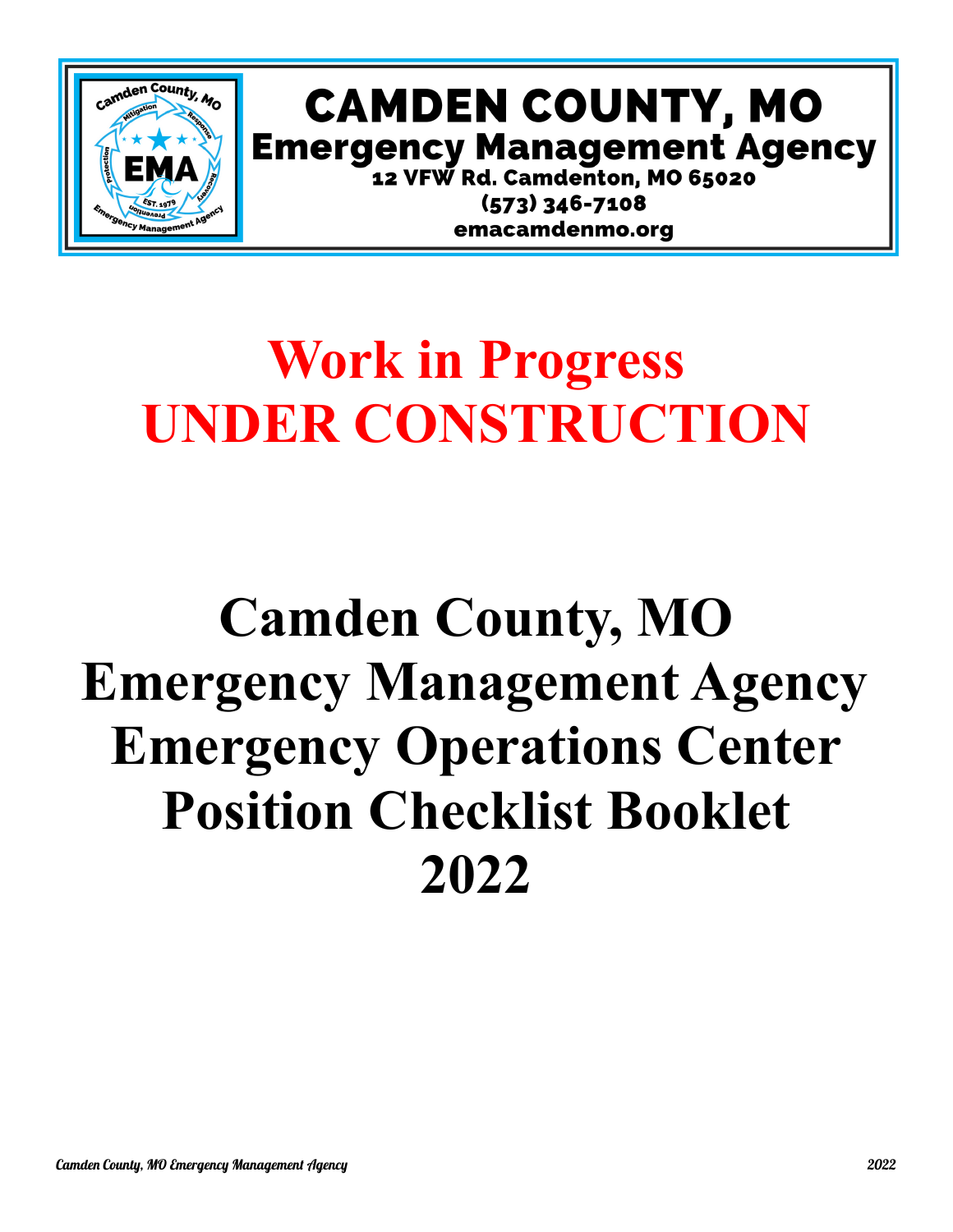# CAMDEN COUNTY, MO

## Emergency Management Agency

12 VFW Rd. Camdenton, MO 65020

(573) 346-7108

emacamdenmo.org

# Work in Progress
# UNDER CONSTRUCTION

# Camden County, MO Emergency Management Agency Emergency Operations Center Position Checklist Booklet 2022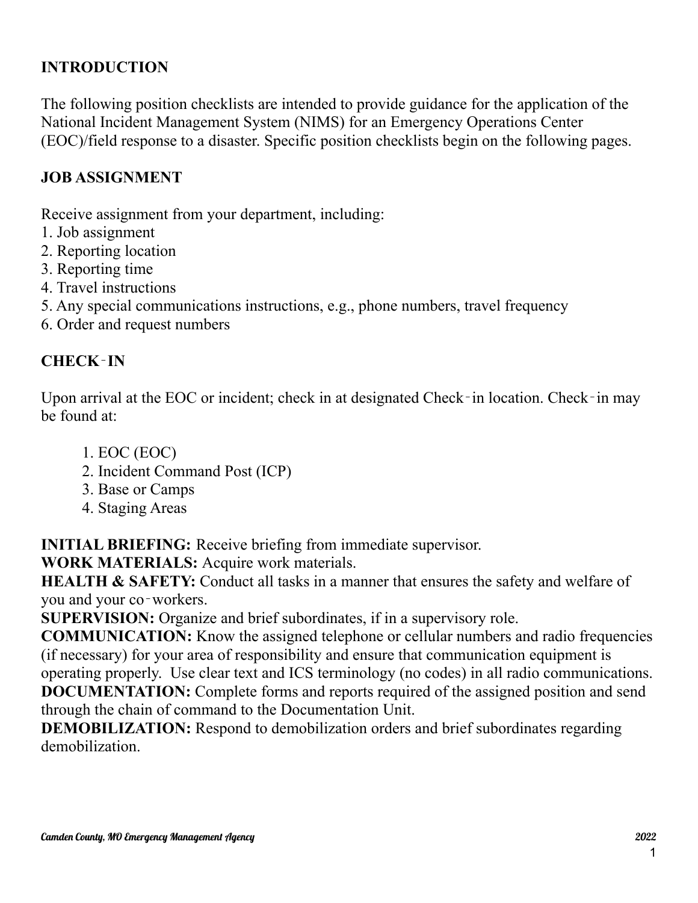## INTRODUCTION

The following position checklists are intended to provide guidance for the application of the National Incident Management System (NIMS) for an Emergency Operations Center (EOC)/field response to a disaster. Specific position checklists begin on the following pages.

## JOB ASSIGNMENT

Receive assignment from your department, including:

1. Job assignment
2. Reporting location
3. Reporting time
4. Travel instructions
5. Any special communications instructions, e.g., phone numbers, travel frequency
6. Order and request numbers

## CHECK‑IN

Upon arrival at the EOC or incident; check in at designated Check‑in location. Check‑in may be found at:

1. EOC (EOC)
2. Incident Command Post (ICP)
3. Base or Camps
4. Staging Areas

**INITIAL BRIEFING:** Receive briefing from immediate supervisor.
**WORK MATERIALS:** Acquire work materials.
**HEALTH & SAFETY:** Conduct all tasks in a manner that ensures the safety and welfare of you and your co‑workers.
**SUPERVISION:** Organize and brief subordinates, if in a supervisory role.
**COMMUNICATION:** Know the assigned telephone or cellular numbers and radio frequencies (if necessary) for your area of responsibility and ensure that communication equipment is operating properly. Use clear text and ICS terminology (no codes) in all radio communications.
**DOCUMENTATION:** Complete forms and reports required of the assigned position and send through the chain of command to the Documentation Unit.
**DEMOBILIZATION:** Respond to demobilization orders and brief subordinates regarding demobilization.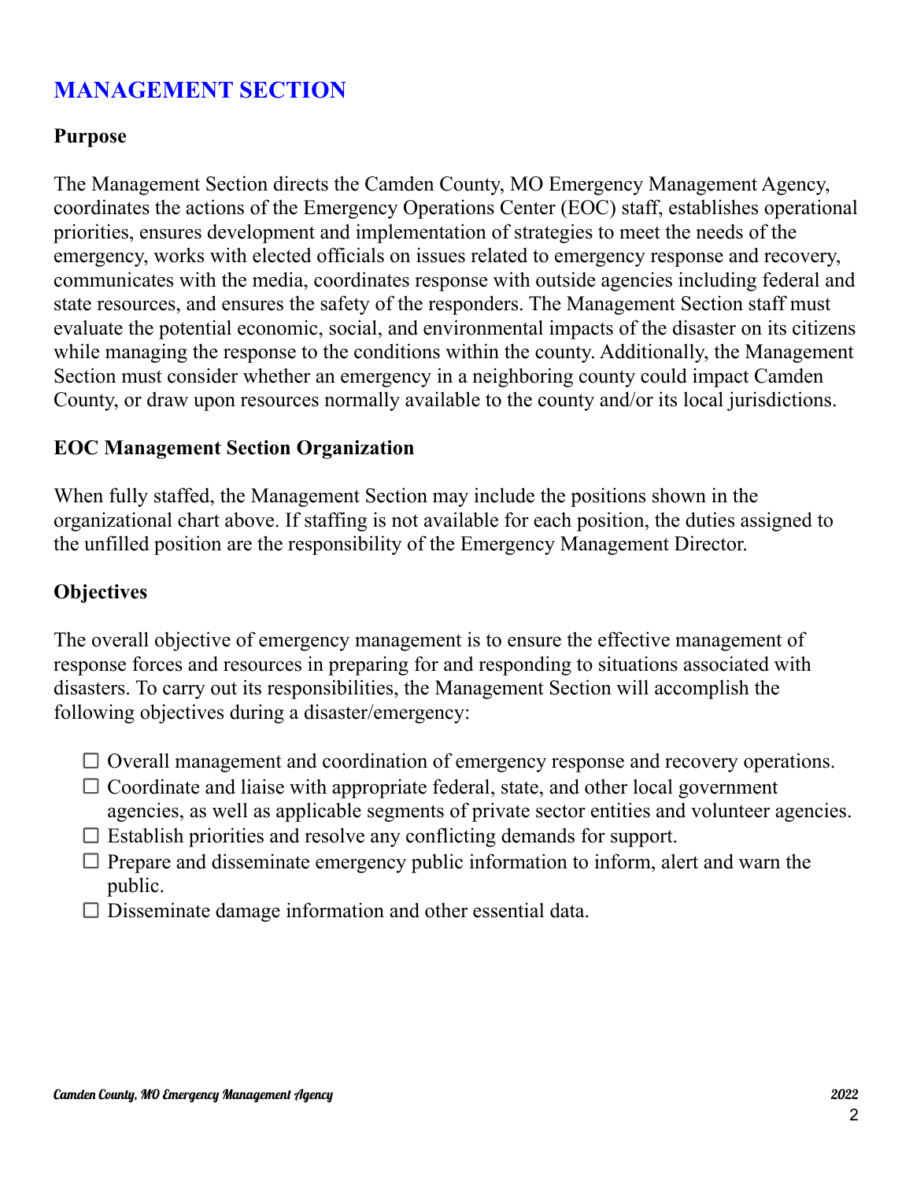# MANAGEMENT SECTION

### Purpose

The Management Section directs the Camden County, MO Emergency Management Agency, coordinates the actions of the Emergency Operations Center (EOC) staff, establishes operational priorities, ensures development and implementation of strategies to meet the needs of the emergency, works with elected officials on issues related to emergency response and recovery, communicates with the media, coordinates response with outside agencies including federal and state resources, and ensures the safety of the responders. The Management Section staff must evaluate the potential economic, social, and environmental impacts of the disaster on its citizens while managing the response to the conditions within the county. Additionally, the Management Section must consider whether an emergency in a neighboring county could impact Camden County, or draw upon resources normally available to the county and/or its local jurisdictions.

### EOC Management Section Organization

When fully staffed, the Management Section may include the positions shown in the organizational chart above. If staffing is not available for each position, the duties assigned to the unfilled position are the responsibility of the Emergency Management Director.

### Objectives

The overall objective of emergency management is to ensure the effective management of response forces and resources in preparing for and responding to situations associated with disasters. To carry out its responsibilities, the Management Section will accomplish the following objectives during a disaster/emergency:

- ☐ Overall management and coordination of emergency response and recovery operations.
- ☐ Coordinate and liaise with appropriate federal, state, and other local government agencies, as well as applicable segments of private sector entities and volunteer agencies.
- ☐ Establish priorities and resolve any conflicting demands for support.
- ☐ Prepare and disseminate emergency public information to inform, alert and warn the public.
- ☐ Disseminate damage information and other essential data.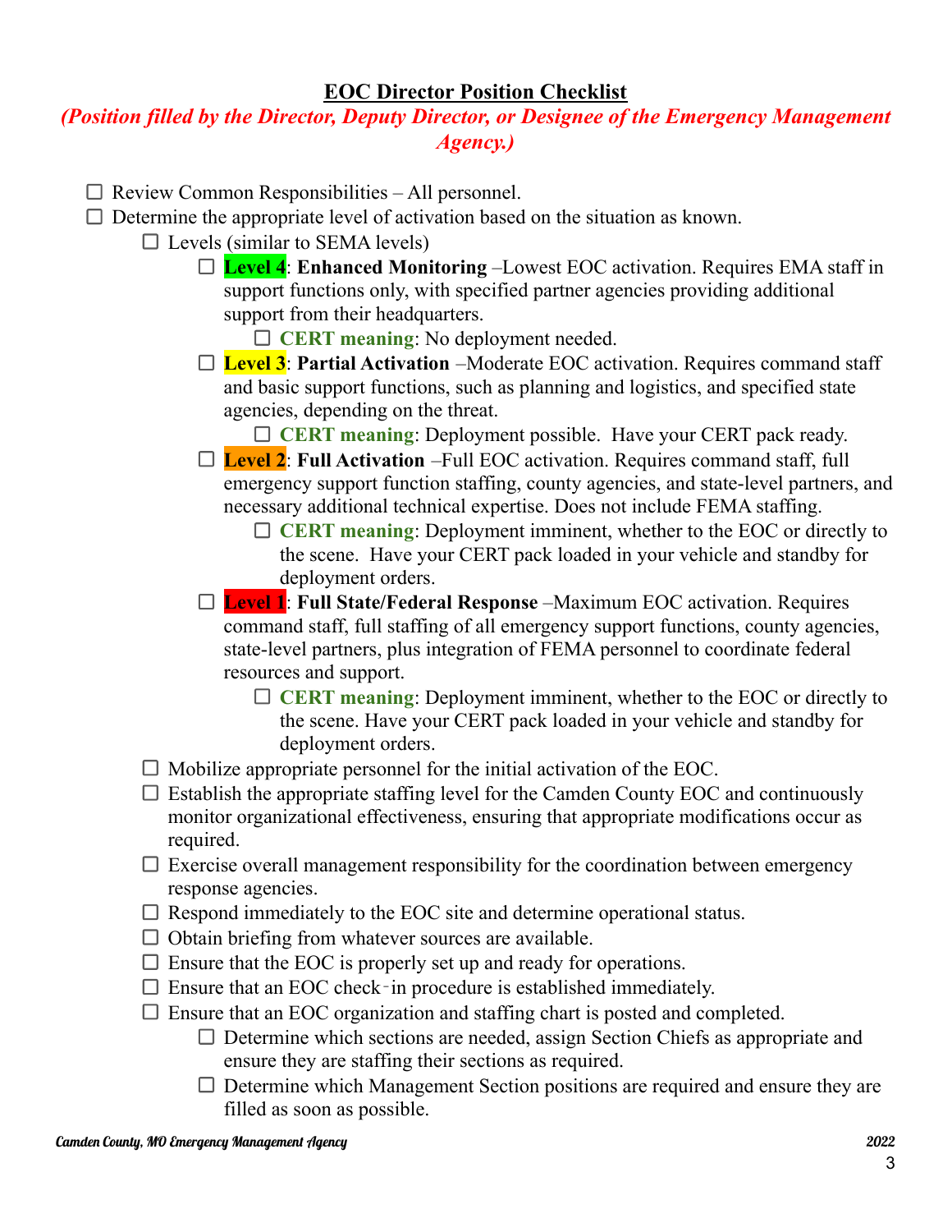## EOC Director Position Checklist

***(Position filled by the Director, Deputy Director, or Designee of the Emergency Management Agency.)***

- ☐ Review Common Responsibilities – All personnel.
- ☐ Determine the appropriate level of activation based on the situation as known.
  - ☐ Levels (similar to SEMA levels)
    - ☐ **Level 4**: **Enhanced Monitoring** –Lowest EOC activation. Requires EMA staff in support functions only, with specified partner agencies providing additional support from their headquarters.
      - ☐ **CERT meaning**: No deployment needed.
    - ☐ **Level 3**: **Partial Activation** –Moderate EOC activation. Requires command staff and basic support functions, such as planning and logistics, and specified state agencies, depending on the threat.
      - ☐ **CERT meaning**: Deployment possible. Have your CERT pack ready.
    - ☐ **Level 2**: **Full Activation** –Full EOC activation. Requires command staff, full emergency support function staffing, county agencies, and state-level partners, and necessary additional technical expertise. Does not include FEMA staffing.
      - ☐ **CERT meaning**: Deployment imminent, whether to the EOC or directly to the scene. Have your CERT pack loaded in your vehicle and standby for deployment orders.
    - ☐ **Level 1**: **Full State/Federal Response** –Maximum EOC activation. Requires command staff, full staffing of all emergency support functions, county agencies, state-level partners, plus integration of FEMA personnel to coordinate federal resources and support.
      - ☐ **CERT meaning**: Deployment imminent, whether to the EOC or directly to the scene. Have your CERT pack loaded in your vehicle and standby for deployment orders.
  - ☐ Mobilize appropriate personnel for the initial activation of the EOC.
  - ☐ Establish the appropriate staffing level for the Camden County EOC and continuously monitor organizational effectiveness, ensuring that appropriate modifications occur as required.
  - ☐ Exercise overall management responsibility for the coordination between emergency response agencies.
  - ☐ Respond immediately to the EOC site and determine operational status.
  - ☐ Obtain briefing from whatever sources are available.
  - ☐ Ensure that the EOC is properly set up and ready for operations.
  - ☐ Ensure that an EOC check-in procedure is established immediately.
  - ☐ Ensure that an EOC organization and staffing chart is posted and completed.
    - ☐ Determine which sections are needed, assign Section Chiefs as appropriate and ensure they are staffing their sections as required.
    - ☐ Determine which Management Section positions are required and ensure they are filled as soon as possible.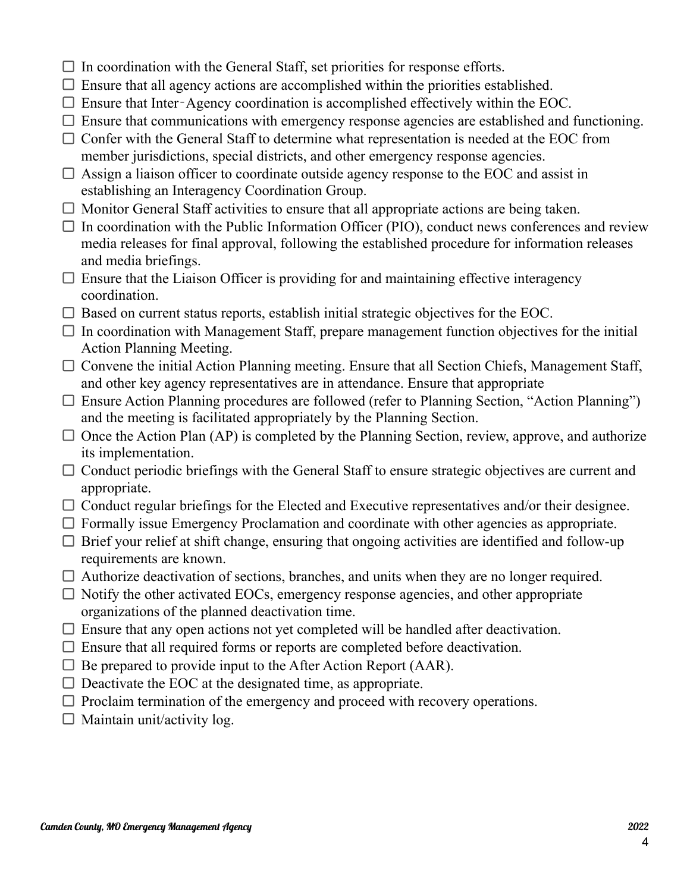- ☐ In coordination with the General Staff, set priorities for response efforts.
- ☐ Ensure that all agency actions are accomplished within the priorities established.
- ☐ Ensure that Inter‑Agency coordination is accomplished effectively within the EOC.
- ☐ Ensure that communications with emergency response agencies are established and functioning.
- ☐ Confer with the General Staff to determine what representation is needed at the EOC from member jurisdictions, special districts, and other emergency response agencies.
- ☐ Assign a liaison officer to coordinate outside agency response to the EOC and assist in establishing an Interagency Coordination Group.
- ☐ Monitor General Staff activities to ensure that all appropriate actions are being taken.
- ☐ In coordination with the Public Information Officer (PIO), conduct news conferences and review media releases for final approval, following the established procedure for information releases and media briefings.
- ☐ Ensure that the Liaison Officer is providing for and maintaining effective interagency coordination.
- ☐ Based on current status reports, establish initial strategic objectives for the EOC.
- ☐ In coordination with Management Staff, prepare management function objectives for the initial Action Planning Meeting.
- ☐ Convene the initial Action Planning meeting. Ensure that all Section Chiefs, Management Staff, and other key agency representatives are in attendance. Ensure that appropriate
- ☐ Ensure Action Planning procedures are followed (refer to Planning Section, "Action Planning") and the meeting is facilitated appropriately by the Planning Section.
- ☐ Once the Action Plan (AP) is completed by the Planning Section, review, approve, and authorize its implementation.
- ☐ Conduct periodic briefings with the General Staff to ensure strategic objectives are current and appropriate.
- ☐ Conduct regular briefings for the Elected and Executive representatives and/or their designee.
- ☐ Formally issue Emergency Proclamation and coordinate with other agencies as appropriate.
- ☐ Brief your relief at shift change, ensuring that ongoing activities are identified and follow-up requirements are known.
- ☐ Authorize deactivation of sections, branches, and units when they are no longer required.
- ☐ Notify the other activated EOCs, emergency response agencies, and other appropriate organizations of the planned deactivation time.
- ☐ Ensure that any open actions not yet completed will be handled after deactivation.
- ☐ Ensure that all required forms or reports are completed before deactivation.
- ☐ Be prepared to provide input to the After Action Report (AAR).
- ☐ Deactivate the EOC at the designated time, as appropriate.
- ☐ Proclaim termination of the emergency and proceed with recovery operations.
- ☐ Maintain unit/activity log.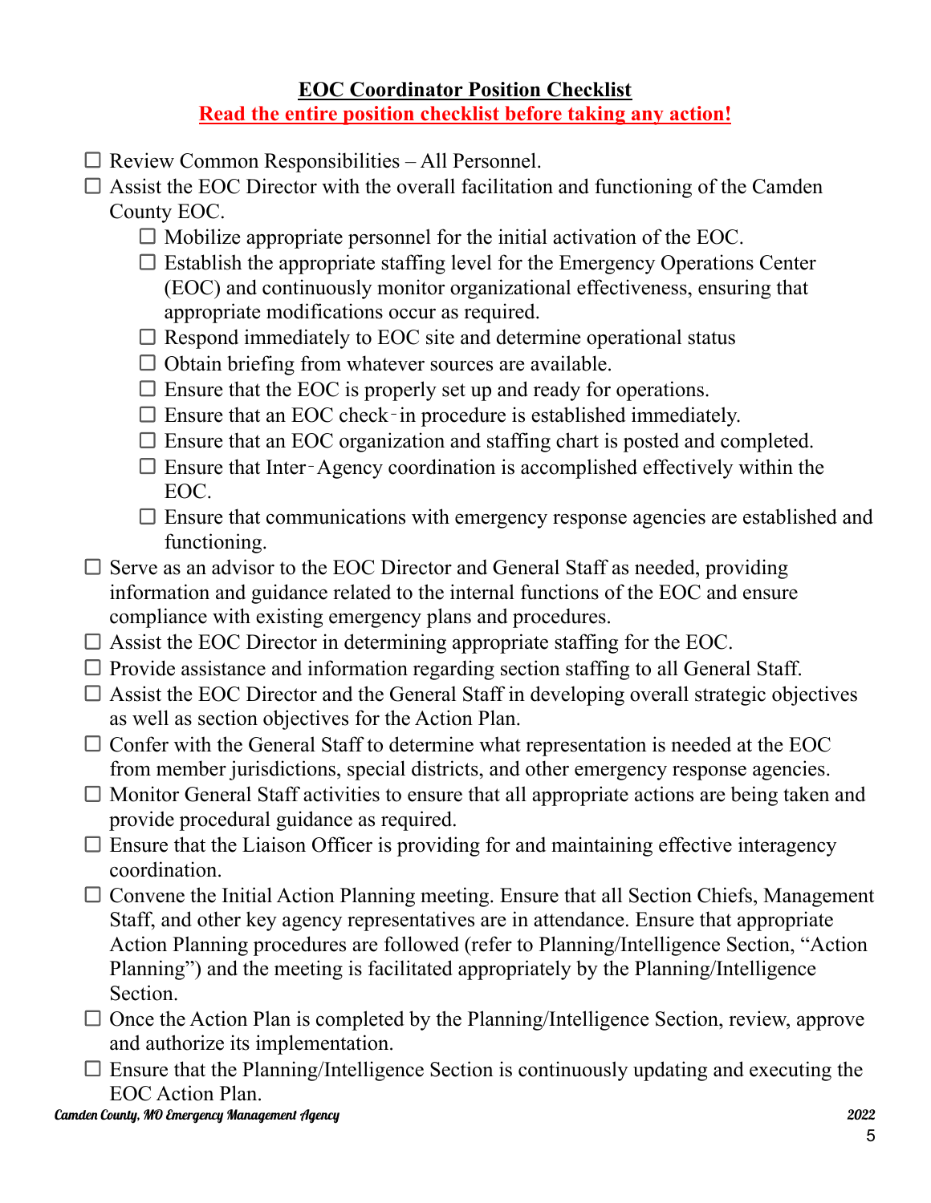## EOC Coordinator Position Checklist

**Read the entire position checklist before taking any action!**

- ☐ Review Common Responsibilities – All Personnel.
- ☐ Assist the EOC Director with the overall facilitation and functioning of the Camden County EOC.
    - ☐ Mobilize appropriate personnel for the initial activation of the EOC.
    - ☐ Establish the appropriate staffing level for the Emergency Operations Center (EOC) and continuously monitor organizational effectiveness, ensuring that appropriate modifications occur as required.
    - ☐ Respond immediately to EOC site and determine operational status
    - ☐ Obtain briefing from whatever sources are available.
    - ☐ Ensure that the EOC is properly set up and ready for operations.
    - ☐ Ensure that an EOC check‑in procedure is established immediately.
    - ☐ Ensure that an EOC organization and staffing chart is posted and completed.
    - ☐ Ensure that Inter‑Agency coordination is accomplished effectively within the EOC.
    - ☐ Ensure that communications with emergency response agencies are established and functioning.
- ☐ Serve as an advisor to the EOC Director and General Staff as needed, providing information and guidance related to the internal functions of the EOC and ensure compliance with existing emergency plans and procedures.
- ☐ Assist the EOC Director in determining appropriate staffing for the EOC.
- ☐ Provide assistance and information regarding section staffing to all General Staff.
- ☐ Assist the EOC Director and the General Staff in developing overall strategic objectives as well as section objectives for the Action Plan.
- ☐ Confer with the General Staff to determine what representation is needed at the EOC from member jurisdictions, special districts, and other emergency response agencies.
- ☐ Monitor General Staff activities to ensure that all appropriate actions are being taken and provide procedural guidance as required.
- ☐ Ensure that the Liaison Officer is providing for and maintaining effective interagency coordination.
- ☐ Convene the Initial Action Planning meeting. Ensure that all Section Chiefs, Management Staff, and other key agency representatives are in attendance. Ensure that appropriate Action Planning procedures are followed (refer to Planning/Intelligence Section, "Action Planning") and the meeting is facilitated appropriately by the Planning/Intelligence Section.
- ☐ Once the Action Plan is completed by the Planning/Intelligence Section, review, approve and authorize its implementation.
- ☐ Ensure that the Planning/Intelligence Section is continuously updating and executing the EOC Action Plan.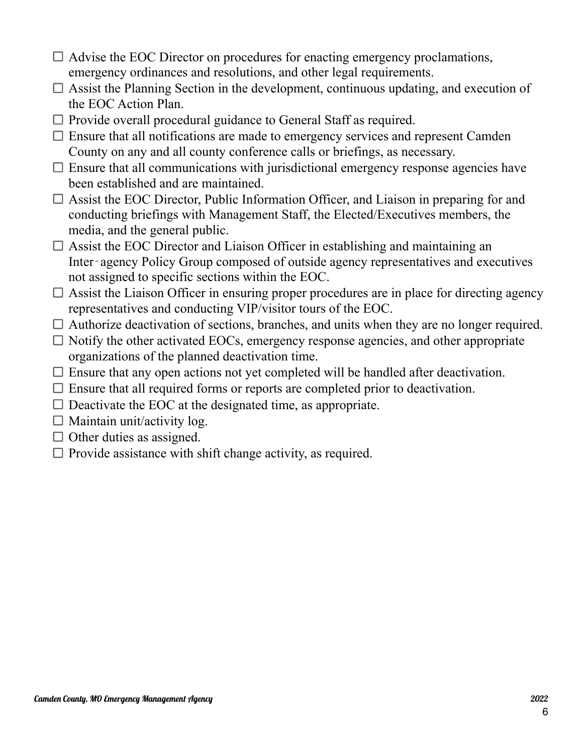- ☐ Advise the EOC Director on procedures for enacting emergency proclamations, emergency ordinances and resolutions, and other legal requirements.
- ☐ Assist the Planning Section in the development, continuous updating, and execution of the EOC Action Plan.
- ☐ Provide overall procedural guidance to General Staff as required.
- ☐ Ensure that all notifications are made to emergency services and represent Camden County on any and all county conference calls or briefings, as necessary.
- ☐ Ensure that all communications with jurisdictional emergency response agencies have been established and are maintained.
- ☐ Assist the EOC Director, Public Information Officer, and Liaison in preparing for and conducting briefings with Management Staff, the Elected/Executives members, the media, and the general public.
- ☐ Assist the EOC Director and Liaison Officer in establishing and maintaining an Inter‐agency Policy Group composed of outside agency representatives and executives not assigned to specific sections within the EOC.
- ☐ Assist the Liaison Officer in ensuring proper procedures are in place for directing agency representatives and conducting VIP/visitor tours of the EOC.
- ☐ Authorize deactivation of sections, branches, and units when they are no longer required.
- ☐ Notify the other activated EOCs, emergency response agencies, and other appropriate organizations of the planned deactivation time.
- ☐ Ensure that any open actions not yet completed will be handled after deactivation.
- ☐ Ensure that all required forms or reports are completed prior to deactivation.
- ☐ Deactivate the EOC at the designated time, as appropriate.
- ☐ Maintain unit/activity log.
- ☐ Other duties as assigned.
- ☐ Provide assistance with shift change activity, as required.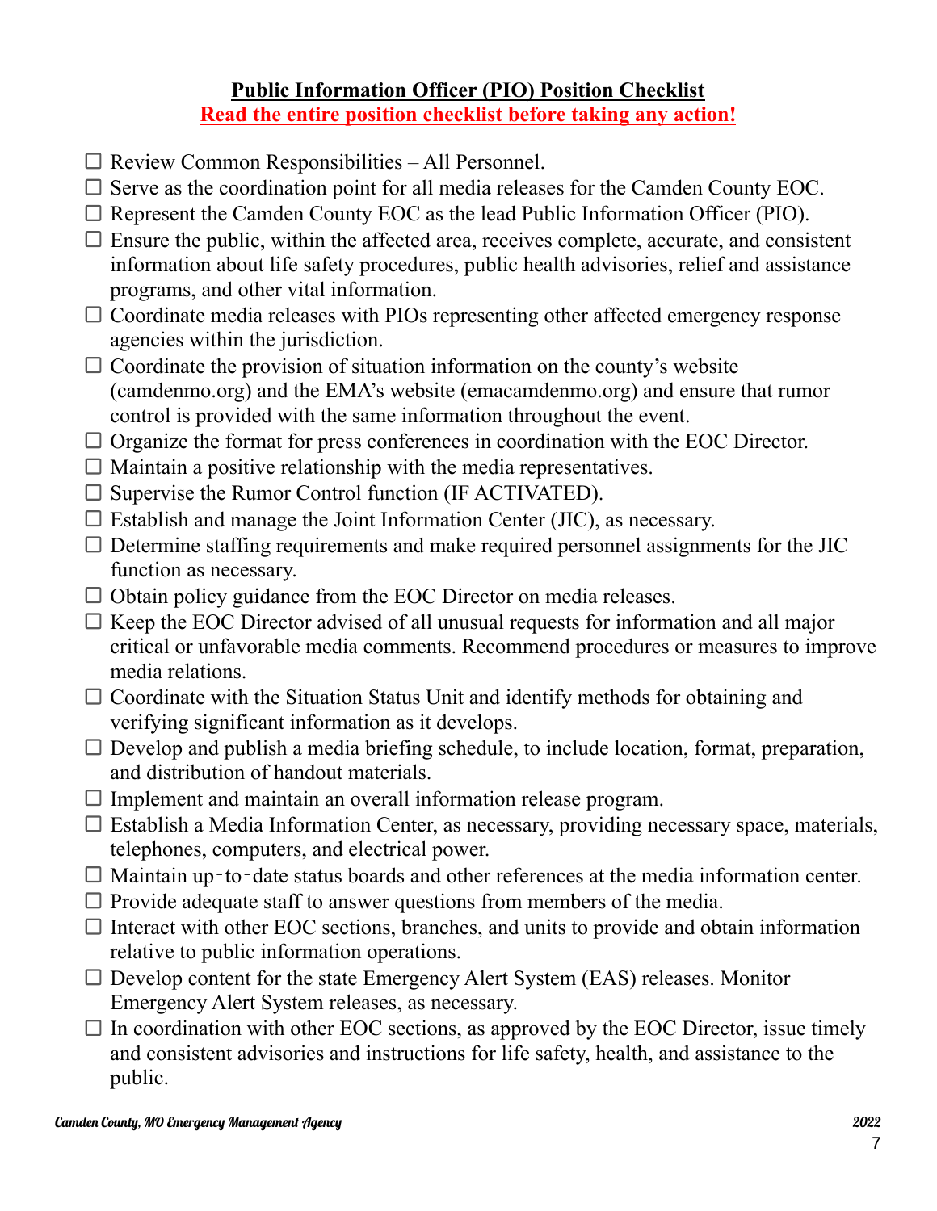## Public Information Officer (PIO) Position Checklist

**Read the entire position checklist before taking any action!**

- ☐ Review Common Responsibilities – All Personnel.
- ☐ Serve as the coordination point for all media releases for the Camden County EOC.
- ☐ Represent the Camden County EOC as the lead Public Information Officer (PIO).
- ☐ Ensure the public, within the affected area, receives complete, accurate, and consistent information about life safety procedures, public health advisories, relief and assistance programs, and other vital information.
- ☐ Coordinate media releases with PIOs representing other affected emergency response agencies within the jurisdiction.
- ☐ Coordinate the provision of situation information on the county's website (camdenmo.org) and the EMA's website (emacamdenmo.org) and ensure that rumor control is provided with the same information throughout the event.
- ☐ Organize the format for press conferences in coordination with the EOC Director.
- ☐ Maintain a positive relationship with the media representatives.
- ☐ Supervise the Rumor Control function (IF ACTIVATED).
- ☐ Establish and manage the Joint Information Center (JIC), as necessary.
- ☐ Determine staffing requirements and make required personnel assignments for the JIC function as necessary.
- ☐ Obtain policy guidance from the EOC Director on media releases.
- ☐ Keep the EOC Director advised of all unusual requests for information and all major critical or unfavorable media comments. Recommend procedures or measures to improve media relations.
- ☐ Coordinate with the Situation Status Unit and identify methods for obtaining and verifying significant information as it develops.
- ☐ Develop and publish a media briefing schedule, to include location, format, preparation, and distribution of handout materials.
- ☐ Implement and maintain an overall information release program.
- ☐ Establish a Media Information Center, as necessary, providing necessary space, materials, telephones, computers, and electrical power.
- ☐ Maintain up-to-date status boards and other references at the media information center.
- ☐ Provide adequate staff to answer questions from members of the media.
- ☐ Interact with other EOC sections, branches, and units to provide and obtain information relative to public information operations.
- ☐ Develop content for the state Emergency Alert System (EAS) releases. Monitor Emergency Alert System releases, as necessary.
- ☐ In coordination with other EOC sections, as approved by the EOC Director, issue timely and consistent advisories and instructions for life safety, health, and assistance to the public.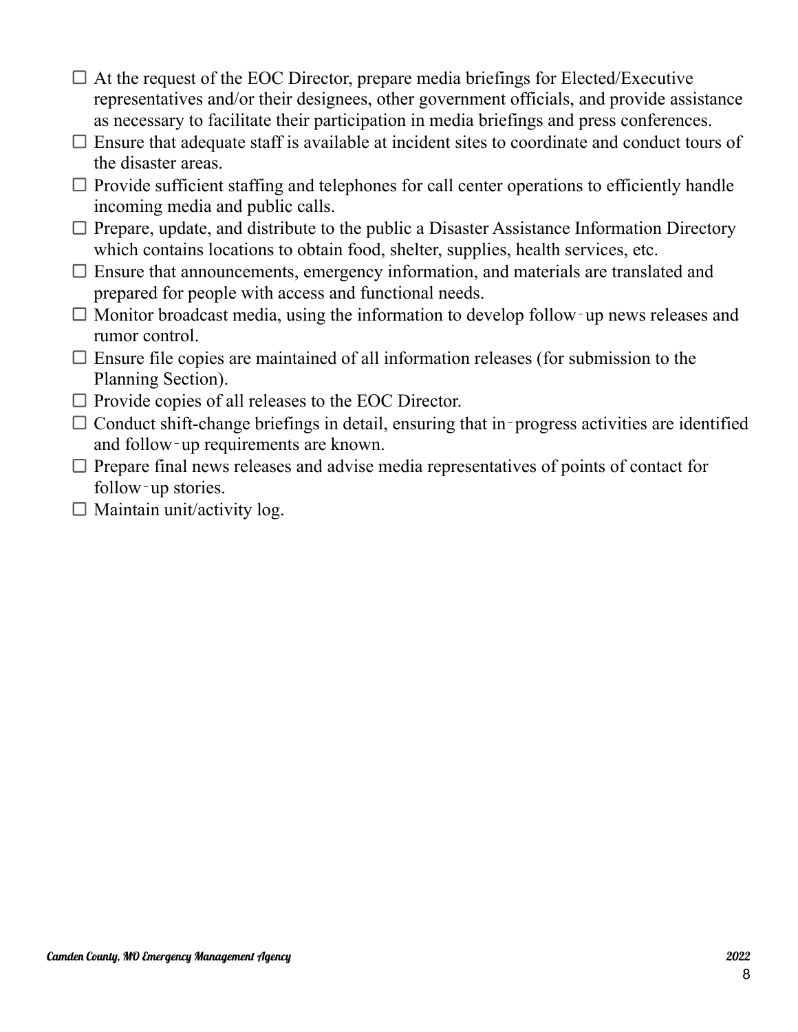- ☐ At the request of the EOC Director, prepare media briefings for Elected/Executive representatives and/or their designees, other government officials, and provide assistance as necessary to facilitate their participation in media briefings and press conferences.
- ☐ Ensure that adequate staff is available at incident sites to coordinate and conduct tours of the disaster areas.
- ☐ Provide sufficient staffing and telephones for call center operations to efficiently handle incoming media and public calls.
- ☐ Prepare, update, and distribute to the public a Disaster Assistance Information Directory which contains locations to obtain food, shelter, supplies, health services, etc.
- ☐ Ensure that announcements, emergency information, and materials are translated and prepared for people with access and functional needs.
- ☐ Monitor broadcast media, using the information to develop follow-up news releases and rumor control.
- ☐ Ensure file copies are maintained of all information releases (for submission to the Planning Section).
- ☐ Provide copies of all releases to the EOC Director.
- ☐ Conduct shift-change briefings in detail, ensuring that in-progress activities are identified and follow-up requirements are known.
- ☐ Prepare final news releases and advise media representatives of points of contact for follow-up stories.
- ☐ Maintain unit/activity log.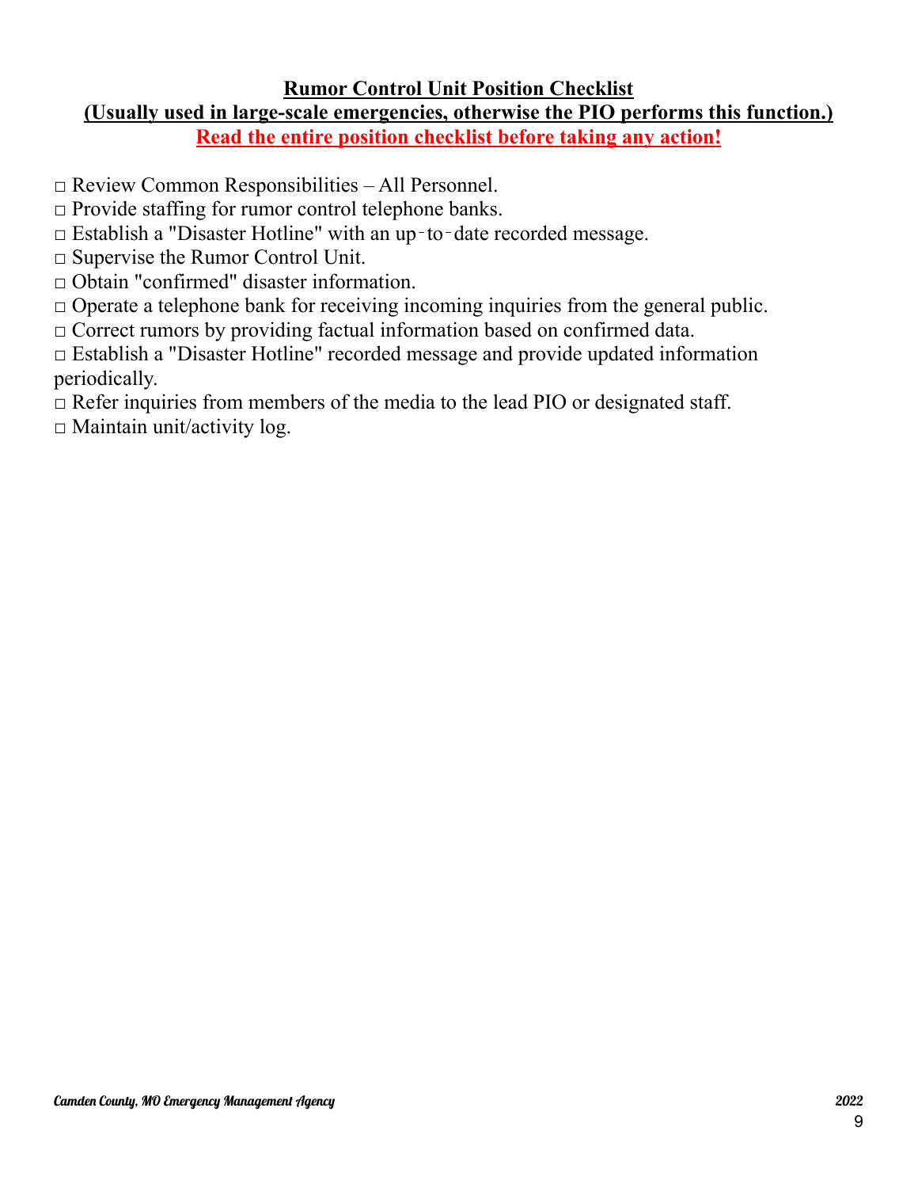## Rumor Control Unit Position Checklist

**(Usually used in large-scale emergencies, otherwise the PIO performs this function.)**

**Read the entire position checklist before taking any action!**

□ Review Common Responsibilities – All Personnel.
□ Provide staffing for rumor control telephone banks.
□ Establish a "Disaster Hotline" with an up-to-date recorded message.
□ Supervise the Rumor Control Unit.
□ Obtain "confirmed" disaster information.
□ Operate a telephone bank for receiving incoming inquiries from the general public.
□ Correct rumors by providing factual information based on confirmed data.
□ Establish a "Disaster Hotline" recorded message and provide updated information periodically.
□ Refer inquiries from members of the media to the lead PIO or designated staff.
□ Maintain unit/activity log.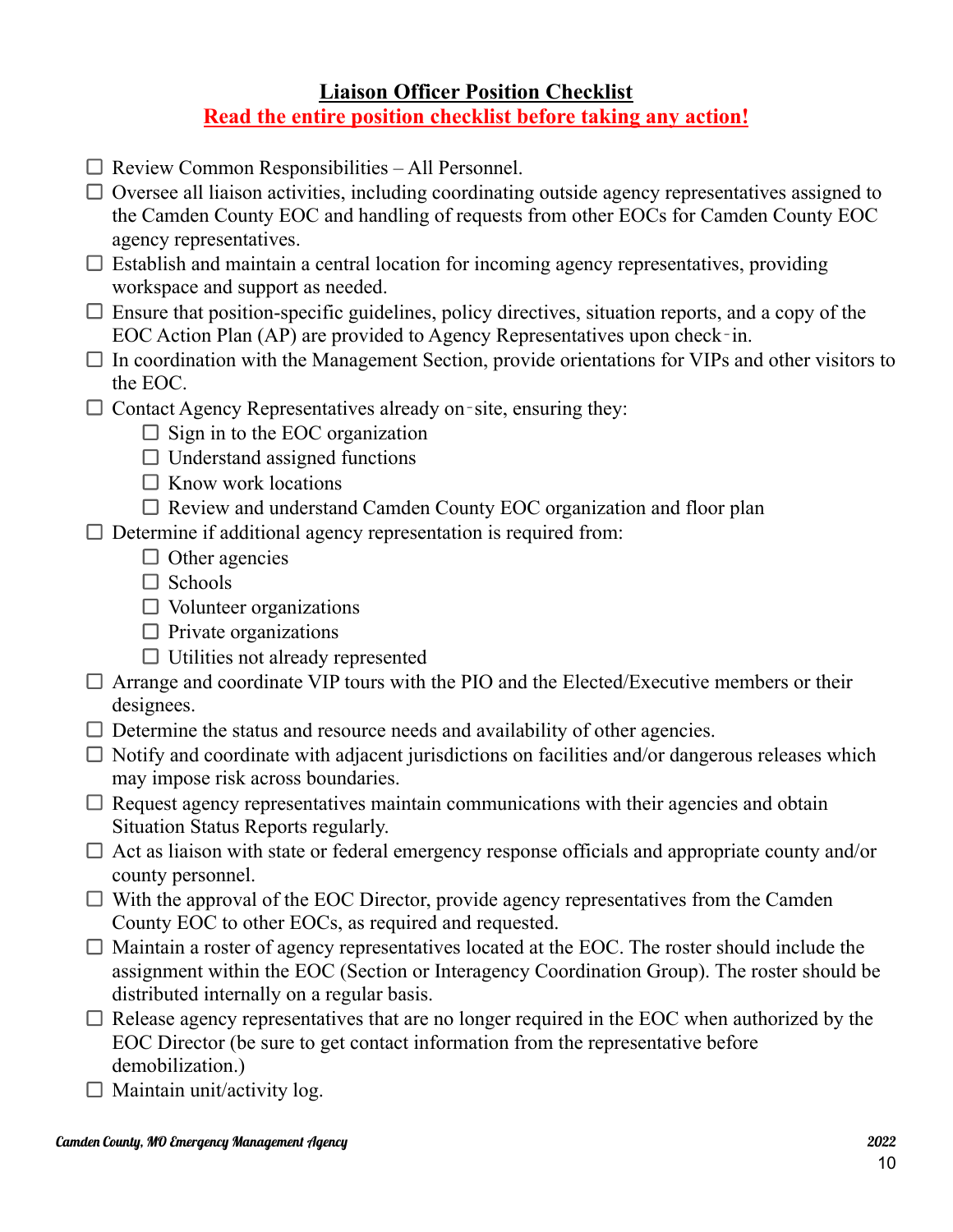## Liaison Officer Position Checklist

**Read the entire position checklist before taking any action!**

- ☐ Review Common Responsibilities – All Personnel.
- ☐ Oversee all liaison activities, including coordinating outside agency representatives assigned to the Camden County EOC and handling of requests from other EOCs for Camden County EOC agency representatives.
- ☐ Establish and maintain a central location for incoming agency representatives, providing workspace and support as needed.
- ☐ Ensure that position-specific guidelines, policy directives, situation reports, and a copy of the EOC Action Plan (AP) are provided to Agency Representatives upon check‐in.
- ☐ In coordination with the Management Section, provide orientations for VIPs and other visitors to the EOC.
- ☐ Contact Agency Representatives already on‐site, ensuring they:
  - ☐ Sign in to the EOC organization
  - ☐ Understand assigned functions
  - ☐ Know work locations
  - ☐ Review and understand Camden County EOC organization and floor plan
- ☐ Determine if additional agency representation is required from:
  - ☐ Other agencies
  - ☐ Schools
  - ☐ Volunteer organizations
  - ☐ Private organizations
  - ☐ Utilities not already represented
- ☐ Arrange and coordinate VIP tours with the PIO and the Elected/Executive members or their designees.
- ☐ Determine the status and resource needs and availability of other agencies.
- ☐ Notify and coordinate with adjacent jurisdictions on facilities and/or dangerous releases which may impose risk across boundaries.
- ☐ Request agency representatives maintain communications with their agencies and obtain Situation Status Reports regularly.
- ☐ Act as liaison with state or federal emergency response officials and appropriate county and/or county personnel.
- ☐ With the approval of the EOC Director, provide agency representatives from the Camden County EOC to other EOCs, as required and requested.
- ☐ Maintain a roster of agency representatives located at the EOC. The roster should include the assignment within the EOC (Section or Interagency Coordination Group). The roster should be distributed internally on a regular basis.
- ☐ Release agency representatives that are no longer required in the EOC when authorized by the EOC Director (be sure to get contact information from the representative before demobilization.)
- ☐ Maintain unit/activity log.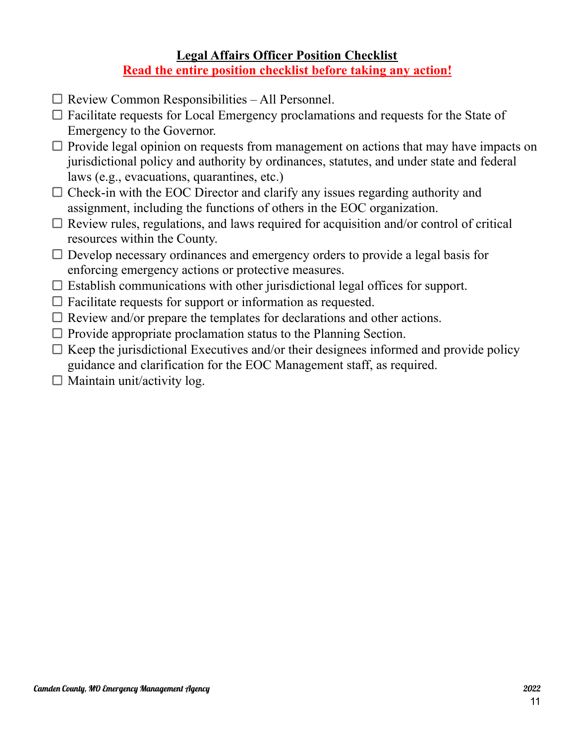## Legal Affairs Officer Position Checklist

**Read the entire position checklist before taking any action!**

- ☐ Review Common Responsibilities – All Personnel.
- ☐ Facilitate requests for Local Emergency proclamations and requests for the State of Emergency to the Governor.
- ☐ Provide legal opinion on requests from management on actions that may have impacts on jurisdictional policy and authority by ordinances, statutes, and under state and federal laws (e.g., evacuations, quarantines, etc.)
- ☐ Check-in with the EOC Director and clarify any issues regarding authority and assignment, including the functions of others in the EOC organization.
- ☐ Review rules, regulations, and laws required for acquisition and/or control of critical resources within the County.
- ☐ Develop necessary ordinances and emergency orders to provide a legal basis for enforcing emergency actions or protective measures.
- ☐ Establish communications with other jurisdictional legal offices for support.
- ☐ Facilitate requests for support or information as requested.
- ☐ Review and/or prepare the templates for declarations and other actions.
- ☐ Provide appropriate proclamation status to the Planning Section.
- ☐ Keep the jurisdictional Executives and/or their designees informed and provide policy guidance and clarification for the EOC Management staff, as required.
- ☐ Maintain unit/activity log.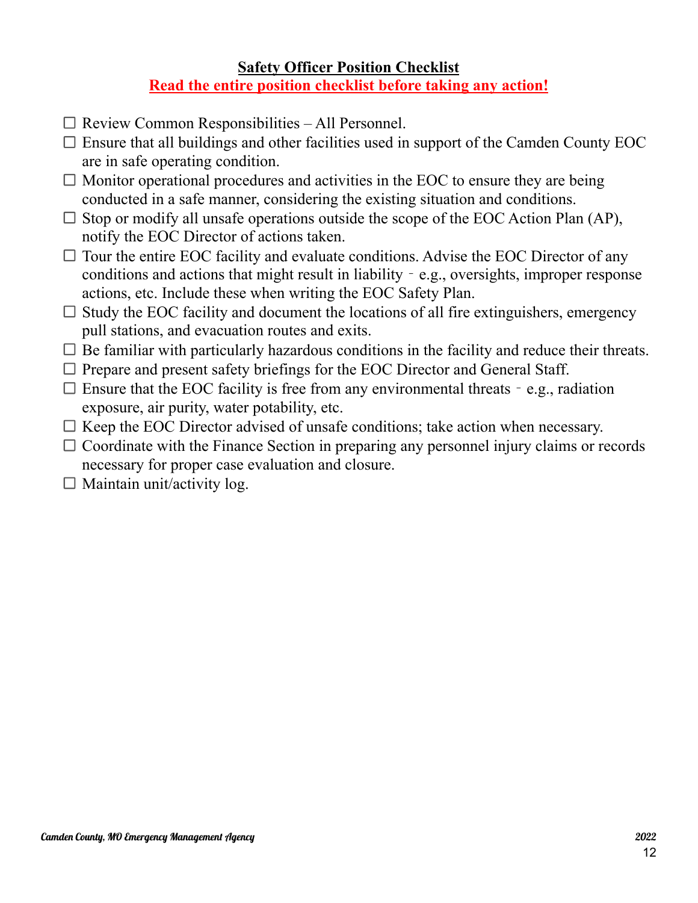## Safety Officer Position Checklist

**Read the entire position checklist before taking any action!**

- ☐ Review Common Responsibilities – All Personnel.
- ☐ Ensure that all buildings and other facilities used in support of the Camden County EOC are in safe operating condition.
- ☐ Monitor operational procedures and activities in the EOC to ensure they are being conducted in a safe manner, considering the existing situation and conditions.
- ☐ Stop or modify all unsafe operations outside the scope of the EOC Action Plan (AP), notify the EOC Director of actions taken.
- ☐ Tour the entire EOC facility and evaluate conditions. Advise the EOC Director of any conditions and actions that might result in liability ‑ e.g., oversights, improper response actions, etc. Include these when writing the EOC Safety Plan.
- ☐ Study the EOC facility and document the locations of all fire extinguishers, emergency pull stations, and evacuation routes and exits.
- ☐ Be familiar with particularly hazardous conditions in the facility and reduce their threats.
- ☐ Prepare and present safety briefings for the EOC Director and General Staff.
- ☐ Ensure that the EOC facility is free from any environmental threats ‑ e.g., radiation exposure, air purity, water potability, etc.
- ☐ Keep the EOC Director advised of unsafe conditions; take action when necessary.
- ☐ Coordinate with the Finance Section in preparing any personnel injury claims or records necessary for proper case evaluation and closure.
- ☐ Maintain unit/activity log.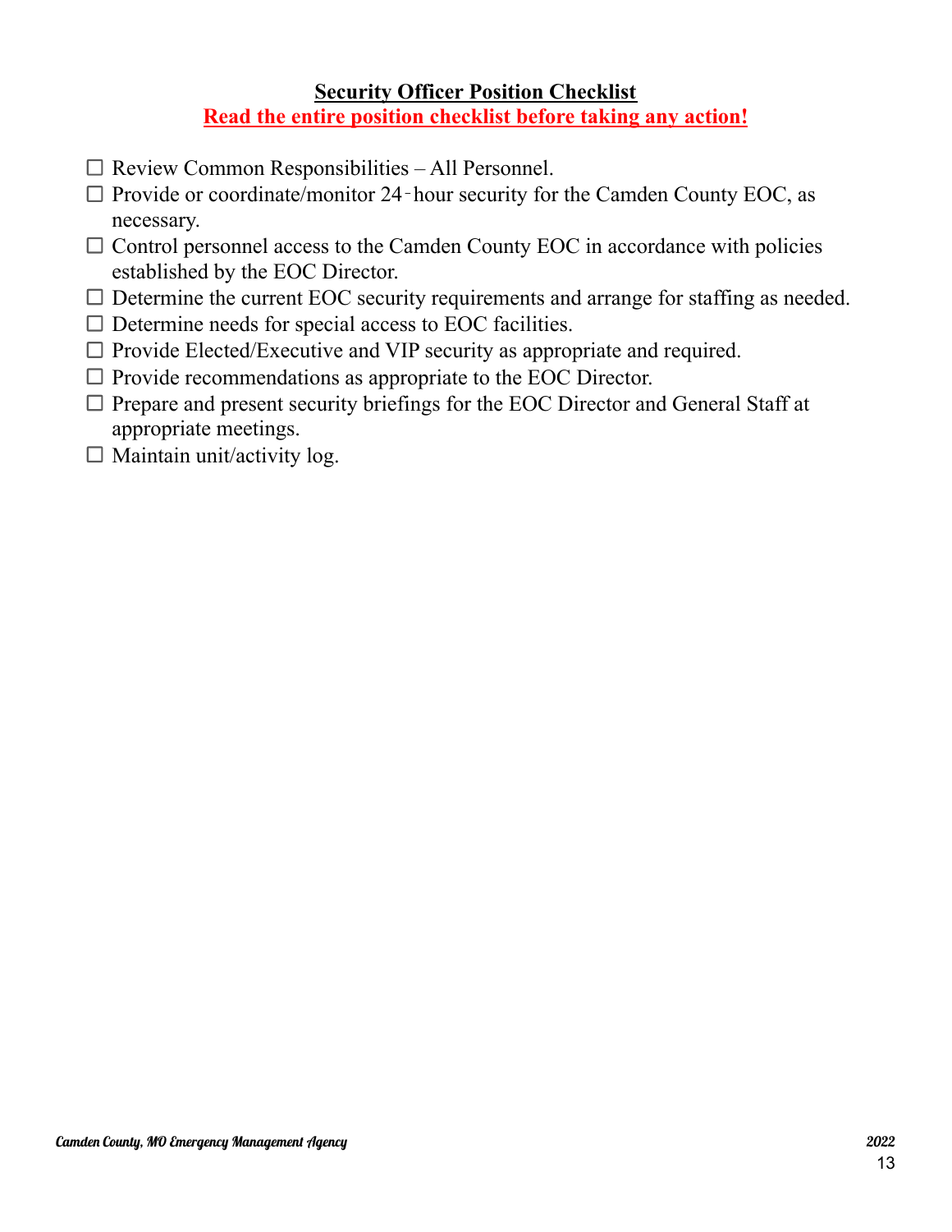# Security Officer Position Checklist

**Read the entire position checklist before taking any action!**

- ☐ Review Common Responsibilities – All Personnel.
- ☐ Provide or coordinate/monitor 24‑hour security for the Camden County EOC, as necessary.
- ☐ Control personnel access to the Camden County EOC in accordance with policies established by the EOC Director.
- ☐ Determine the current EOC security requirements and arrange for staffing as needed.
- ☐ Determine needs for special access to EOC facilities.
- ☐ Provide Elected/Executive and VIP security as appropriate and required.
- ☐ Provide recommendations as appropriate to the EOC Director.
- ☐ Prepare and present security briefings for the EOC Director and General Staff at appropriate meetings.
- ☐ Maintain unit/activity log.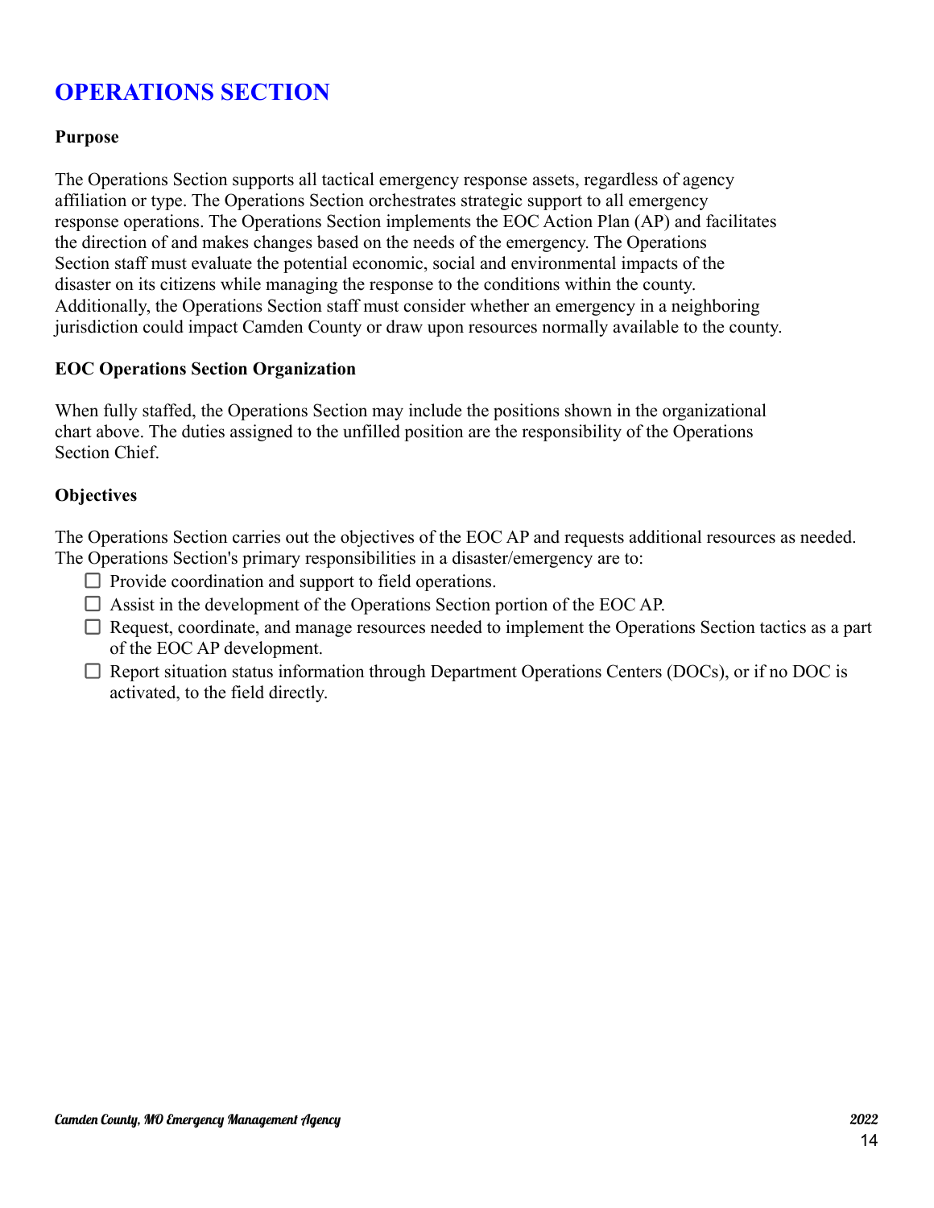# OPERATIONS SECTION

**Purpose**

The Operations Section supports all tactical emergency response assets, regardless of agency affiliation or type. The Operations Section orchestrates strategic support to all emergency response operations. The Operations Section implements the EOC Action Plan (AP) and facilitates the direction of and makes changes based on the needs of the emergency. The Operations Section staff must evaluate the potential economic, social and environmental impacts of the disaster on its citizens while managing the response to the conditions within the county. Additionally, the Operations Section staff must consider whether an emergency in a neighboring jurisdiction could impact Camden County or draw upon resources normally available to the county.

**EOC Operations Section Organization**

When fully staffed, the Operations Section may include the positions shown in the organizational chart above. The duties assigned to the unfilled position are the responsibility of the Operations Section Chief.

**Objectives**

The Operations Section carries out the objectives of the EOC AP and requests additional resources as needed. The Operations Section's primary responsibilities in a disaster/emergency are to:

- ☐ Provide coordination and support to field operations.
- ☐ Assist in the development of the Operations Section portion of the EOC AP.
- ☐ Request, coordinate, and manage resources needed to implement the Operations Section tactics as a part of the EOC AP development.
- ☐ Report situation status information through Department Operations Centers (DOCs), or if no DOC is activated, to the field directly.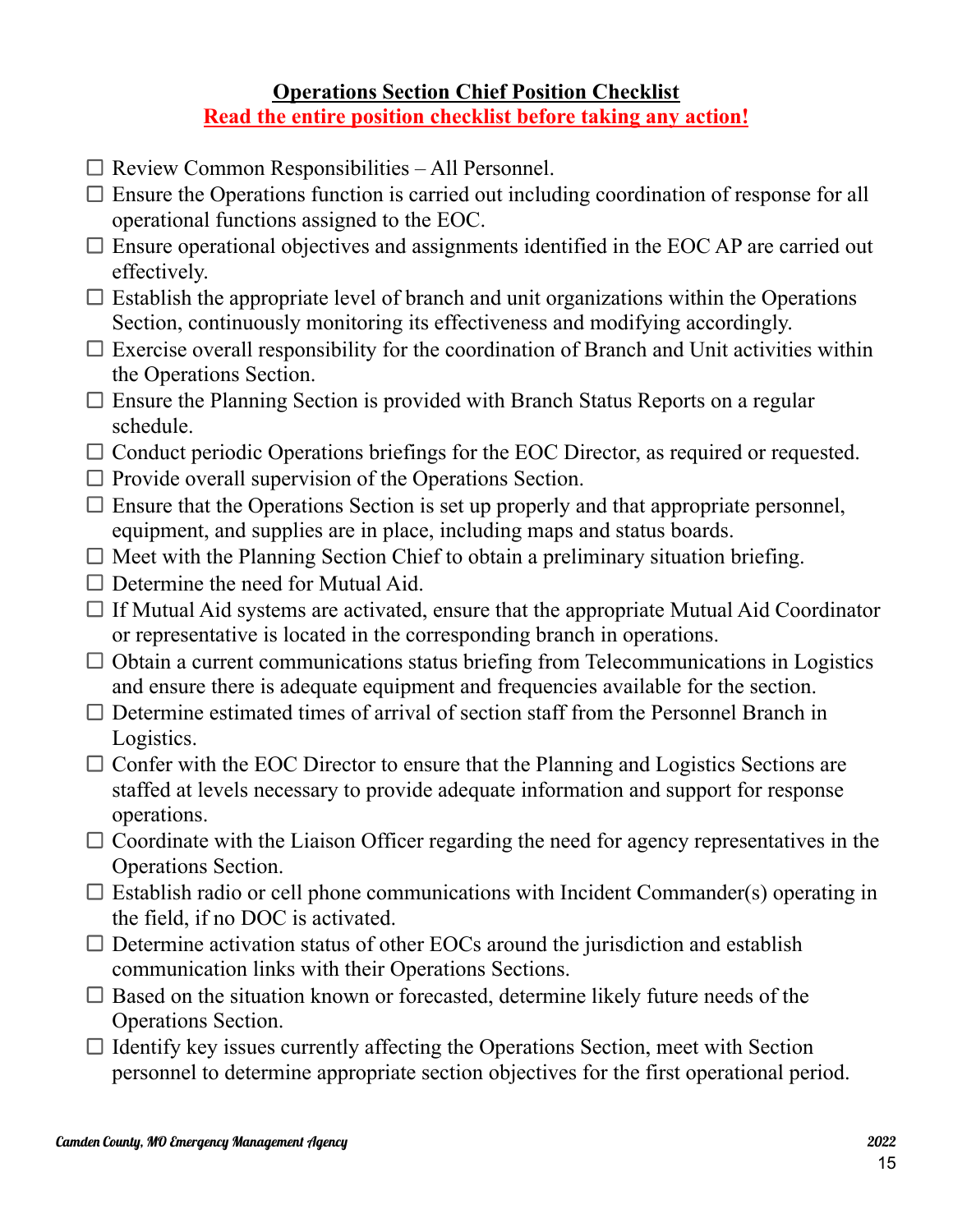# Operations Section Chief Position Checklist

**Read the entire position checklist before taking any action!**

- ☐ Review Common Responsibilities – All Personnel.
- ☐ Ensure the Operations function is carried out including coordination of response for all operational functions assigned to the EOC.
- ☐ Ensure operational objectives and assignments identified in the EOC AP are carried out effectively.
- ☐ Establish the appropriate level of branch and unit organizations within the Operations Section, continuously monitoring its effectiveness and modifying accordingly.
- ☐ Exercise overall responsibility for the coordination of Branch and Unit activities within the Operations Section.
- ☐ Ensure the Planning Section is provided with Branch Status Reports on a regular schedule.
- ☐ Conduct periodic Operations briefings for the EOC Director, as required or requested.
- ☐ Provide overall supervision of the Operations Section.
- ☐ Ensure that the Operations Section is set up properly and that appropriate personnel, equipment, and supplies are in place, including maps and status boards.
- ☐ Meet with the Planning Section Chief to obtain a preliminary situation briefing.
- ☐ Determine the need for Mutual Aid.
- ☐ If Mutual Aid systems are activated, ensure that the appropriate Mutual Aid Coordinator or representative is located in the corresponding branch in operations.
- ☐ Obtain a current communications status briefing from Telecommunications in Logistics and ensure there is adequate equipment and frequencies available for the section.
- ☐ Determine estimated times of arrival of section staff from the Personnel Branch in Logistics.
- ☐ Confer with the EOC Director to ensure that the Planning and Logistics Sections are staffed at levels necessary to provide adequate information and support for response operations.
- ☐ Coordinate with the Liaison Officer regarding the need for agency representatives in the Operations Section.
- ☐ Establish radio or cell phone communications with Incident Commander(s) operating in the field, if no DOC is activated.
- ☐ Determine activation status of other EOCs around the jurisdiction and establish communication links with their Operations Sections.
- ☐ Based on the situation known or forecasted, determine likely future needs of the Operations Section.
- ☐ Identify key issues currently affecting the Operations Section, meet with Section personnel to determine appropriate section objectives for the first operational period.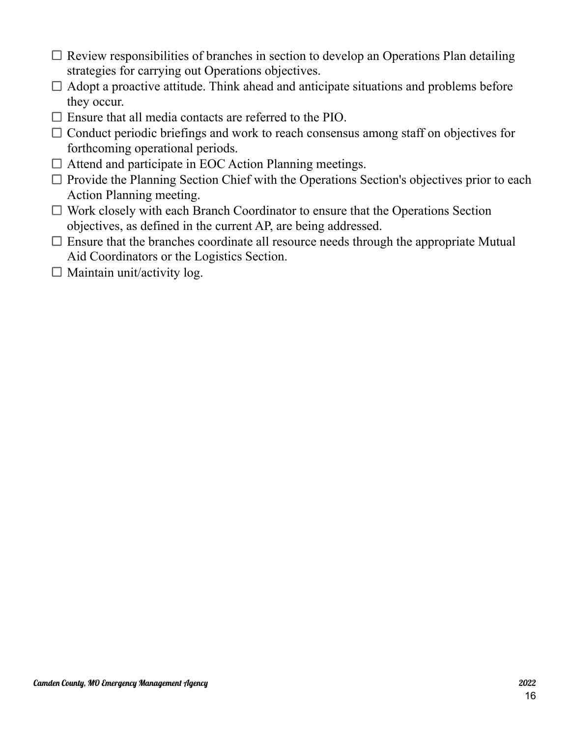- ☐ Review responsibilities of branches in section to develop an Operations Plan detailing strategies for carrying out Operations objectives.
- ☐ Adopt a proactive attitude. Think ahead and anticipate situations and problems before they occur.
- ☐ Ensure that all media contacts are referred to the PIO.
- ☐ Conduct periodic briefings and work to reach consensus among staff on objectives for forthcoming operational periods.
- ☐ Attend and participate in EOC Action Planning meetings.
- ☐ Provide the Planning Section Chief with the Operations Section's objectives prior to each Action Planning meeting.
- ☐ Work closely with each Branch Coordinator to ensure that the Operations Section objectives, as defined in the current AP, are being addressed.
- ☐ Ensure that the branches coordinate all resource needs through the appropriate Mutual Aid Coordinators or the Logistics Section.
- ☐ Maintain unit/activity log.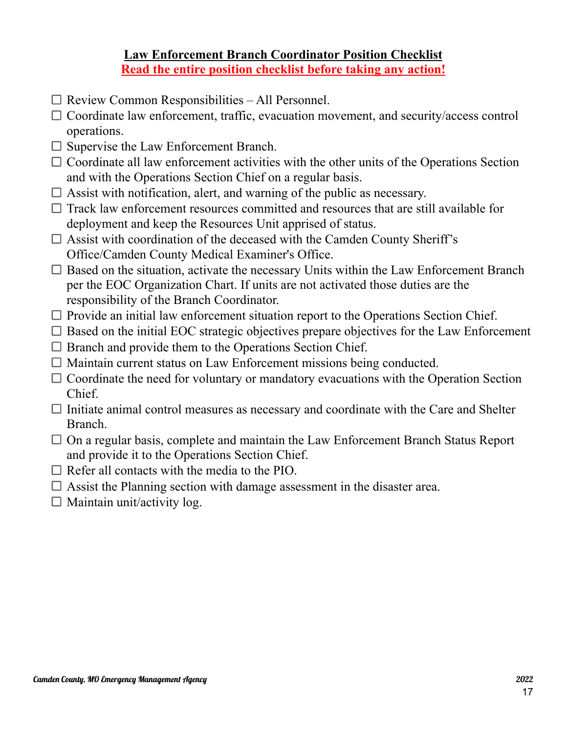## **Law Enforcement Branch Coordinator Position Checklist**

**Read the entire position checklist before taking any action!**

- ☐ Review Common Responsibilities – All Personnel.
- ☐ Coordinate law enforcement, traffic, evacuation movement, and security/access control operations.
- ☐ Supervise the Law Enforcement Branch.
- ☐ Coordinate all law enforcement activities with the other units of the Operations Section and with the Operations Section Chief on a regular basis.
- ☐ Assist with notification, alert, and warning of the public as necessary.
- ☐ Track law enforcement resources committed and resources that are still available for deployment and keep the Resources Unit apprised of status.
- ☐ Assist with coordination of the deceased with the Camden County Sheriff's Office/Camden County Medical Examiner's Office.
- ☐ Based on the situation, activate the necessary Units within the Law Enforcement Branch per the EOC Organization Chart. If units are not activated those duties are the responsibility of the Branch Coordinator.
- ☐ Provide an initial law enforcement situation report to the Operations Section Chief.
- ☐ Based on the initial EOC strategic objectives prepare objectives for the Law Enforcement
- ☐ Branch and provide them to the Operations Section Chief.
- ☐ Maintain current status on Law Enforcement missions being conducted.
- ☐ Coordinate the need for voluntary or mandatory evacuations with the Operation Section Chief.
- ☐ Initiate animal control measures as necessary and coordinate with the Care and Shelter Branch.
- ☐ On a regular basis, complete and maintain the Law Enforcement Branch Status Report and provide it to the Operations Section Chief.
- ☐ Refer all contacts with the media to the PIO.
- ☐ Assist the Planning section with damage assessment in the disaster area.
- ☐ Maintain unit/activity log.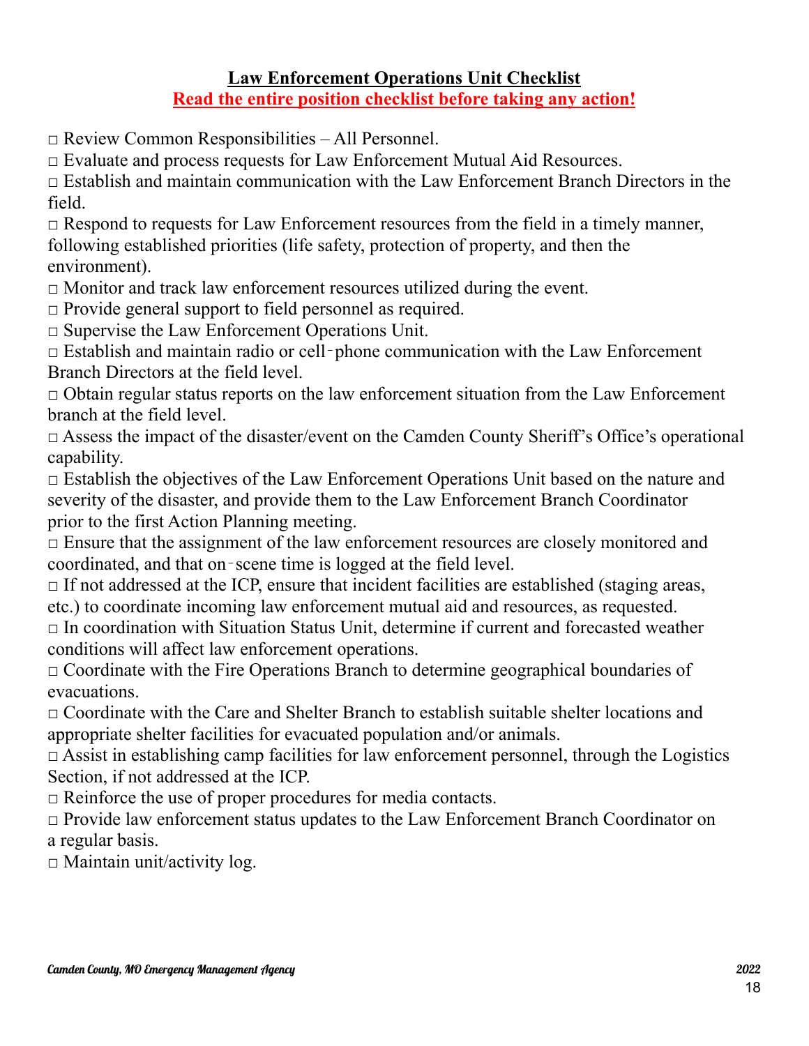## Law Enforcement Operations Unit Checklist

**Read the entire position checklist before taking any action!**

□ Review Common Responsibilities – All Personnel.
□ Evaluate and process requests for Law Enforcement Mutual Aid Resources.
□ Establish and maintain communication with the Law Enforcement Branch Directors in the field.
□ Respond to requests for Law Enforcement resources from the field in a timely manner, following established priorities (life safety, protection of property, and then the environment).
□ Monitor and track law enforcement resources utilized during the event.
□ Provide general support to field personnel as required.
□ Supervise the Law Enforcement Operations Unit.
□ Establish and maintain radio or cell‑phone communication with the Law Enforcement Branch Directors at the field level.
□ Obtain regular status reports on the law enforcement situation from the Law Enforcement branch at the field level.
□ Assess the impact of the disaster/event on the Camden County Sheriff's Office's operational capability.
□ Establish the objectives of the Law Enforcement Operations Unit based on the nature and severity of the disaster, and provide them to the Law Enforcement Branch Coordinator prior to the first Action Planning meeting.
□ Ensure that the assignment of the law enforcement resources are closely monitored and coordinated, and that on‑scene time is logged at the field level.
□ If not addressed at the ICP, ensure that incident facilities are established (staging areas, etc.) to coordinate incoming law enforcement mutual aid and resources, as requested.
□ In coordination with Situation Status Unit, determine if current and forecasted weather conditions will affect law enforcement operations.
□ Coordinate with the Fire Operations Branch to determine geographical boundaries of evacuations.
□ Coordinate with the Care and Shelter Branch to establish suitable shelter locations and appropriate shelter facilities for evacuated population and/or animals.
□ Assist in establishing camp facilities for law enforcement personnel, through the Logistics Section, if not addressed at the ICP.
□ Reinforce the use of proper procedures for media contacts.
□ Provide law enforcement status updates to the Law Enforcement Branch Coordinator on a regular basis.
□ Maintain unit/activity log.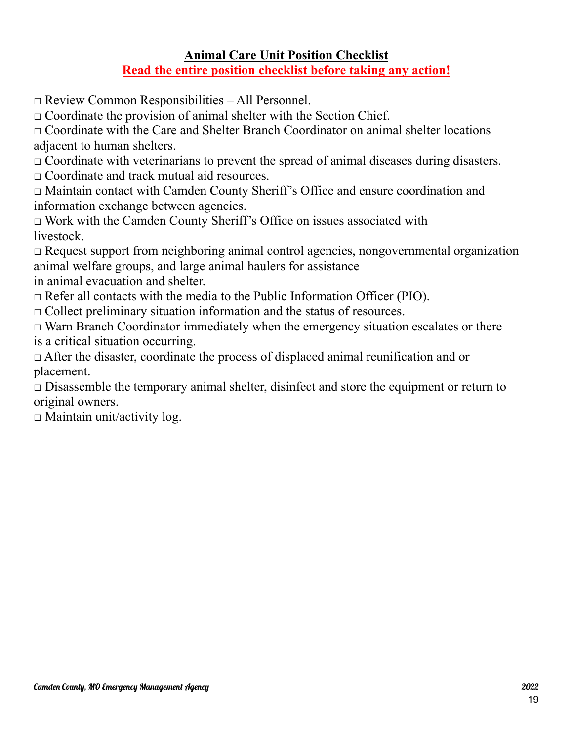# Animal Care Unit Position Checklist

**Read the entire position checklist before taking any action!**

□ Review Common Responsibilities – All Personnel.
□ Coordinate the provision of animal shelter with the Section Chief.
□ Coordinate with the Care and Shelter Branch Coordinator on animal shelter locations adjacent to human shelters.
□ Coordinate with veterinarians to prevent the spread of animal diseases during disasters.
□ Coordinate and track mutual aid resources.
□ Maintain contact with Camden County Sheriff's Office and ensure coordination and information exchange between agencies.
□ Work with the Camden County Sheriff's Office on issues associated with livestock.
□ Request support from neighboring animal control agencies, nongovernmental organization animal welfare groups, and large animal haulers for assistance in animal evacuation and shelter.
□ Refer all contacts with the media to the Public Information Officer (PIO).
□ Collect preliminary situation information and the status of resources.
□ Warn Branch Coordinator immediately when the emergency situation escalates or there is a critical situation occurring.
□ After the disaster, coordinate the process of displaced animal reunification and or placement.
□ Disassemble the temporary animal shelter, disinfect and store the equipment or return to original owners.
□ Maintain unit/activity log.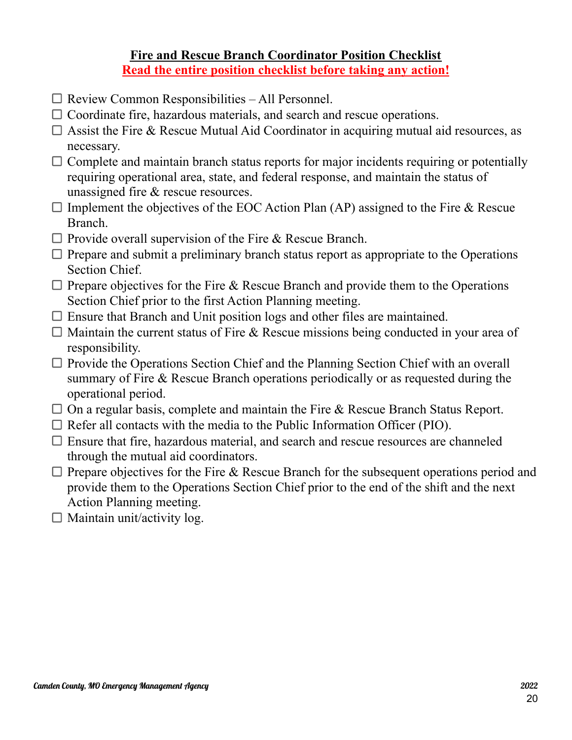## Fire and Rescue Branch Coordinator Position Checklist

**Read the entire position checklist before taking any action!**

- ☐ Review Common Responsibilities – All Personnel.
- ☐ Coordinate fire, hazardous materials, and search and rescue operations.
- ☐ Assist the Fire & Rescue Mutual Aid Coordinator in acquiring mutual aid resources, as necessary.
- ☐ Complete and maintain branch status reports for major incidents requiring or potentially requiring operational area, state, and federal response, and maintain the status of unassigned fire & rescue resources.
- ☐ Implement the objectives of the EOC Action Plan (AP) assigned to the Fire & Rescue Branch.
- ☐ Provide overall supervision of the Fire & Rescue Branch.
- ☐ Prepare and submit a preliminary branch status report as appropriate to the Operations Section Chief.
- ☐ Prepare objectives for the Fire & Rescue Branch and provide them to the Operations Section Chief prior to the first Action Planning meeting.
- ☐ Ensure that Branch and Unit position logs and other files are maintained.
- ☐ Maintain the current status of Fire & Rescue missions being conducted in your area of responsibility.
- ☐ Provide the Operations Section Chief and the Planning Section Chief with an overall summary of Fire & Rescue Branch operations periodically or as requested during the operational period.
- ☐ On a regular basis, complete and maintain the Fire & Rescue Branch Status Report.
- ☐ Refer all contacts with the media to the Public Information Officer (PIO).
- ☐ Ensure that fire, hazardous material, and search and rescue resources are channeled through the mutual aid coordinators.
- ☐ Prepare objectives for the Fire & Rescue Branch for the subsequent operations period and provide them to the Operations Section Chief prior to the end of the shift and the next Action Planning meeting.
- ☐ Maintain unit/activity log.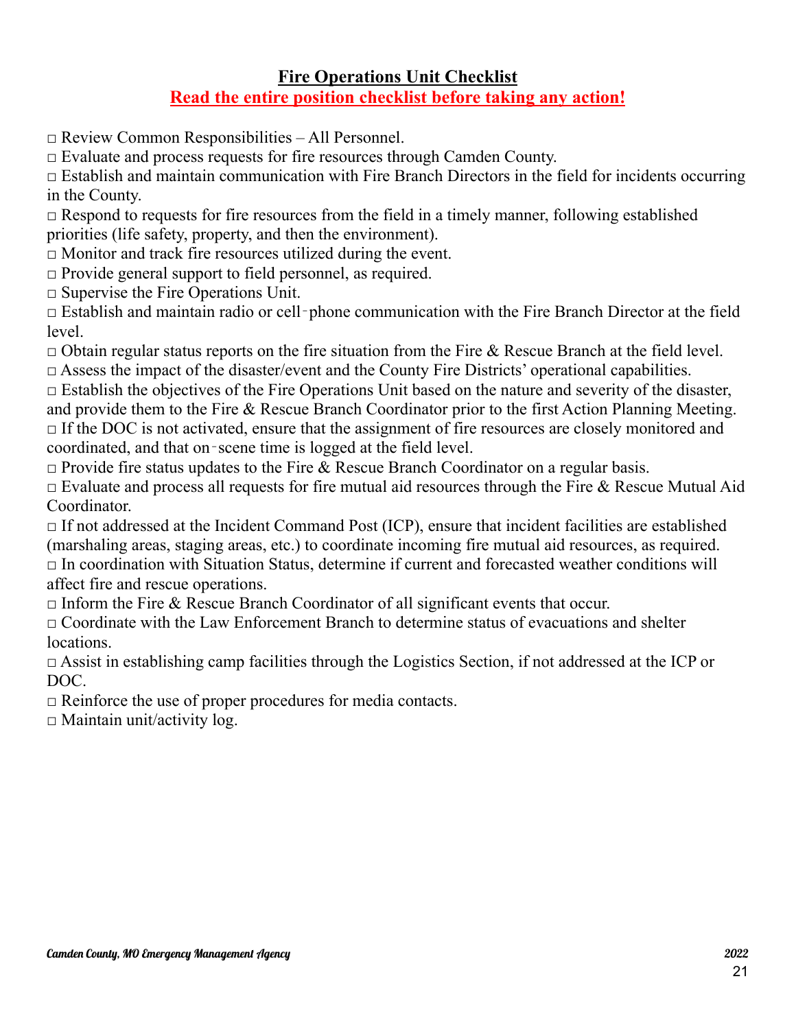# Fire Operations Unit Checklist

**Read the entire position checklist before taking any action!**

□ Review Common Responsibilities – All Personnel.

□ Evaluate and process requests for fire resources through Camden County.

□ Establish and maintain communication with Fire Branch Directors in the field for incidents occurring in the County.

□ Respond to requests for fire resources from the field in a timely manner, following established priorities (life safety, property, and then the environment).

□ Monitor and track fire resources utilized during the event.

□ Provide general support to field personnel, as required.

□ Supervise the Fire Operations Unit.

□ Establish and maintain radio or cell‐phone communication with the Fire Branch Director at the field level.

□ Obtain regular status reports on the fire situation from the Fire & Rescue Branch at the field level.

□ Assess the impact of the disaster/event and the County Fire Districts' operational capabilities.

□ Establish the objectives of the Fire Operations Unit based on the nature and severity of the disaster, and provide them to the Fire & Rescue Branch Coordinator prior to the first Action Planning Meeting.

□ If the DOC is not activated, ensure that the assignment of fire resources are closely monitored and coordinated, and that on‐scene time is logged at the field level.

□ Provide fire status updates to the Fire & Rescue Branch Coordinator on a regular basis.

□ Evaluate and process all requests for fire mutual aid resources through the Fire & Rescue Mutual Aid Coordinator.

□ If not addressed at the Incident Command Post (ICP), ensure that incident facilities are established (marshaling areas, staging areas, etc.) to coordinate incoming fire mutual aid resources, as required.

□ In coordination with Situation Status, determine if current and forecasted weather conditions will affect fire and rescue operations.

□ Inform the Fire & Rescue Branch Coordinator of all significant events that occur.

□ Coordinate with the Law Enforcement Branch to determine status of evacuations and shelter locations.

□ Assist in establishing camp facilities through the Logistics Section, if not addressed at the ICP or DOC.

□ Reinforce the use of proper procedures for media contacts.

□ Maintain unit/activity log.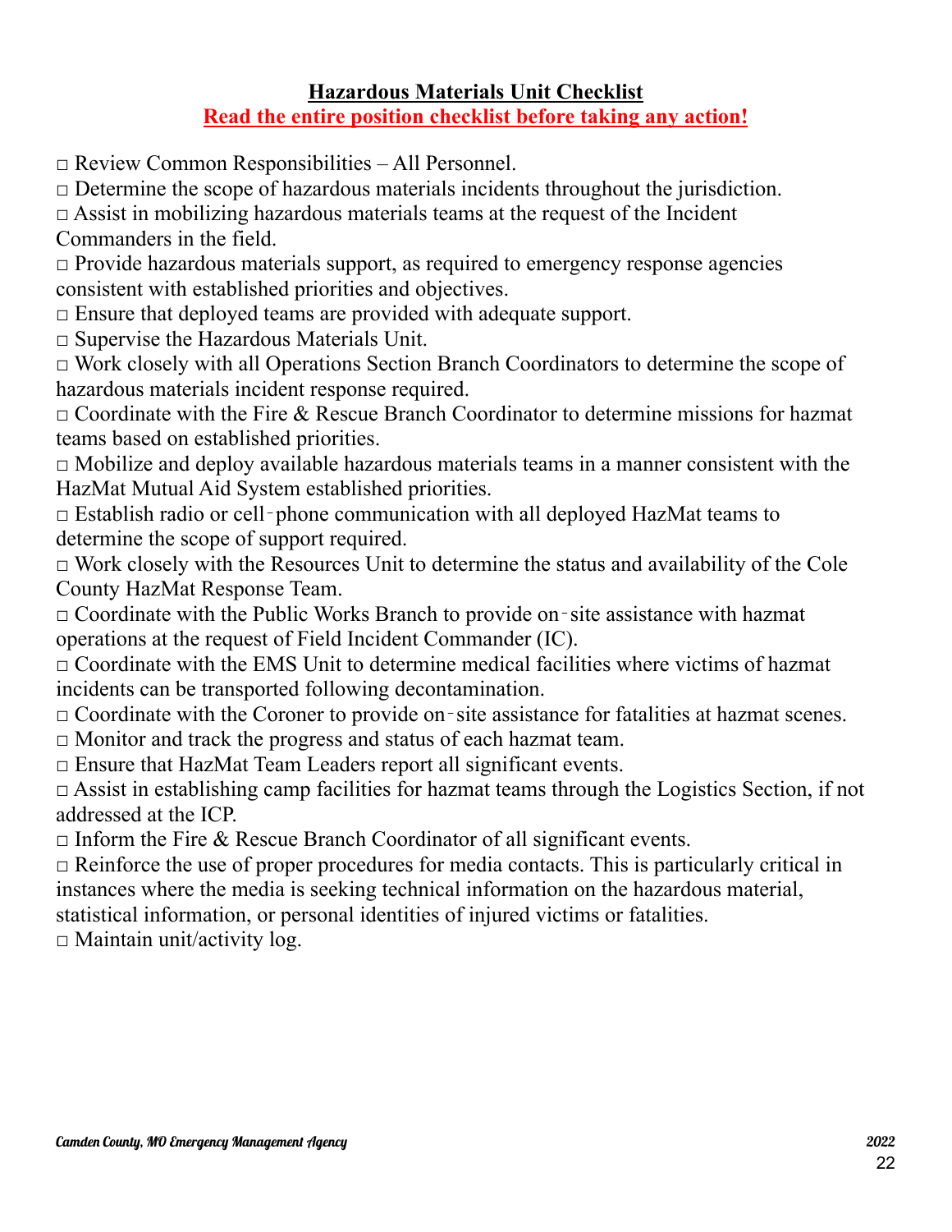## Hazardous Materials Unit Checklist

**Read the entire position checklist before taking any action!**

- □ Review Common Responsibilities – All Personnel.
- □ Determine the scope of hazardous materials incidents throughout the jurisdiction.
- □ Assist in mobilizing hazardous materials teams at the request of the Incident Commanders in the field.
- □ Provide hazardous materials support, as required to emergency response agencies consistent with established priorities and objectives.
- □ Ensure that deployed teams are provided with adequate support.
- □ Supervise the Hazardous Materials Unit.
- □ Work closely with all Operations Section Branch Coordinators to determine the scope of hazardous materials incident response required.
- □ Coordinate with the Fire & Rescue Branch Coordinator to determine missions for hazmat teams based on established priorities.
- □ Mobilize and deploy available hazardous materials teams in a manner consistent with the HazMat Mutual Aid System established priorities.
- □ Establish radio or cell‑phone communication with all deployed HazMat teams to determine the scope of support required.
- □ Work closely with the Resources Unit to determine the status and availability of the Cole County HazMat Response Team.
- □ Coordinate with the Public Works Branch to provide on‑site assistance with hazmat operations at the request of Field Incident Commander (IC).
- □ Coordinate with the EMS Unit to determine medical facilities where victims of hazmat incidents can be transported following decontamination.
- □ Coordinate with the Coroner to provide on‑site assistance for fatalities at hazmat scenes.
- □ Monitor and track the progress and status of each hazmat team.
- □ Ensure that HazMat Team Leaders report all significant events.
- □ Assist in establishing camp facilities for hazmat teams through the Logistics Section, if not addressed at the ICP.
- □ Inform the Fire & Rescue Branch Coordinator of all significant events.
- □ Reinforce the use of proper procedures for media contacts. This is particularly critical in instances where the media is seeking technical information on the hazardous material, statistical information, or personal identities of injured victims or fatalities.
- □ Maintain unit/activity log.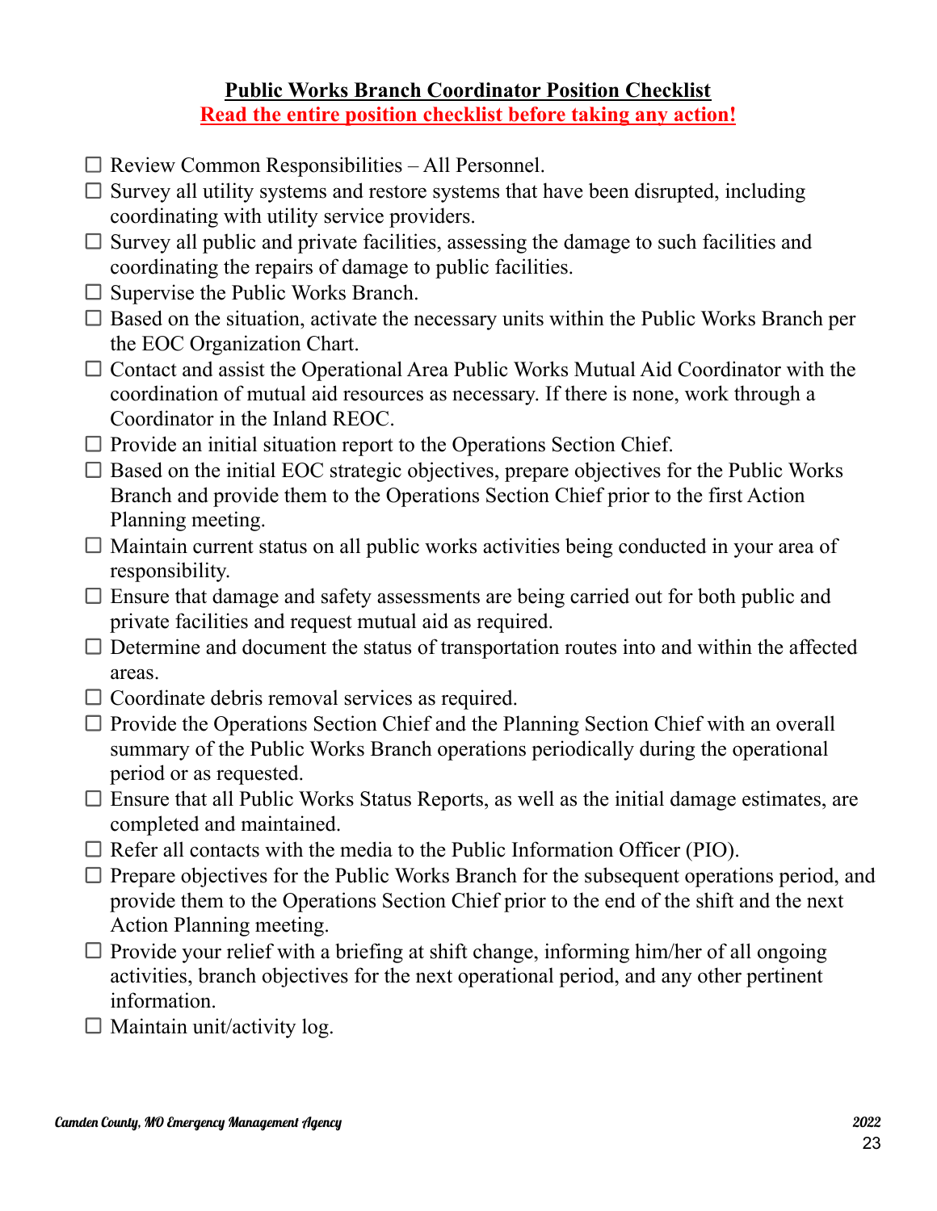## Public Works Branch Coordinator Position Checklist

**Read the entire position checklist before taking any action!**

- ☐ Review Common Responsibilities – All Personnel.
- ☐ Survey all utility systems and restore systems that have been disrupted, including coordinating with utility service providers.
- ☐ Survey all public and private facilities, assessing the damage to such facilities and coordinating the repairs of damage to public facilities.
- ☐ Supervise the Public Works Branch.
- ☐ Based on the situation, activate the necessary units within the Public Works Branch per the EOC Organization Chart.
- ☐ Contact and assist the Operational Area Public Works Mutual Aid Coordinator with the coordination of mutual aid resources as necessary. If there is none, work through a Coordinator in the Inland REOC.
- ☐ Provide an initial situation report to the Operations Section Chief.
- ☐ Based on the initial EOC strategic objectives, prepare objectives for the Public Works Branch and provide them to the Operations Section Chief prior to the first Action Planning meeting.
- ☐ Maintain current status on all public works activities being conducted in your area of responsibility.
- ☐ Ensure that damage and safety assessments are being carried out for both public and private facilities and request mutual aid as required.
- ☐ Determine and document the status of transportation routes into and within the affected areas.
- ☐ Coordinate debris removal services as required.
- ☐ Provide the Operations Section Chief and the Planning Section Chief with an overall summary of the Public Works Branch operations periodically during the operational period or as requested.
- ☐ Ensure that all Public Works Status Reports, as well as the initial damage estimates, are completed and maintained.
- ☐ Refer all contacts with the media to the Public Information Officer (PIO).
- ☐ Prepare objectives for the Public Works Branch for the subsequent operations period, and provide them to the Operations Section Chief prior to the end of the shift and the next Action Planning meeting.
- ☐ Provide your relief with a briefing at shift change, informing him/her of all ongoing activities, branch objectives for the next operational period, and any other pertinent information.
- ☐ Maintain unit/activity log.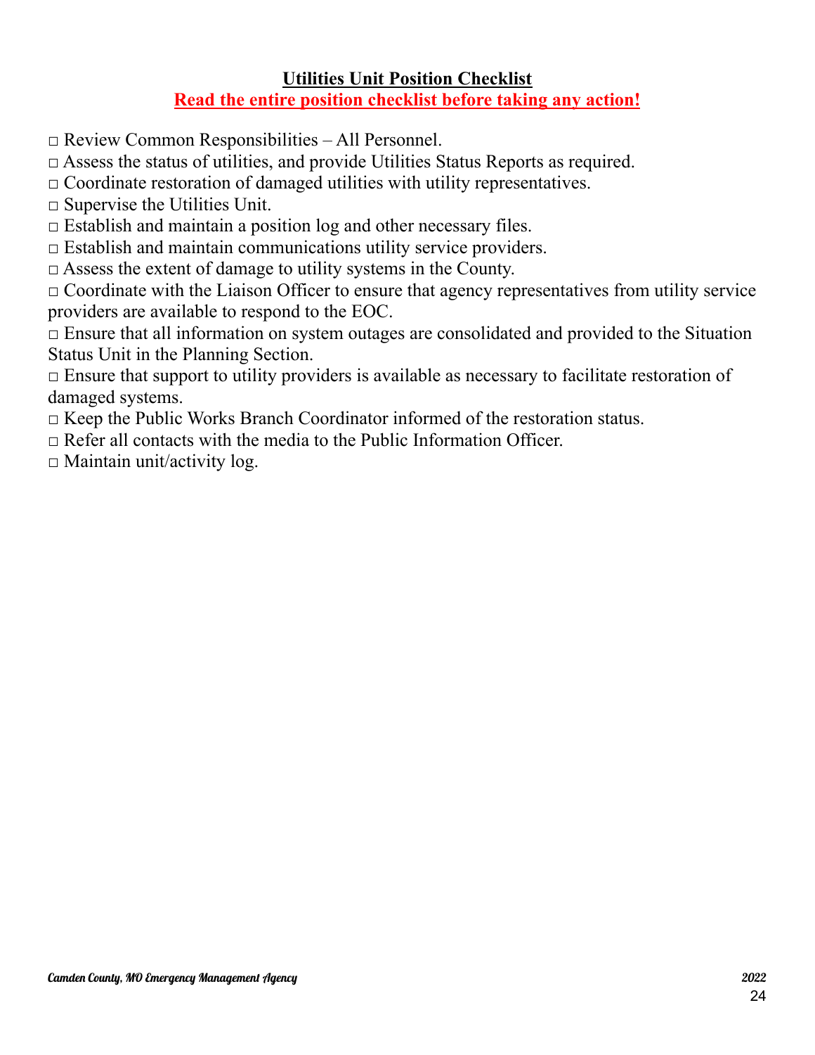## Utilities Unit Position Checklist

**Read the entire position checklist before taking any action!**

□ Review Common Responsibilities – All Personnel.
□ Assess the status of utilities, and provide Utilities Status Reports as required.
□ Coordinate restoration of damaged utilities with utility representatives.
□ Supervise the Utilities Unit.
□ Establish and maintain a position log and other necessary files.
□ Establish and maintain communications utility service providers.
□ Assess the extent of damage to utility systems in the County.
□ Coordinate with the Liaison Officer to ensure that agency representatives from utility service providers are available to respond to the EOC.
□ Ensure that all information on system outages are consolidated and provided to the Situation Status Unit in the Planning Section.
□ Ensure that support to utility providers is available as necessary to facilitate restoration of damaged systems.
□ Keep the Public Works Branch Coordinator informed of the restoration status.
□ Refer all contacts with the media to the Public Information Officer.
□ Maintain unit/activity log.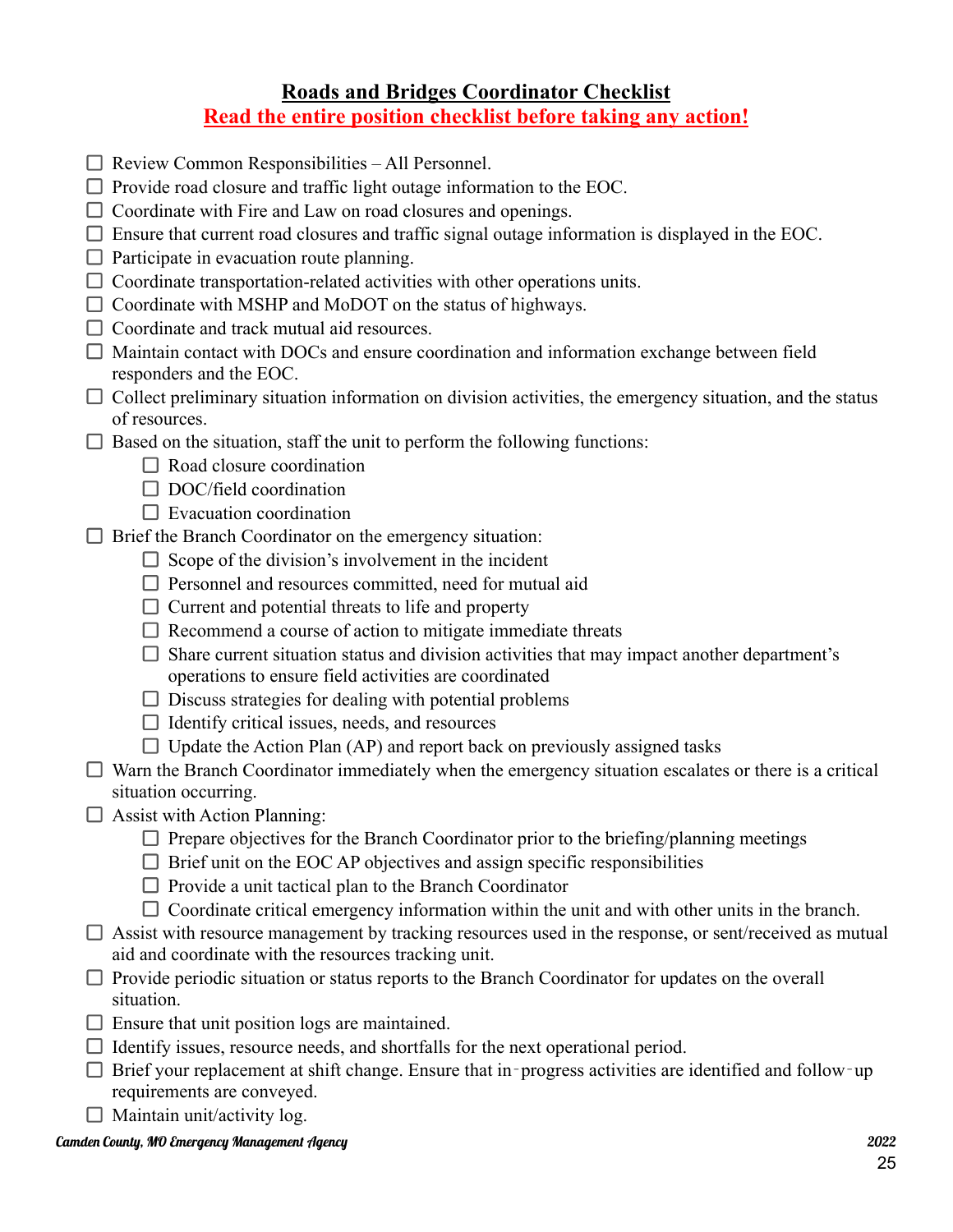## Roads and Bridges Coordinator Checklist

**Read the entire position checklist before taking any action!**

- ☐ Review Common Responsibilities – All Personnel.
- ☐ Provide road closure and traffic light outage information to the EOC.
- ☐ Coordinate with Fire and Law on road closures and openings.
- ☐ Ensure that current road closures and traffic signal outage information is displayed in the EOC.
- ☐ Participate in evacuation route planning.
- ☐ Coordinate transportation-related activities with other operations units.
- ☐ Coordinate with MSHP and MoDOT on the status of highways.
- ☐ Coordinate and track mutual aid resources.
- ☐ Maintain contact with DOCs and ensure coordination and information exchange between field responders and the EOC.
- ☐ Collect preliminary situation information on division activities, the emergency situation, and the status of resources.
- ☐ Based on the situation, staff the unit to perform the following functions:
  - ☐ Road closure coordination
  - ☐ DOC/field coordination
  - ☐ Evacuation coordination
- ☐ Brief the Branch Coordinator on the emergency situation:
  - ☐ Scope of the division's involvement in the incident
  - ☐ Personnel and resources committed, need for mutual aid
  - ☐ Current and potential threats to life and property
  - ☐ Recommend a course of action to mitigate immediate threats
  - ☐ Share current situation status and division activities that may impact another department's operations to ensure field activities are coordinated
  - ☐ Discuss strategies for dealing with potential problems
  - ☐ Identify critical issues, needs, and resources
  - ☐ Update the Action Plan (AP) and report back on previously assigned tasks
- ☐ Warn the Branch Coordinator immediately when the emergency situation escalates or there is a critical situation occurring.
- ☐ Assist with Action Planning:
  - ☐ Prepare objectives for the Branch Coordinator prior to the briefing/planning meetings
  - ☐ Brief unit on the EOC AP objectives and assign specific responsibilities
  - ☐ Provide a unit tactical plan to the Branch Coordinator
  - ☐ Coordinate critical emergency information within the unit and with other units in the branch.
- ☐ Assist with resource management by tracking resources used in the response, or sent/received as mutual aid and coordinate with the resources tracking unit.
- ☐ Provide periodic situation or status reports to the Branch Coordinator for updates on the overall situation.
- ☐ Ensure that unit position logs are maintained.
- ☐ Identify issues, resource needs, and shortfalls for the next operational period.
- ☐ Brief your replacement at shift change. Ensure that in-progress activities are identified and follow-up requirements are conveyed.
- ☐ Maintain unit/activity log.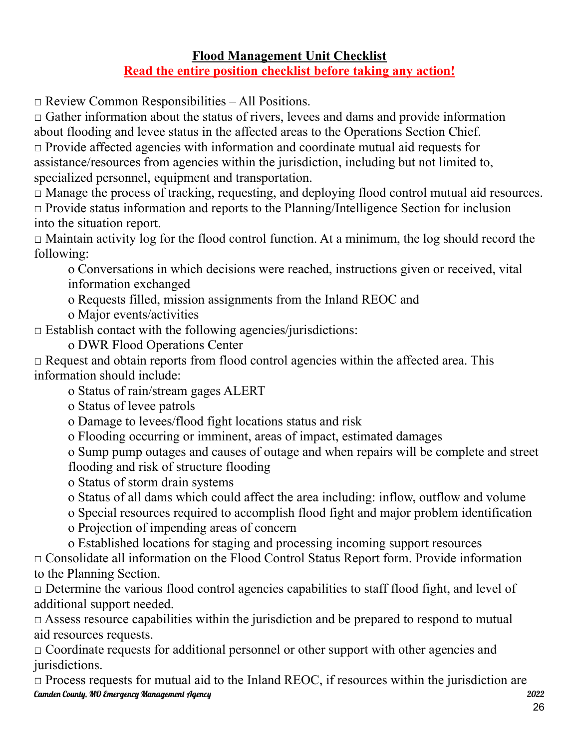## Flood Management Unit Checklist

**Read the entire position checklist before taking any action!**

□ Review Common Responsibilities – All Positions.

□ Gather information about the status of rivers, levees and dams and provide information about flooding and levee status in the affected areas to the Operations Section Chief.

□ Provide affected agencies with information and coordinate mutual aid requests for assistance/resources from agencies within the jurisdiction, including but not limited to, specialized personnel, equipment and transportation.

□ Manage the process of tracking, requesting, and deploying flood control mutual aid resources.

□ Provide status information and reports to the Planning/Intelligence Section for inclusion into the situation report.

□ Maintain activity log for the flood control function. At a minimum, the log should record the following:

- o Conversations in which decisions were reached, instructions given or received, vital information exchanged
- o Requests filled, mission assignments from the Inland REOC and
- o Major events/activities

□ Establish contact with the following agencies/jurisdictions:

- o DWR Flood Operations Center

□ Request and obtain reports from flood control agencies within the affected area. This information should include:

- o Status of rain/stream gages ALERT
- o Status of levee patrols
- o Damage to levees/flood fight locations status and risk
- o Flooding occurring or imminent, areas of impact, estimated damages
- o Sump pump outages and causes of outage and when repairs will be complete and street flooding and risk of structure flooding
- o Status of storm drain systems
- o Status of all dams which could affect the area including: inflow, outflow and volume
- o Special resources required to accomplish flood fight and major problem identification
- o Projection of impending areas of concern
- o Established locations for staging and processing incoming support resources

□ Consolidate all information on the Flood Control Status Report form. Provide information to the Planning Section.

□ Determine the various flood control agencies capabilities to staff flood fight, and level of additional support needed.

□ Assess resource capabilities within the jurisdiction and be prepared to respond to mutual aid resources requests.

□ Coordinate requests for additional personnel or other support with other agencies and jurisdictions.

□ Process requests for mutual aid to the Inland REOC, if resources within the jurisdiction are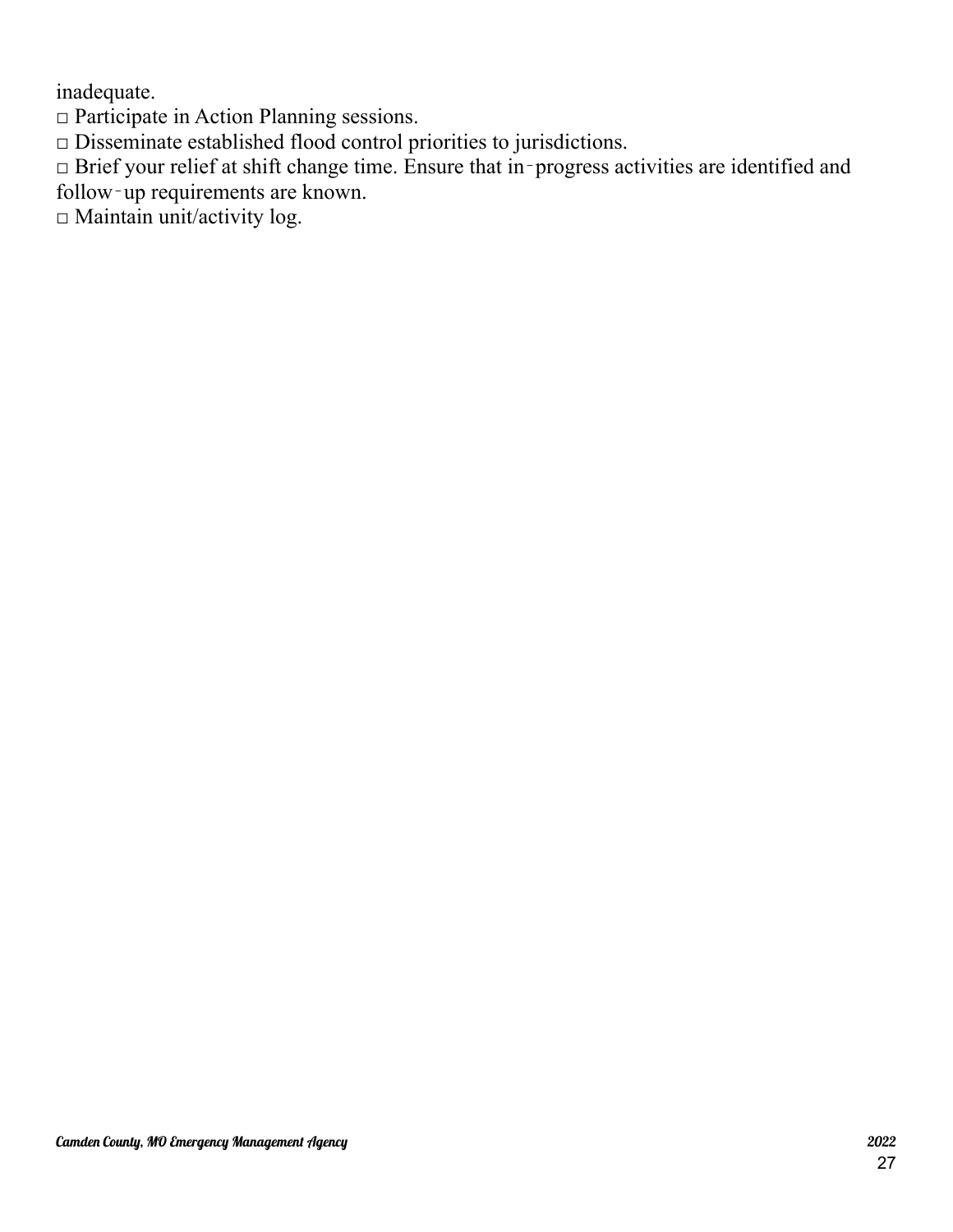inadequate.

□ Participate in Action Planning sessions.

□ Disseminate established flood control priorities to jurisdictions.

□ Brief your relief at shift change time. Ensure that in‑progress activities are identified and follow‑up requirements are known.

□ Maintain unit/activity log.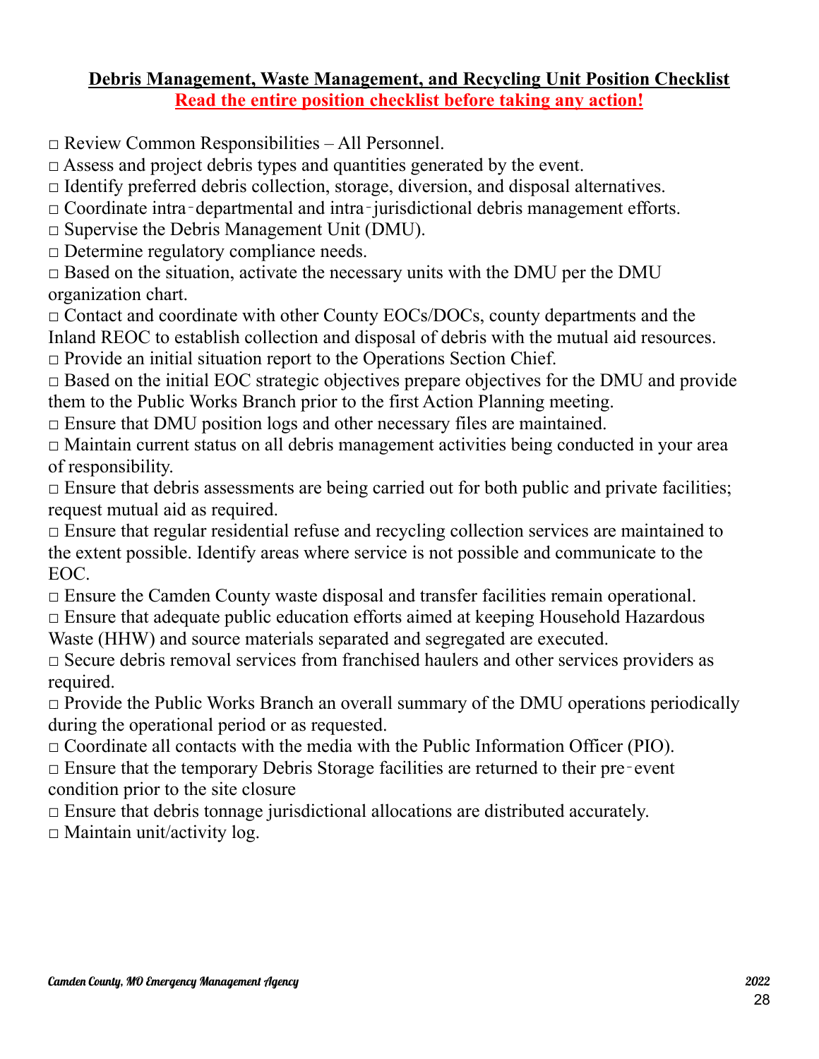**Debris Management, Waste Management, and Recycling Unit Position Checklist**

**Read the entire position checklist before taking any action!**

□ Review Common Responsibilities – All Personnel.
□ Assess and project debris types and quantities generated by the event.
□ Identify preferred debris collection, storage, diversion, and disposal alternatives.
□ Coordinate intra‑departmental and intra‑jurisdictional debris management efforts.
□ Supervise the Debris Management Unit (DMU).
□ Determine regulatory compliance needs.
□ Based on the situation, activate the necessary units with the DMU per the DMU organization chart.
□ Contact and coordinate with other County EOCs/DOCs, county departments and the Inland REOC to establish collection and disposal of debris with the mutual aid resources.
□ Provide an initial situation report to the Operations Section Chief.
□ Based on the initial EOC strategic objectives prepare objectives for the DMU and provide them to the Public Works Branch prior to the first Action Planning meeting.
□ Ensure that DMU position logs and other necessary files are maintained.
□ Maintain current status on all debris management activities being conducted in your area of responsibility.
□ Ensure that debris assessments are being carried out for both public and private facilities; request mutual aid as required.
□ Ensure that regular residential refuse and recycling collection services are maintained to the extent possible. Identify areas where service is not possible and communicate to the EOC.
□ Ensure the Camden County waste disposal and transfer facilities remain operational.
□ Ensure that adequate public education efforts aimed at keeping Household Hazardous Waste (HHW) and source materials separated and segregated are executed.
□ Secure debris removal services from franchised haulers and other services providers as required.
□ Provide the Public Works Branch an overall summary of the DMU operations periodically during the operational period or as requested.
□ Coordinate all contacts with the media with the Public Information Officer (PIO).
□ Ensure that the temporary Debris Storage facilities are returned to their pre‑event condition prior to the site closure
□ Ensure that debris tonnage jurisdictional allocations are distributed accurately.
□ Maintain unit/activity log.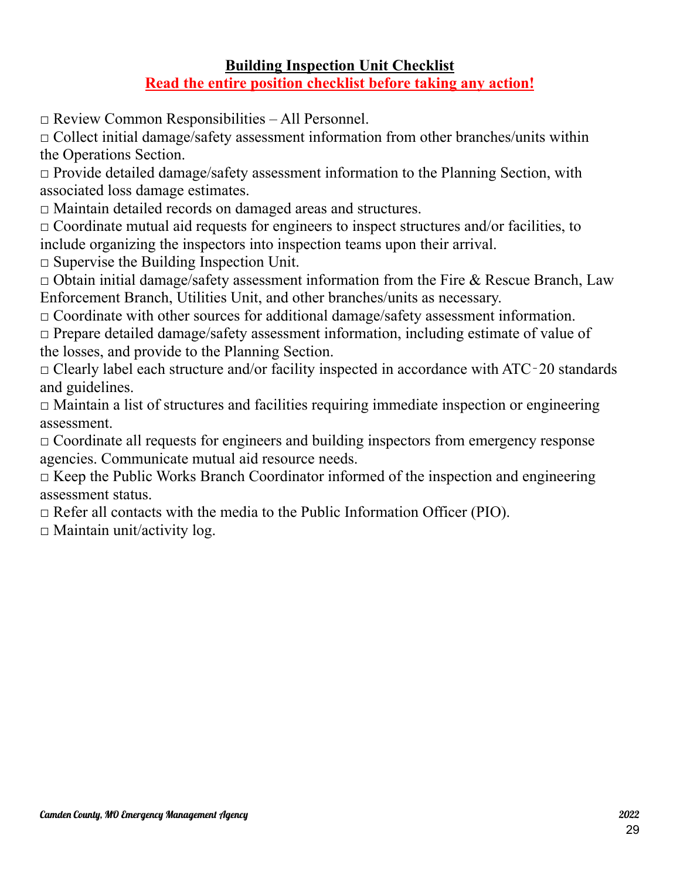# Building Inspection Unit Checklist

**Read the entire position checklist before taking any action!**

□ Review Common Responsibilities – All Personnel.
□ Collect initial damage/safety assessment information from other branches/units within the Operations Section.
□ Provide detailed damage/safety assessment information to the Planning Section, with associated loss damage estimates.
□ Maintain detailed records on damaged areas and structures.
□ Coordinate mutual aid requests for engineers to inspect structures and/or facilities, to include organizing the inspectors into inspection teams upon their arrival.
□ Supervise the Building Inspection Unit.
□ Obtain initial damage/safety assessment information from the Fire & Rescue Branch, Law Enforcement Branch, Utilities Unit, and other branches/units as necessary.
□ Coordinate with other sources for additional damage/safety assessment information.
□ Prepare detailed damage/safety assessment information, including estimate of value of the losses, and provide to the Planning Section.
□ Clearly label each structure and/or facility inspected in accordance with ATC‑20 standards and guidelines.
□ Maintain a list of structures and facilities requiring immediate inspection or engineering assessment.
□ Coordinate all requests for engineers and building inspectors from emergency response agencies. Communicate mutual aid resource needs.
□ Keep the Public Works Branch Coordinator informed of the inspection and engineering assessment status.
□ Refer all contacts with the media to the Public Information Officer (PIO).
□ Maintain unit/activity log.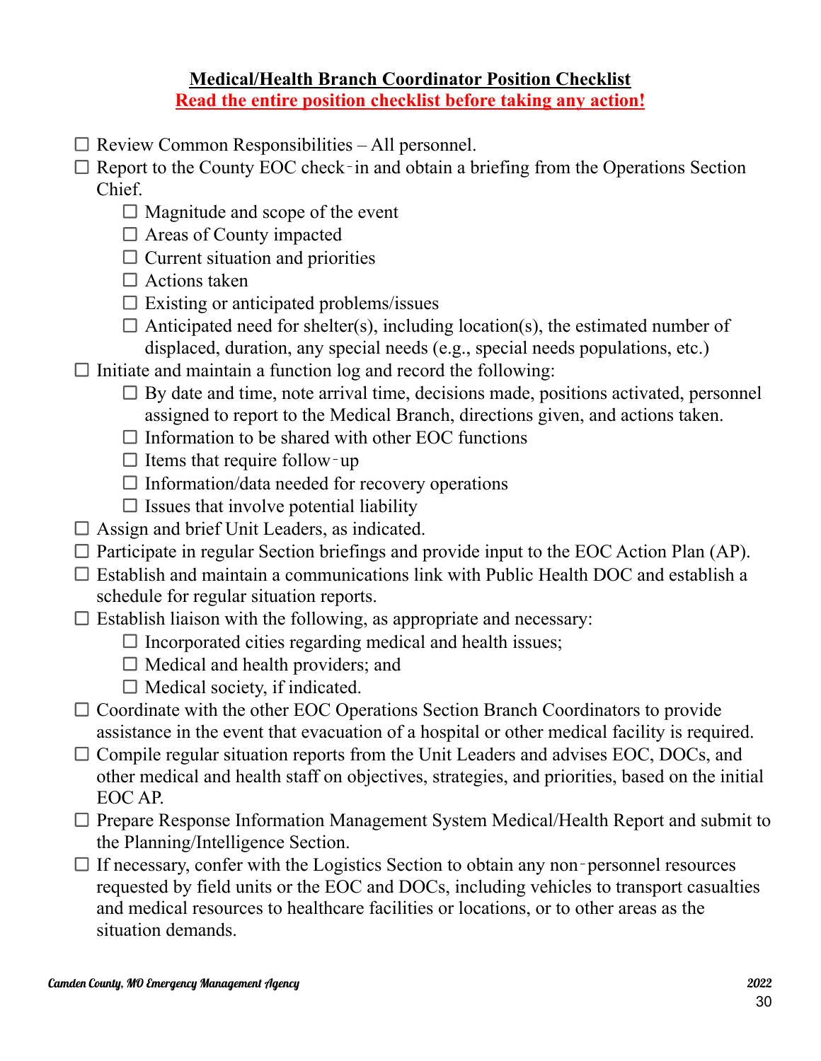# Medical/Health Branch Coordinator Position Checklist

**Read the entire position checklist before taking any action!**

- ☐ Review Common Responsibilities – All personnel.
- ☐ Report to the County EOC check‑in and obtain a briefing from the Operations Section Chief.
  - ☐ Magnitude and scope of the event
  - ☐ Areas of County impacted
  - ☐ Current situation and priorities
  - ☐ Actions taken
  - ☐ Existing or anticipated problems/issues
  - ☐ Anticipated need for shelter(s), including location(s), the estimated number of displaced, duration, any special needs (e.g., special needs populations, etc.)
- ☐ Initiate and maintain a function log and record the following:
  - ☐ By date and time, note arrival time, decisions made, positions activated, personnel assigned to report to the Medical Branch, directions given, and actions taken.
  - ☐ Information to be shared with other EOC functions
  - ☐ Items that require follow‑up
  - ☐ Information/data needed for recovery operations
  - ☐ Issues that involve potential liability
- ☐ Assign and brief Unit Leaders, as indicated.
- ☐ Participate in regular Section briefings and provide input to the EOC Action Plan (AP).
- ☐ Establish and maintain a communications link with Public Health DOC and establish a schedule for regular situation reports.
- ☐ Establish liaison with the following, as appropriate and necessary:
  - ☐ Incorporated cities regarding medical and health issues;
  - ☐ Medical and health providers; and
  - ☐ Medical society, if indicated.
- ☐ Coordinate with the other EOC Operations Section Branch Coordinators to provide assistance in the event that evacuation of a hospital or other medical facility is required.
- ☐ Compile regular situation reports from the Unit Leaders and advises EOC, DOCs, and other medical and health staff on objectives, strategies, and priorities, based on the initial EOC AP.
- ☐ Prepare Response Information Management System Medical/Health Report and submit to the Planning/Intelligence Section.
- ☐ If necessary, confer with the Logistics Section to obtain any non‑personnel resources requested by field units or the EOC and DOCs, including vehicles to transport casualties and medical resources to healthcare facilities or locations, or to other areas as the situation demands.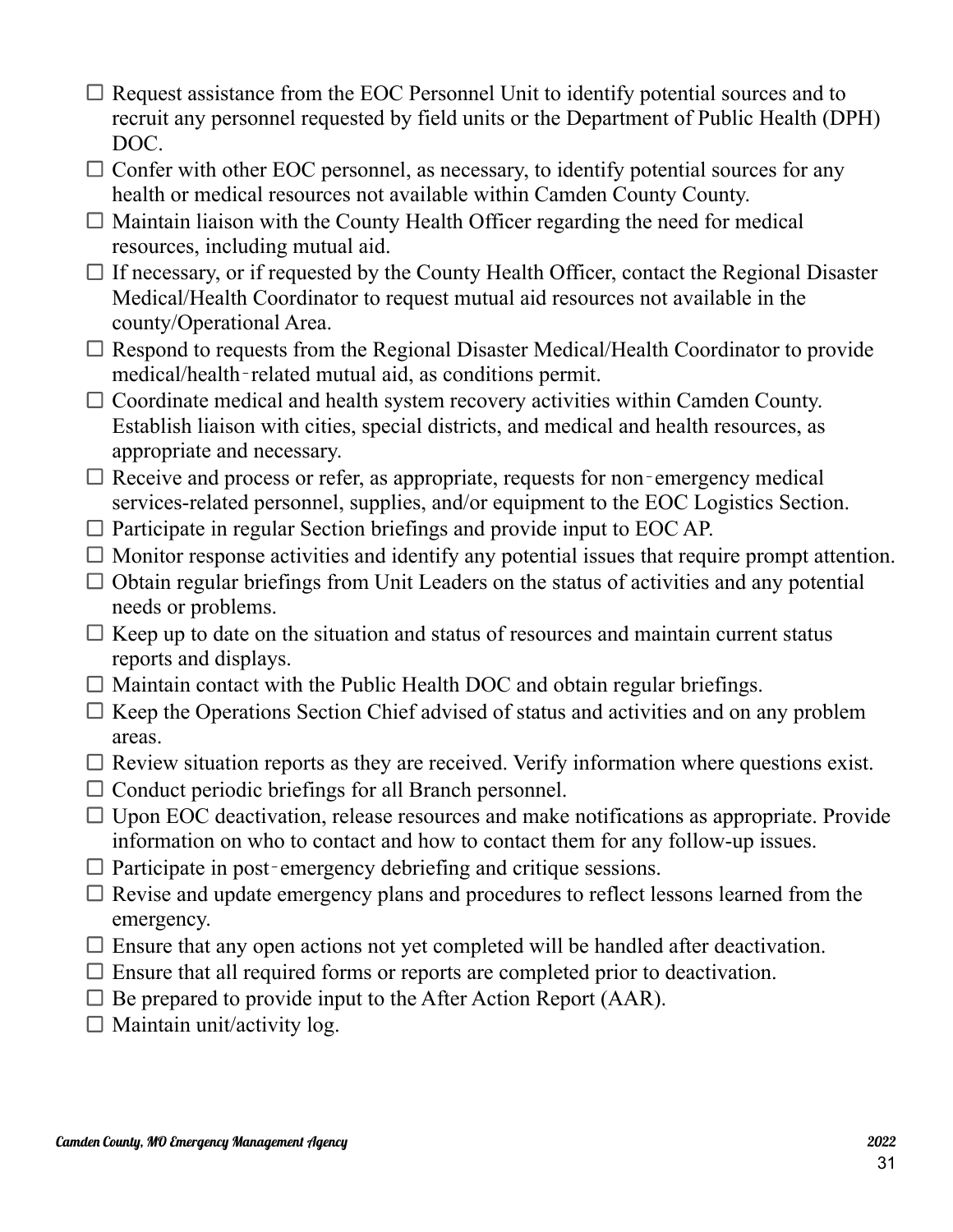- ☐ Request assistance from the EOC Personnel Unit to identify potential sources and to recruit any personnel requested by field units or the Department of Public Health (DPH) DOC.
- ☐ Confer with other EOC personnel, as necessary, to identify potential sources for any health or medical resources not available within Camden County County.
- ☐ Maintain liaison with the County Health Officer regarding the need for medical resources, including mutual aid.
- ☐ If necessary, or if requested by the County Health Officer, contact the Regional Disaster Medical/Health Coordinator to request mutual aid resources not available in the county/Operational Area.
- ☐ Respond to requests from the Regional Disaster Medical/Health Coordinator to provide medical/health‐related mutual aid, as conditions permit.
- ☐ Coordinate medical and health system recovery activities within Camden County. Establish liaison with cities, special districts, and medical and health resources, as appropriate and necessary.
- ☐ Receive and process or refer, as appropriate, requests for non‐emergency medical services-related personnel, supplies, and/or equipment to the EOC Logistics Section.
- ☐ Participate in regular Section briefings and provide input to EOC AP.
- ☐ Monitor response activities and identify any potential issues that require prompt attention.
- ☐ Obtain regular briefings from Unit Leaders on the status of activities and any potential needs or problems.
- ☐ Keep up to date on the situation and status of resources and maintain current status reports and displays.
- ☐ Maintain contact with the Public Health DOC and obtain regular briefings.
- ☐ Keep the Operations Section Chief advised of status and activities and on any problem areas.
- ☐ Review situation reports as they are received. Verify information where questions exist.
- ☐ Conduct periodic briefings for all Branch personnel.
- ☐ Upon EOC deactivation, release resources and make notifications as appropriate. Provide information on who to contact and how to contact them for any follow-up issues.
- ☐ Participate in post‐emergency debriefing and critique sessions.
- ☐ Revise and update emergency plans and procedures to reflect lessons learned from the emergency.
- ☐ Ensure that any open actions not yet completed will be handled after deactivation.
- ☐ Ensure that all required forms or reports are completed prior to deactivation.
- ☐ Be prepared to provide input to the After Action Report (AAR).
- ☐ Maintain unit/activity log.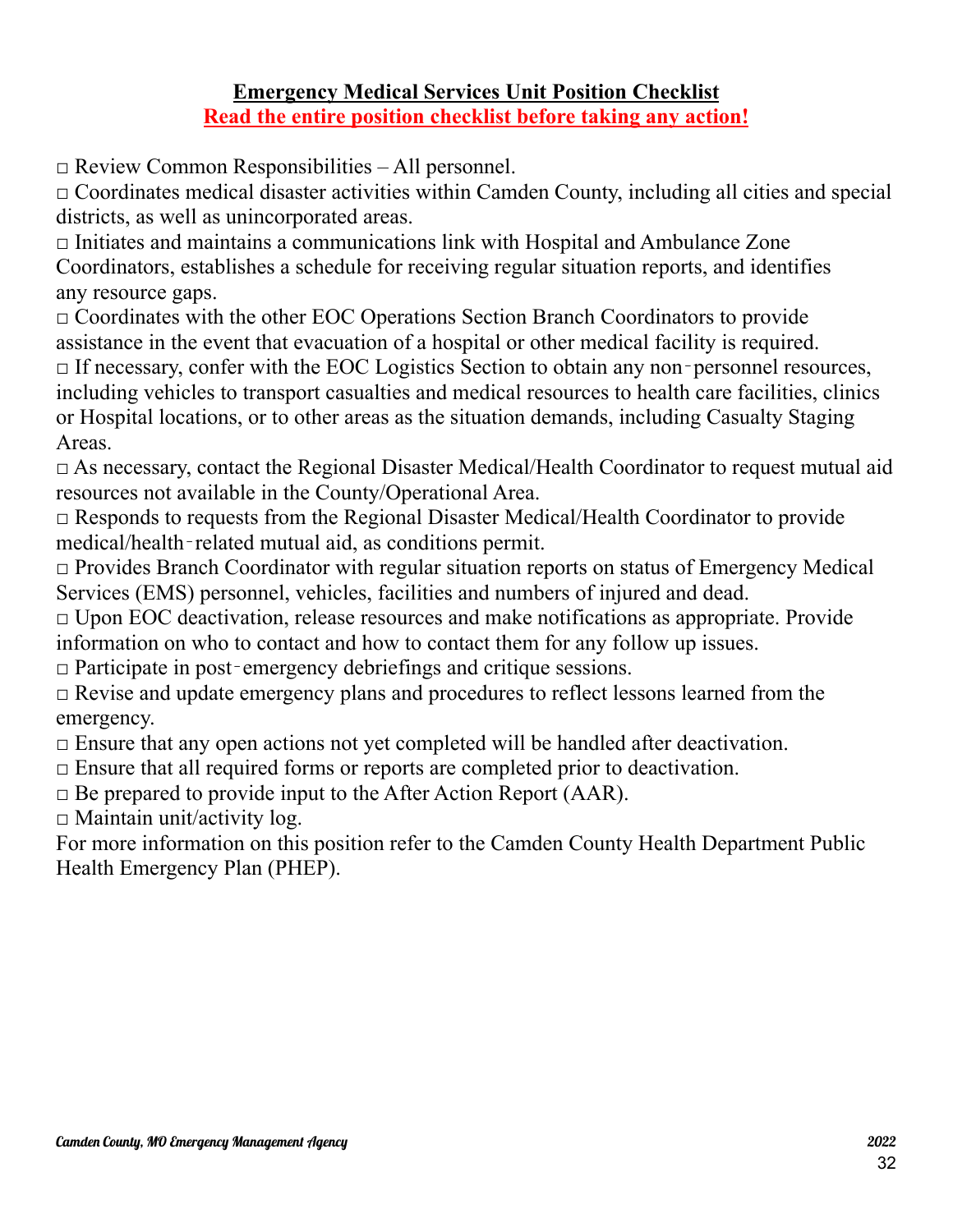**Emergency Medical Services Unit Position Checklist**

**Read the entire position checklist before taking any action!**

□ Review Common Responsibilities – All personnel.

□ Coordinates medical disaster activities within Camden County, including all cities and special districts, as well as unincorporated areas.

□ Initiates and maintains a communications link with Hospital and Ambulance Zone Coordinators, establishes a schedule for receiving regular situation reports, and identifies any resource gaps.

□ Coordinates with the other EOC Operations Section Branch Coordinators to provide assistance in the event that evacuation of a hospital or other medical facility is required.

□ If necessary, confer with the EOC Logistics Section to obtain any non-personnel resources, including vehicles to transport casualties and medical resources to health care facilities, clinics or Hospital locations, or to other areas as the situation demands, including Casualty Staging Areas.

□ As necessary, contact the Regional Disaster Medical/Health Coordinator to request mutual aid resources not available in the County/Operational Area.

□ Responds to requests from the Regional Disaster Medical/Health Coordinator to provide medical/health-related mutual aid, as conditions permit.

□ Provides Branch Coordinator with regular situation reports on status of Emergency Medical Services (EMS) personnel, vehicles, facilities and numbers of injured and dead.

□ Upon EOC deactivation, release resources and make notifications as appropriate. Provide information on who to contact and how to contact them for any follow up issues.

□ Participate in post-emergency debriefings and critique sessions.

□ Revise and update emergency plans and procedures to reflect lessons learned from the emergency.

□ Ensure that any open actions not yet completed will be handled after deactivation.

□ Ensure that all required forms or reports are completed prior to deactivation.

□ Be prepared to provide input to the After Action Report (AAR).

□ Maintain unit/activity log.

For more information on this position refer to the Camden County Health Department Public Health Emergency Plan (PHEP).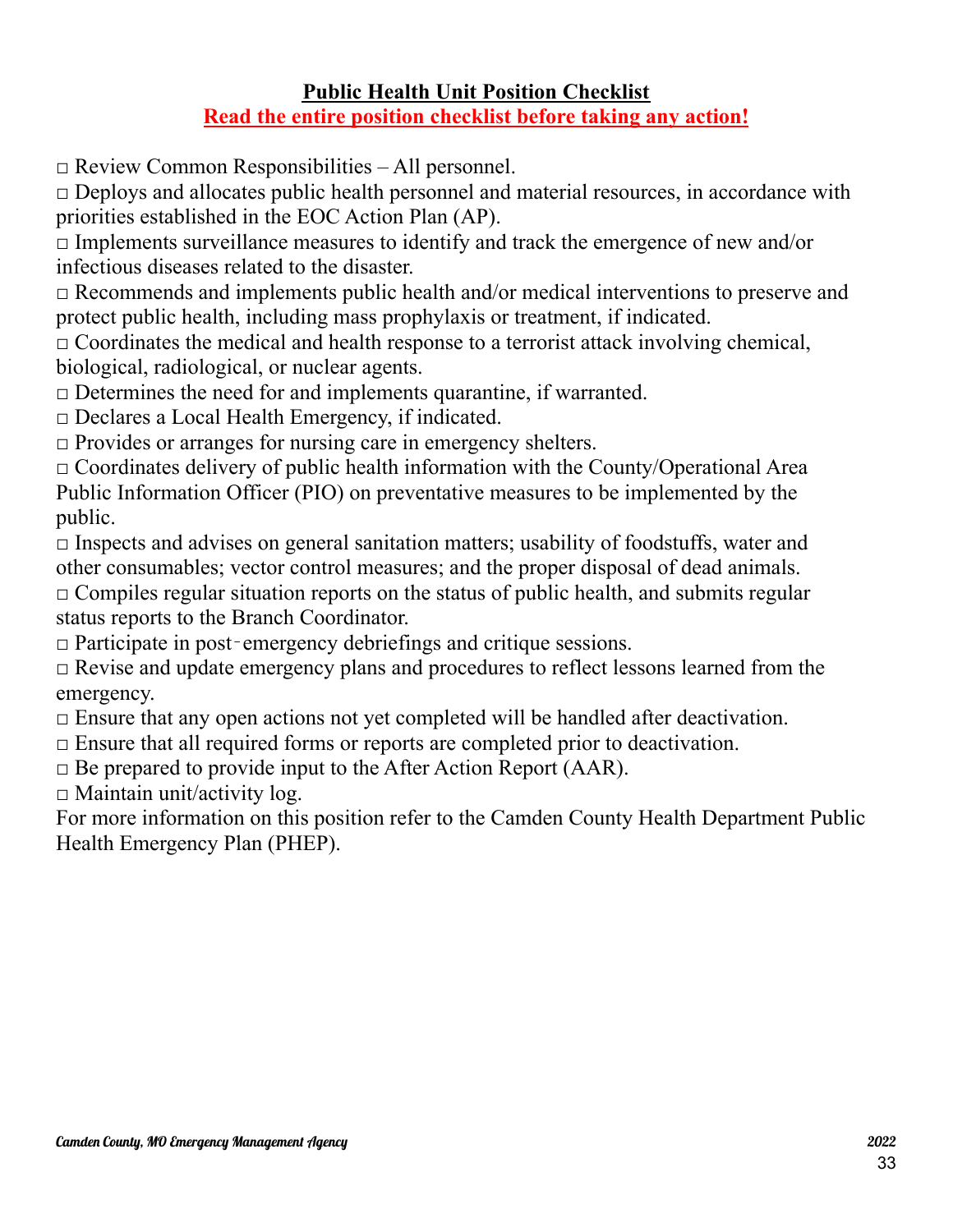## Public Health Unit Position Checklist

**Read the entire position checklist before taking any action!**

□ Review Common Responsibilities – All personnel.
□ Deploys and allocates public health personnel and material resources, in accordance with priorities established in the EOC Action Plan (AP).
□ Implements surveillance measures to identify and track the emergence of new and/or infectious diseases related to the disaster.
□ Recommends and implements public health and/or medical interventions to preserve and protect public health, including mass prophylaxis or treatment, if indicated.
□ Coordinates the medical and health response to a terrorist attack involving chemical, biological, radiological, or nuclear agents.
□ Determines the need for and implements quarantine, if warranted.
□ Declares a Local Health Emergency, if indicated.
□ Provides or arranges for nursing care in emergency shelters.
□ Coordinates delivery of public health information with the County/Operational Area Public Information Officer (PIO) on preventative measures to be implemented by the public.
□ Inspects and advises on general sanitation matters; usability of foodstuffs, water and other consumables; vector control measures; and the proper disposal of dead animals.
□ Compiles regular situation reports on the status of public health, and submits regular status reports to the Branch Coordinator.
□ Participate in post‑emergency debriefings and critique sessions.
□ Revise and update emergency plans and procedures to reflect lessons learned from the emergency.
□ Ensure that any open actions not yet completed will be handled after deactivation.
□ Ensure that all required forms or reports are completed prior to deactivation.
□ Be prepared to provide input to the After Action Report (AAR).
□ Maintain unit/activity log.

For more information on this position refer to the Camden County Health Department Public Health Emergency Plan (PHEP).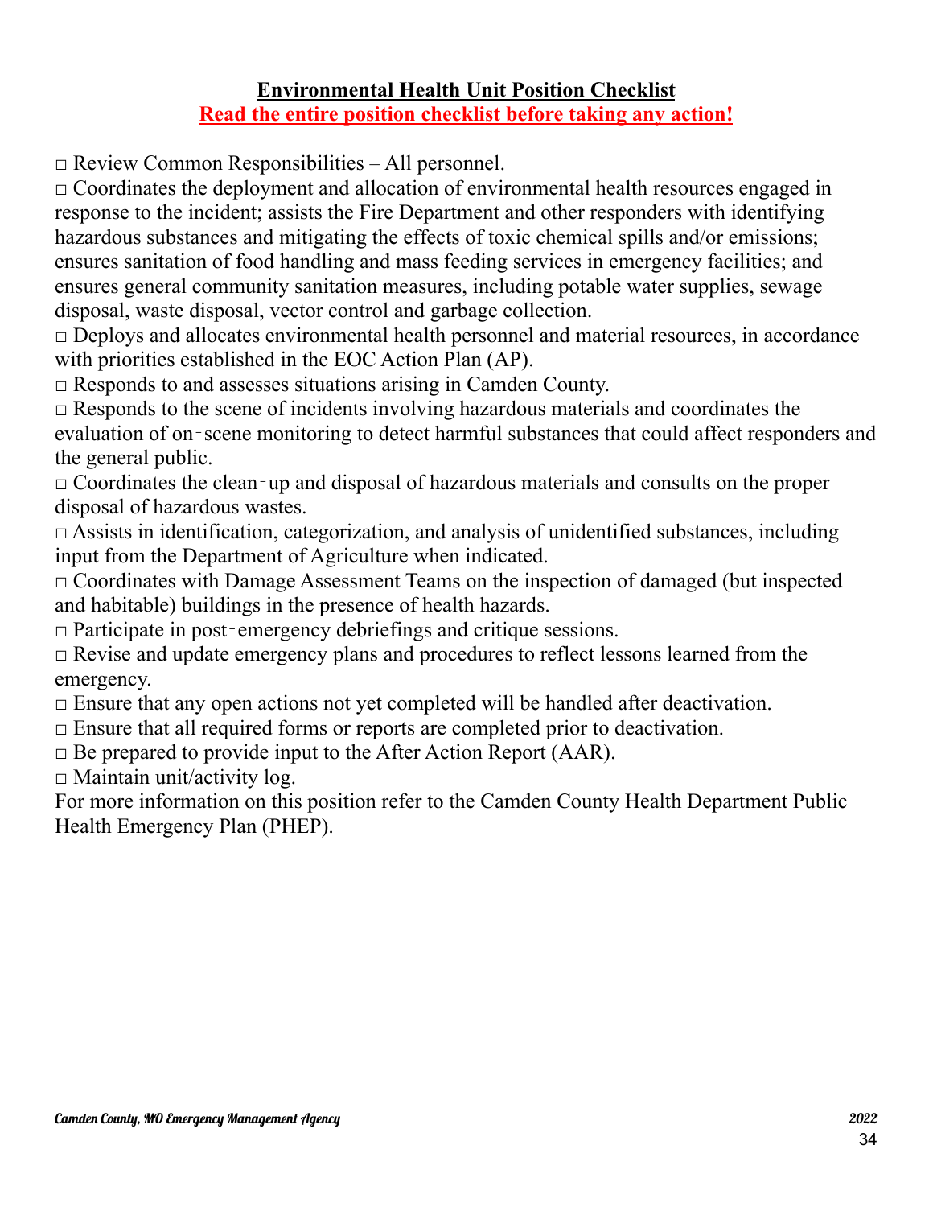**<u>Environmental Health Unit Position Checklist</u>**

**<u>Read the entire position checklist before taking any action!</u>**

□ Review Common Responsibilities – All personnel.

□ Coordinates the deployment and allocation of environmental health resources engaged in response to the incident; assists the Fire Department and other responders with identifying hazardous substances and mitigating the effects of toxic chemical spills and/or emissions; ensures sanitation of food handling and mass feeding services in emergency facilities; and ensures general community sanitation measures, including potable water supplies, sewage disposal, waste disposal, vector control and garbage collection.

□ Deploys and allocates environmental health personnel and material resources, in accordance with priorities established in the EOC Action Plan (AP).

□ Responds to and assesses situations arising in Camden County.

□ Responds to the scene of incidents involving hazardous materials and coordinates the evaluation of on-scene monitoring to detect harmful substances that could affect responders and the general public.

□ Coordinates the clean-up and disposal of hazardous materials and consults on the proper disposal of hazardous wastes.

□ Assists in identification, categorization, and analysis of unidentified substances, including input from the Department of Agriculture when indicated.

□ Coordinates with Damage Assessment Teams on the inspection of damaged (but inspected and habitable) buildings in the presence of health hazards.

□ Participate in post-emergency debriefings and critique sessions.

□ Revise and update emergency plans and procedures to reflect lessons learned from the emergency.

□ Ensure that any open actions not yet completed will be handled after deactivation.

□ Ensure that all required forms or reports are completed prior to deactivation.

□ Be prepared to provide input to the After Action Report (AAR).

□ Maintain unit/activity log.

For more information on this position refer to the Camden County Health Department Public Health Emergency Plan (PHEP).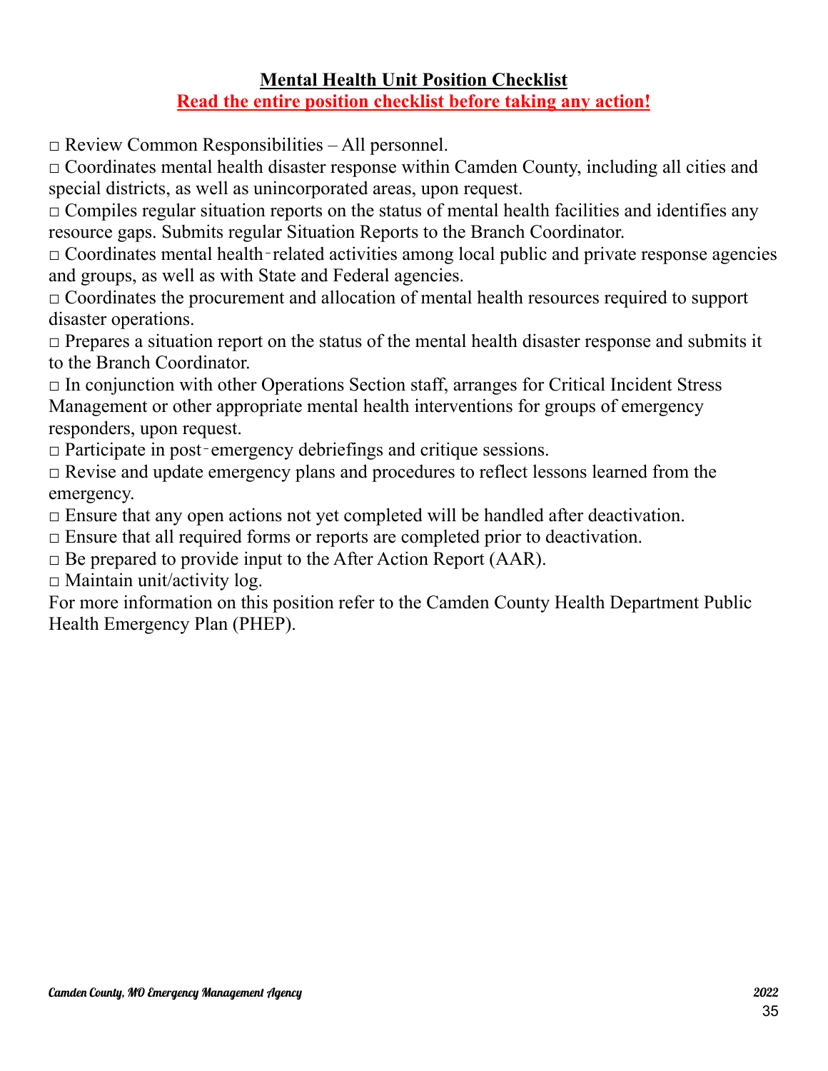## Mental Health Unit Position Checklist

**Read the entire position checklist before taking any action!**

□ Review Common Responsibilities – All personnel.
□ Coordinates mental health disaster response within Camden County, including all cities and special districts, as well as unincorporated areas, upon request.
□ Compiles regular situation reports on the status of mental health facilities and identifies any resource gaps. Submits regular Situation Reports to the Branch Coordinator.
□ Coordinates mental health‐related activities among local public and private response agencies and groups, as well as with State and Federal agencies.
□ Coordinates the procurement and allocation of mental health resources required to support disaster operations.
□ Prepares a situation report on the status of the mental health disaster response and submits it to the Branch Coordinator.
□ In conjunction with other Operations Section staff, arranges for Critical Incident Stress Management or other appropriate mental health interventions for groups of emergency responders, upon request.
□ Participate in post‐emergency debriefings and critique sessions.
□ Revise and update emergency plans and procedures to reflect lessons learned from the emergency.
□ Ensure that any open actions not yet completed will be handled after deactivation.
□ Ensure that all required forms or reports are completed prior to deactivation.
□ Be prepared to provide input to the After Action Report (AAR).
□ Maintain unit/activity log.

For more information on this position refer to the Camden County Health Department Public Health Emergency Plan (PHEP).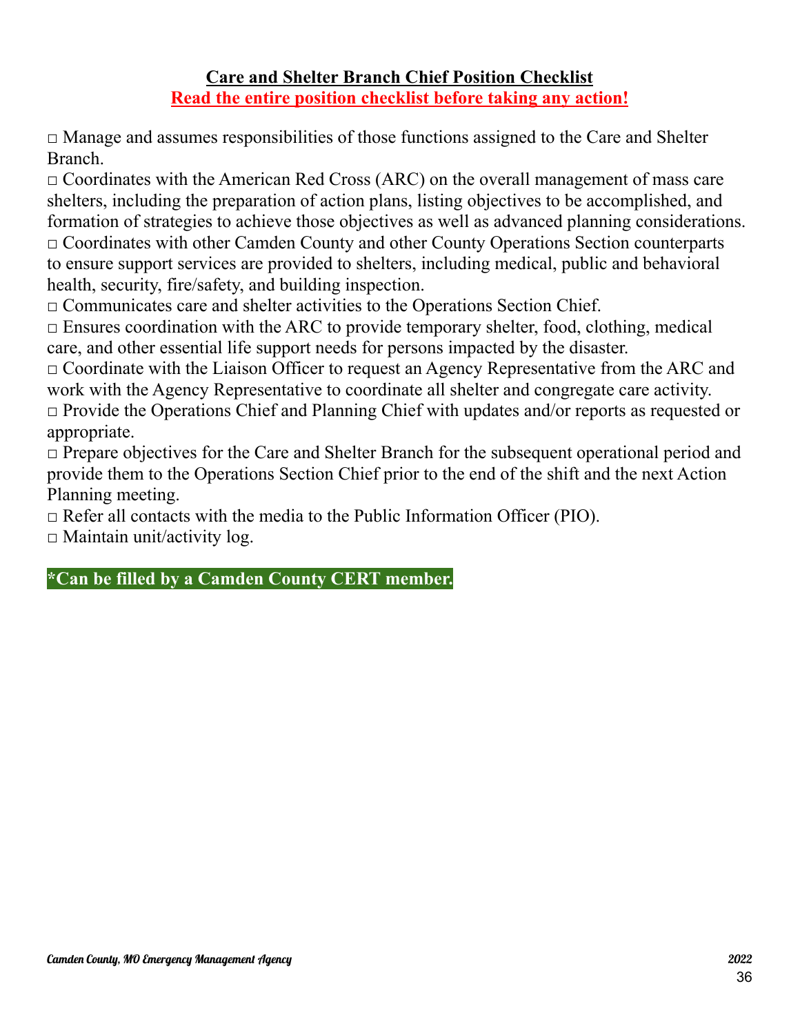## Care and Shelter Branch Chief Position Checklist

**Read the entire position checklist before taking any action!**

□ Manage and assumes responsibilities of those functions assigned to the Care and Shelter Branch.
□ Coordinates with the American Red Cross (ARC) on the overall management of mass care shelters, including the preparation of action plans, listing objectives to be accomplished, and formation of strategies to achieve those objectives as well as advanced planning considerations.
□ Coordinates with other Camden County and other County Operations Section counterparts to ensure support services are provided to shelters, including medical, public and behavioral health, security, fire/safety, and building inspection.
□ Communicates care and shelter activities to the Operations Section Chief.
□ Ensures coordination with the ARC to provide temporary shelter, food, clothing, medical care, and other essential life support needs for persons impacted by the disaster.
□ Coordinate with the Liaison Officer to request an Agency Representative from the ARC and work with the Agency Representative to coordinate all shelter and congregate care activity.
□ Provide the Operations Chief and Planning Chief with updates and/or reports as requested or appropriate.
□ Prepare objectives for the Care and Shelter Branch for the subsequent operational period and provide them to the Operations Section Chief prior to the end of the shift and the next Action Planning meeting.
□ Refer all contacts with the media to the Public Information Officer (PIO).
□ Maintain unit/activity log.

**\*Can be filled by a Camden County CERT member.**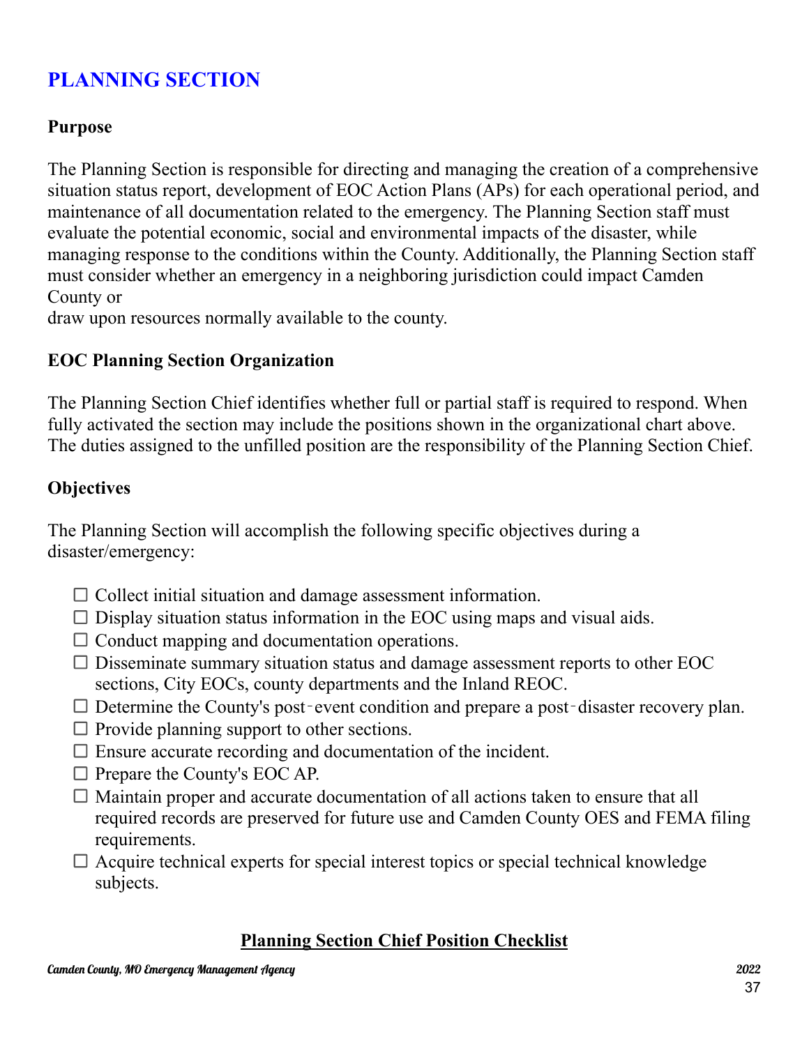# PLANNING SECTION

### Purpose

The Planning Section is responsible for directing and managing the creation of a comprehensive situation status report, development of EOC Action Plans (APs) for each operational period, and maintenance of all documentation related to the emergency. The Planning Section staff must evaluate the potential economic, social and environmental impacts of the disaster, while managing response to the conditions within the County. Additionally, the Planning Section staff must consider whether an emergency in a neighboring jurisdiction could impact Camden County or
draw upon resources normally available to the county.

### EOC Planning Section Organization

The Planning Section Chief identifies whether full or partial staff is required to respond. When fully activated the section may include the positions shown in the organizational chart above. The duties assigned to the unfilled position are the responsibility of the Planning Section Chief.

### Objectives

The Planning Section will accomplish the following specific objectives during a disaster/emergency:

- ☐ Collect initial situation and damage assessment information.
- ☐ Display situation status information in the EOC using maps and visual aids.
- ☐ Conduct mapping and documentation operations.
- ☐ Disseminate summary situation status and damage assessment reports to other EOC sections, City EOCs, county departments and the Inland REOC.
- ☐ Determine the County's post‑event condition and prepare a post‑disaster recovery plan.
- ☐ Provide planning support to other sections.
- ☐ Ensure accurate recording and documentation of the incident.
- ☐ Prepare the County's EOC AP.
- ☐ Maintain proper and accurate documentation of all actions taken to ensure that all required records are preserved for future use and Camden County OES and FEMA filing requirements.
- ☐ Acquire technical experts for special interest topics or special technical knowledge subjects.

<u>**Planning Section Chief Position Checklist**</u>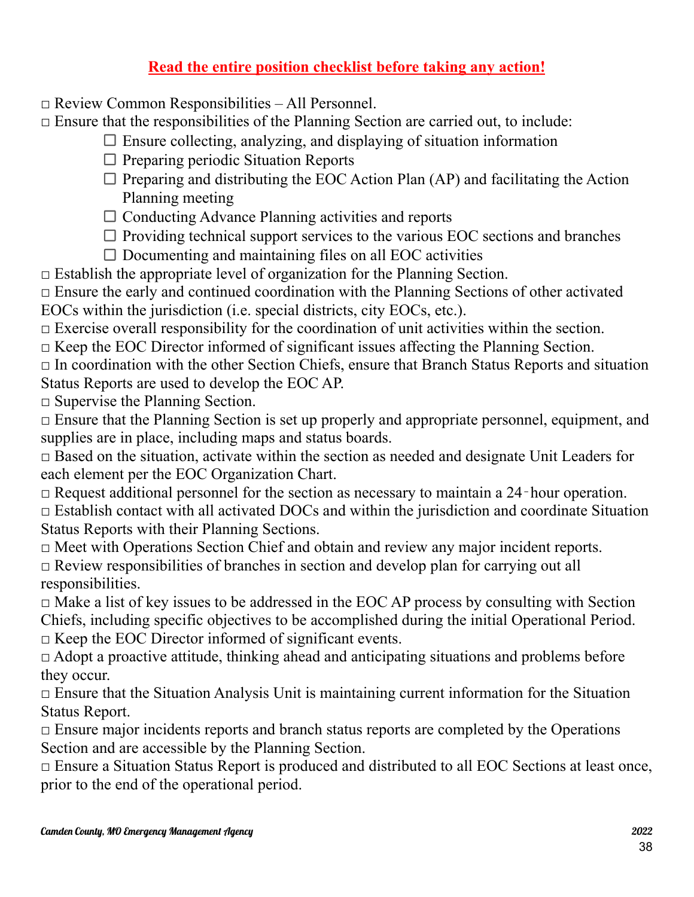**Read the entire position checklist before taking any action!**

- ☐ Review Common Responsibilities – All Personnel.
- ☐ Ensure that the responsibilities of the Planning Section are carried out, to include:
  - ☐ Ensure collecting, analyzing, and displaying of situation information
  - ☐ Preparing periodic Situation Reports
  - ☐ Preparing and distributing the EOC Action Plan (AP) and facilitating the Action Planning meeting
  - ☐ Conducting Advance Planning activities and reports
  - ☐ Providing technical support services to the various EOC sections and branches
  - ☐ Documenting and maintaining files on all EOC activities
- ☐ Establish the appropriate level of organization for the Planning Section.
- ☐ Ensure the early and continued coordination with the Planning Sections of other activated EOCs within the jurisdiction (i.e. special districts, city EOCs, etc.).
- ☐ Exercise overall responsibility for the coordination of unit activities within the section.
- ☐ Keep the EOC Director informed of significant issues affecting the Planning Section.
- ☐ In coordination with the other Section Chiefs, ensure that Branch Status Reports and situation Status Reports are used to develop the EOC AP.
- ☐ Supervise the Planning Section.
- ☐ Ensure that the Planning Section is set up properly and appropriate personnel, equipment, and supplies are in place, including maps and status boards.
- ☐ Based on the situation, activate within the section as needed and designate Unit Leaders for each element per the EOC Organization Chart.
- ☐ Request additional personnel for the section as necessary to maintain a 24-hour operation.
- ☐ Establish contact with all activated DOCs and within the jurisdiction and coordinate Situation Status Reports with their Planning Sections.
- ☐ Meet with Operations Section Chief and obtain and review any major incident reports.
- ☐ Review responsibilities of branches in section and develop plan for carrying out all responsibilities.
- ☐ Make a list of key issues to be addressed in the EOC AP process by consulting with Section Chiefs, including specific objectives to be accomplished during the initial Operational Period.
- ☐ Keep the EOC Director informed of significant events.
- ☐ Adopt a proactive attitude, thinking ahead and anticipating situations and problems before they occur.
- ☐ Ensure that the Situation Analysis Unit is maintaining current information for the Situation Status Report.
- ☐ Ensure major incidents reports and branch status reports are completed by the Operations Section and are accessible by the Planning Section.
- ☐ Ensure a Situation Status Report is produced and distributed to all EOC Sections at least once, prior to the end of the operational period.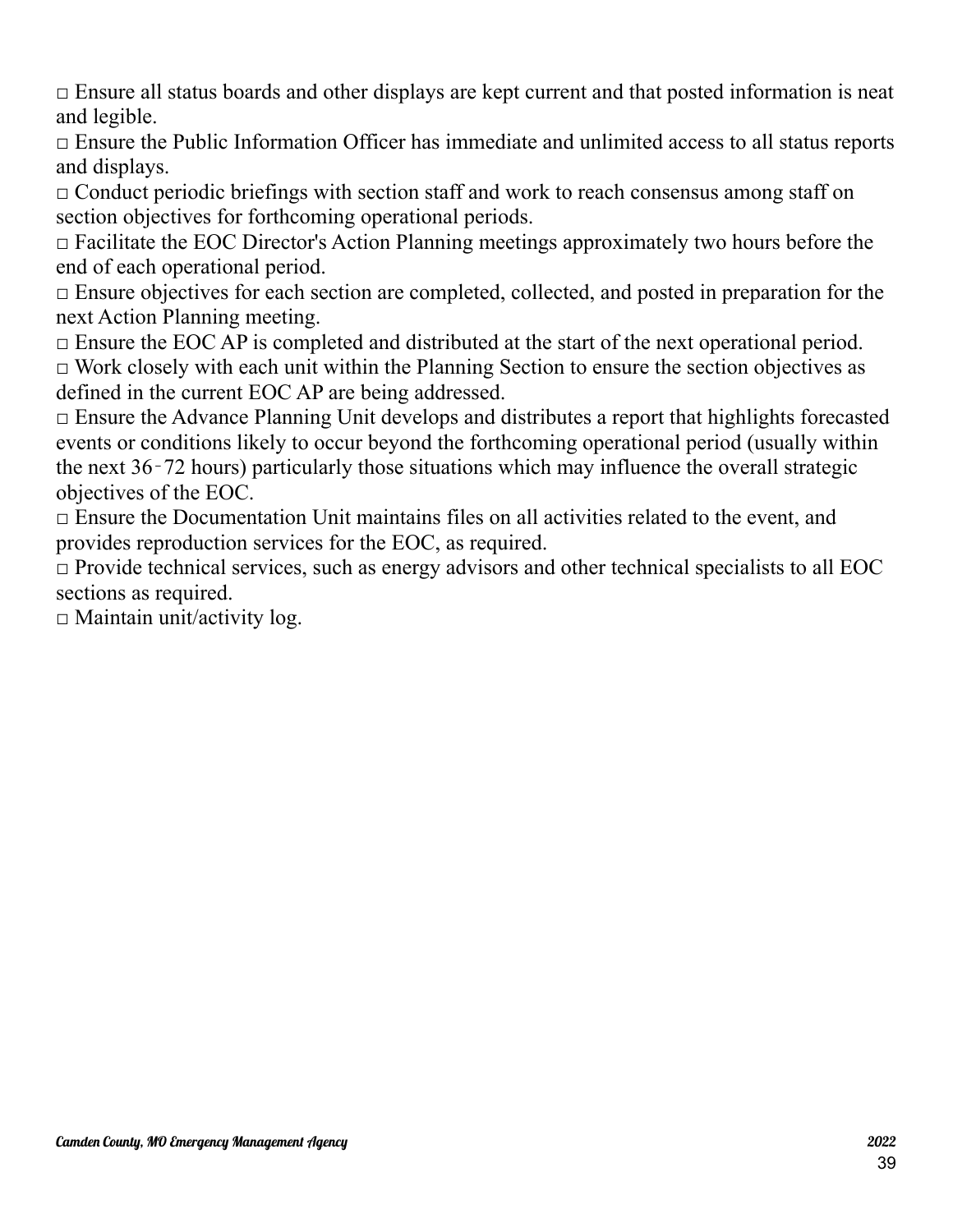□ Ensure all status boards and other displays are kept current and that posted information is neat and legible.
□ Ensure the Public Information Officer has immediate and unlimited access to all status reports and displays.
□ Conduct periodic briefings with section staff and work to reach consensus among staff on section objectives for forthcoming operational periods.
□ Facilitate the EOC Director's Action Planning meetings approximately two hours before the end of each operational period.
□ Ensure objectives for each section are completed, collected, and posted in preparation for the next Action Planning meeting.
□ Ensure the EOC AP is completed and distributed at the start of the next operational period.
□ Work closely with each unit within the Planning Section to ensure the section objectives as defined in the current EOC AP are being addressed.
□ Ensure the Advance Planning Unit develops and distributes a report that highlights forecasted events or conditions likely to occur beyond the forthcoming operational period (usually within the next 36‑72 hours) particularly those situations which may influence the overall strategic objectives of the EOC.
□ Ensure the Documentation Unit maintains files on all activities related to the event, and provides reproduction services for the EOC, as required.
□ Provide technical services, such as energy advisors and other technical specialists to all EOC sections as required.
□ Maintain unit/activity log.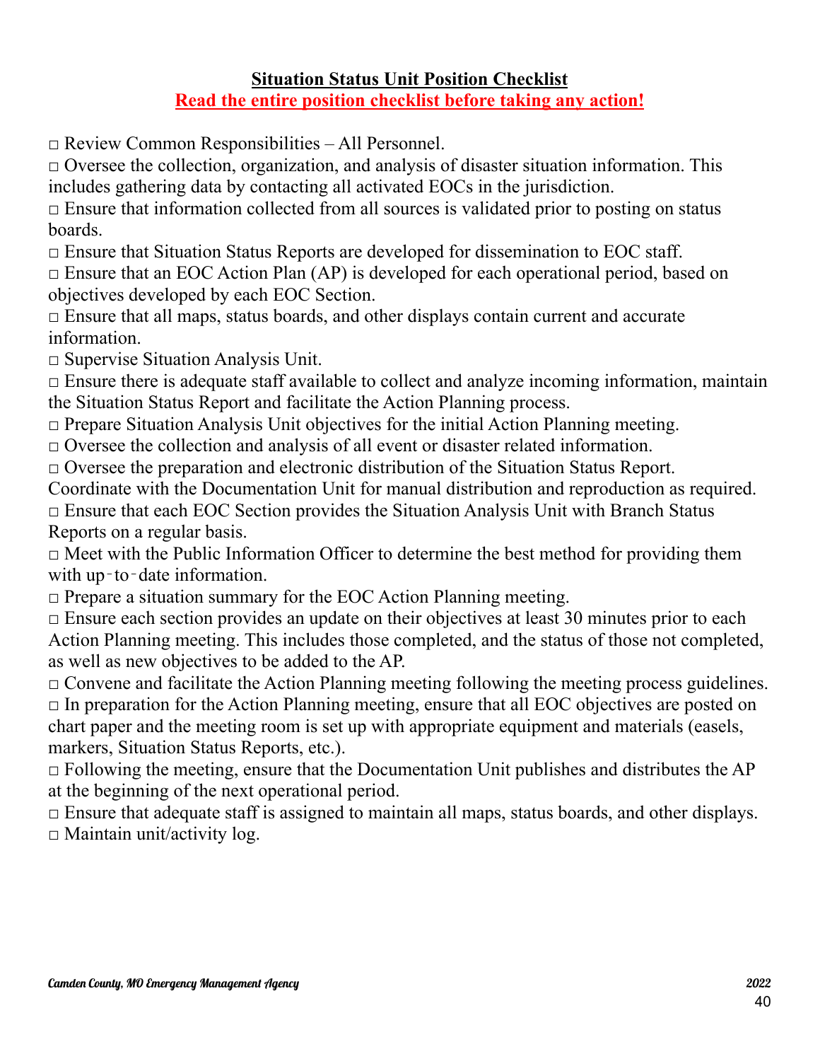## Situation Status Unit Position Checklist

**Read the entire position checklist before taking any action!**

□ Review Common Responsibilities – All Personnel.
□ Oversee the collection, organization, and analysis of disaster situation information. This includes gathering data by contacting all activated EOCs in the jurisdiction.
□ Ensure that information collected from all sources is validated prior to posting on status boards.
□ Ensure that Situation Status Reports are developed for dissemination to EOC staff.
□ Ensure that an EOC Action Plan (AP) is developed for each operational period, based on objectives developed by each EOC Section.
□ Ensure that all maps, status boards, and other displays contain current and accurate information.
□ Supervise Situation Analysis Unit.
□ Ensure there is adequate staff available to collect and analyze incoming information, maintain the Situation Status Report and facilitate the Action Planning process.
□ Prepare Situation Analysis Unit objectives for the initial Action Planning meeting.
□ Oversee the collection and analysis of all event or disaster related information.
□ Oversee the preparation and electronic distribution of the Situation Status Report. Coordinate with the Documentation Unit for manual distribution and reproduction as required.
□ Ensure that each EOC Section provides the Situation Analysis Unit with Branch Status Reports on a regular basis.
□ Meet with the Public Information Officer to determine the best method for providing them with up-to-date information.
□ Prepare a situation summary for the EOC Action Planning meeting.
□ Ensure each section provides an update on their objectives at least 30 minutes prior to each Action Planning meeting. This includes those completed, and the status of those not completed, as well as new objectives to be added to the AP.
□ Convene and facilitate the Action Planning meeting following the meeting process guidelines.
□ In preparation for the Action Planning meeting, ensure that all EOC objectives are posted on chart paper and the meeting room is set up with appropriate equipment and materials (easels, markers, Situation Status Reports, etc.).
□ Following the meeting, ensure that the Documentation Unit publishes and distributes the AP at the beginning of the next operational period.
□ Ensure that adequate staff is assigned to maintain all maps, status boards, and other displays.
□ Maintain unit/activity log.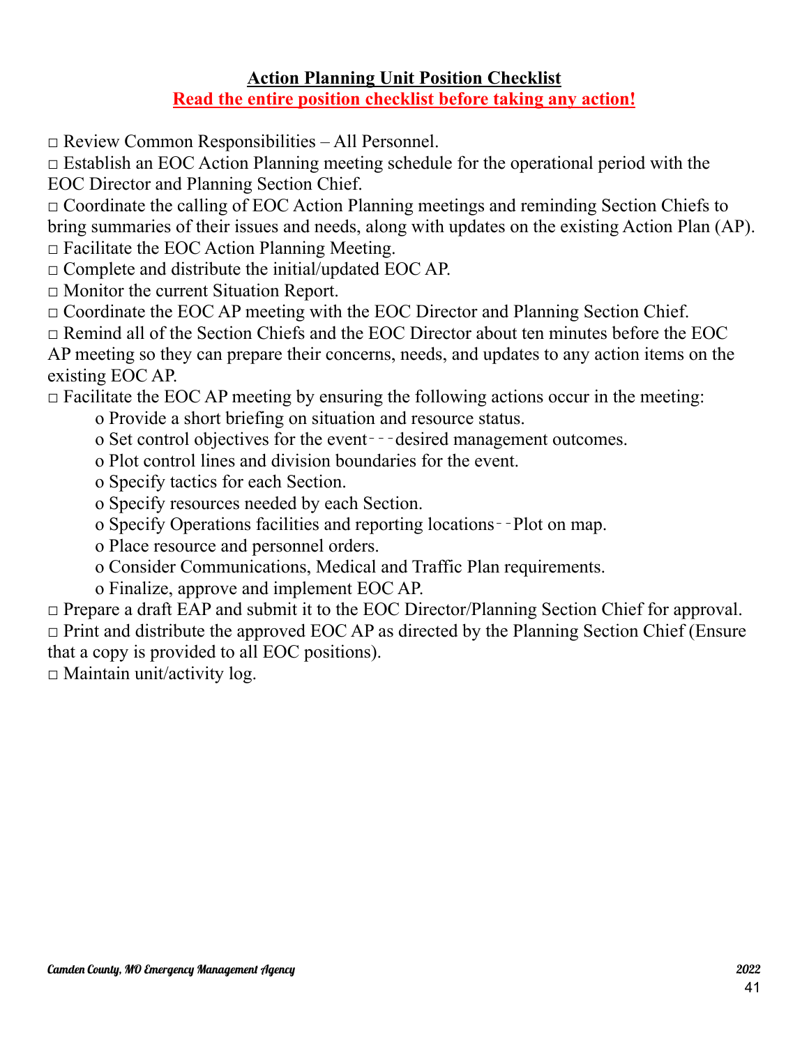## Action Planning Unit Position Checklist

**Read the entire position checklist before taking any action!**

□ Review Common Responsibilities – All Personnel.
□ Establish an EOC Action Planning meeting schedule for the operational period with the EOC Director and Planning Section Chief.
□ Coordinate the calling of EOC Action Planning meetings and reminding Section Chiefs to bring summaries of their issues and needs, along with updates on the existing Action Plan (AP).
□ Facilitate the EOC Action Planning Meeting.
□ Complete and distribute the initial/updated EOC AP.
□ Monitor the current Situation Report.
□ Coordinate the EOC AP meeting with the EOC Director and Planning Section Chief.
□ Remind all of the Section Chiefs and the EOC Director about ten minutes before the EOC AP meeting so they can prepare their concerns, needs, and updates to any action items on the existing EOC AP.
□ Facilitate the EOC AP meeting by ensuring the following actions occur in the meeting:

- o Provide a short briefing on situation and resource status.
- o Set control objectives for the event‐‐‐desired management outcomes.
- o Plot control lines and division boundaries for the event.
- o Specify tactics for each Section.
- o Specify resources needed by each Section.
- o Specify Operations facilities and reporting locations‐‐Plot on map.
- o Place resource and personnel orders.
- o Consider Communications, Medical and Traffic Plan requirements.
- o Finalize, approve and implement EOC AP.

□ Prepare a draft EAP and submit it to the EOC Director/Planning Section Chief for approval.
□ Print and distribute the approved EOC AP as directed by the Planning Section Chief (Ensure that a copy is provided to all EOC positions).
□ Maintain unit/activity log.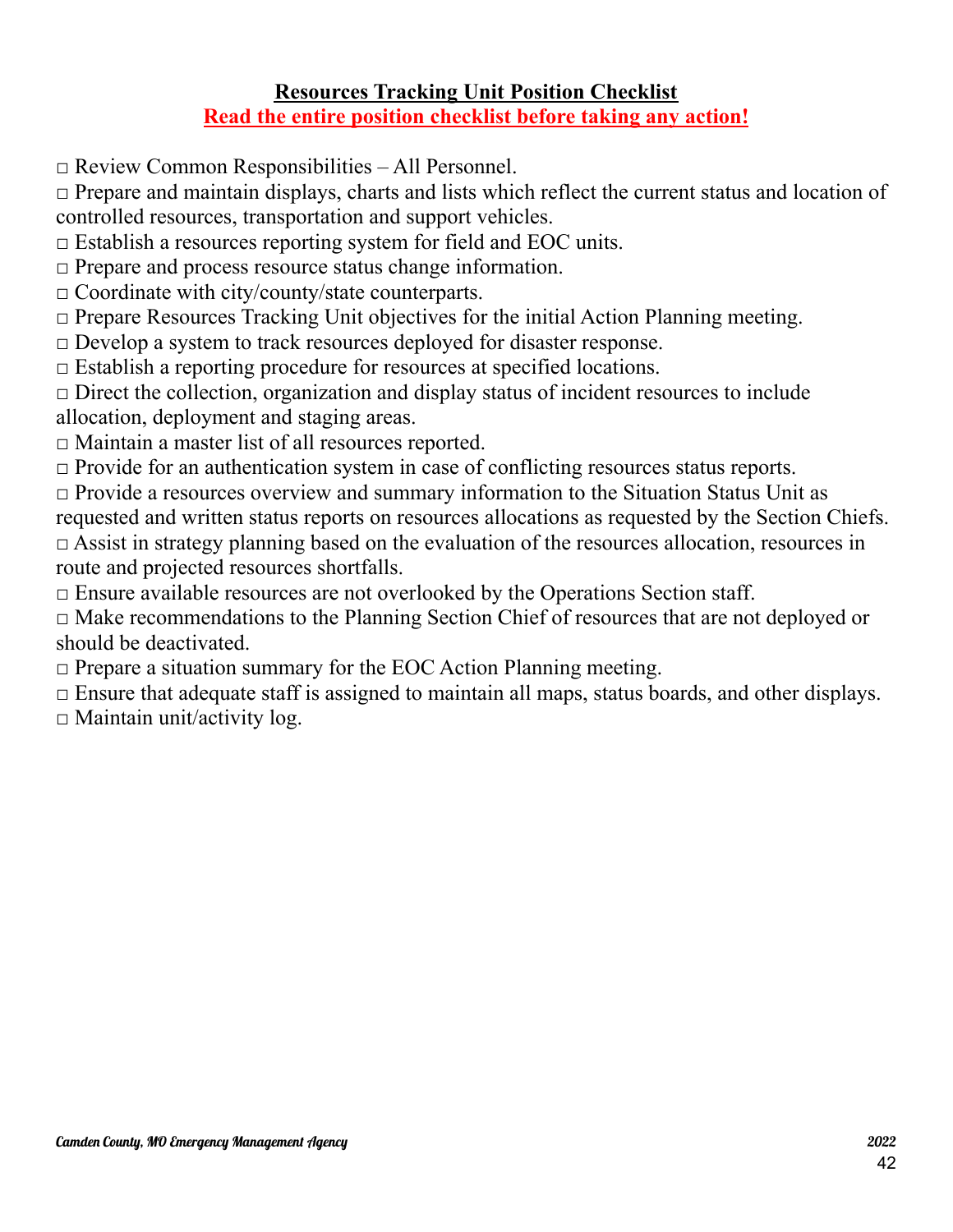**Resources Tracking Unit Position Checklist**

**Read the entire position checklist before taking any action!**

- □ Review Common Responsibilities – All Personnel.
- □ Prepare and maintain displays, charts and lists which reflect the current status and location of controlled resources, transportation and support vehicles.
- □ Establish a resources reporting system for field and EOC units.
- □ Prepare and process resource status change information.
- □ Coordinate with city/county/state counterparts.
- □ Prepare Resources Tracking Unit objectives for the initial Action Planning meeting.
- □ Develop a system to track resources deployed for disaster response.
- □ Establish a reporting procedure for resources at specified locations.
- □ Direct the collection, organization and display status of incident resources to include allocation, deployment and staging areas.
- □ Maintain a master list of all resources reported.
- □ Provide for an authentication system in case of conflicting resources status reports.
- □ Provide a resources overview and summary information to the Situation Status Unit as requested and written status reports on resources allocations as requested by the Section Chiefs.
- □ Assist in strategy planning based on the evaluation of the resources allocation, resources in route and projected resources shortfalls.
- □ Ensure available resources are not overlooked by the Operations Section staff.
- □ Make recommendations to the Planning Section Chief of resources that are not deployed or should be deactivated.
- □ Prepare a situation summary for the EOC Action Planning meeting.
- □ Ensure that adequate staff is assigned to maintain all maps, status boards, and other displays.
- □ Maintain unit/activity log.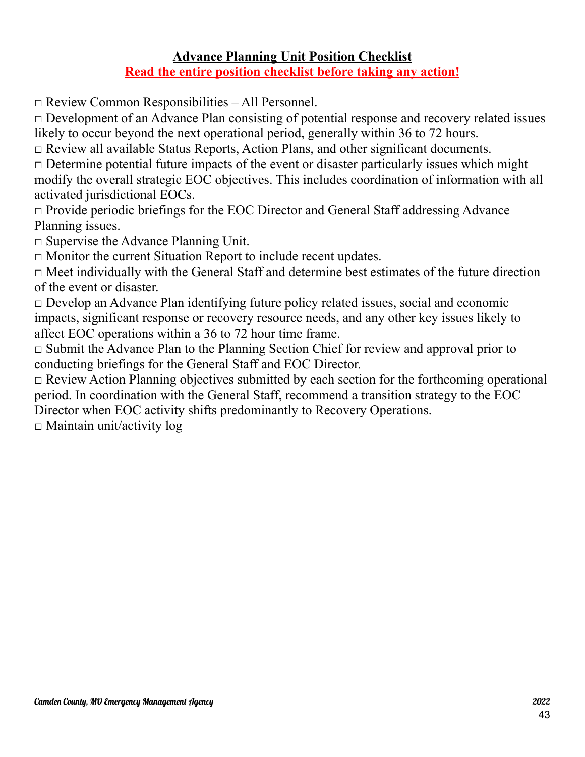**Advance Planning Unit Position Checklist**

**Read the entire position checklist before taking any action!**

□ Review Common Responsibilities – All Personnel.

□ Development of an Advance Plan consisting of potential response and recovery related issues likely to occur beyond the next operational period, generally within 36 to 72 hours.

□ Review all available Status Reports, Action Plans, and other significant documents.

□ Determine potential future impacts of the event or disaster particularly issues which might modify the overall strategic EOC objectives. This includes coordination of information with all activated jurisdictional EOCs.

□ Provide periodic briefings for the EOC Director and General Staff addressing Advance Planning issues.

□ Supervise the Advance Planning Unit.

□ Monitor the current Situation Report to include recent updates.

□ Meet individually with the General Staff and determine best estimates of the future direction of the event or disaster.

□ Develop an Advance Plan identifying future policy related issues, social and economic impacts, significant response or recovery resource needs, and any other key issues likely to affect EOC operations within a 36 to 72 hour time frame.

□ Submit the Advance Plan to the Planning Section Chief for review and approval prior to conducting briefings for the General Staff and EOC Director.

□ Review Action Planning objectives submitted by each section for the forthcoming operational period. In coordination with the General Staff, recommend a transition strategy to the EOC Director when EOC activity shifts predominantly to Recovery Operations.

□ Maintain unit/activity log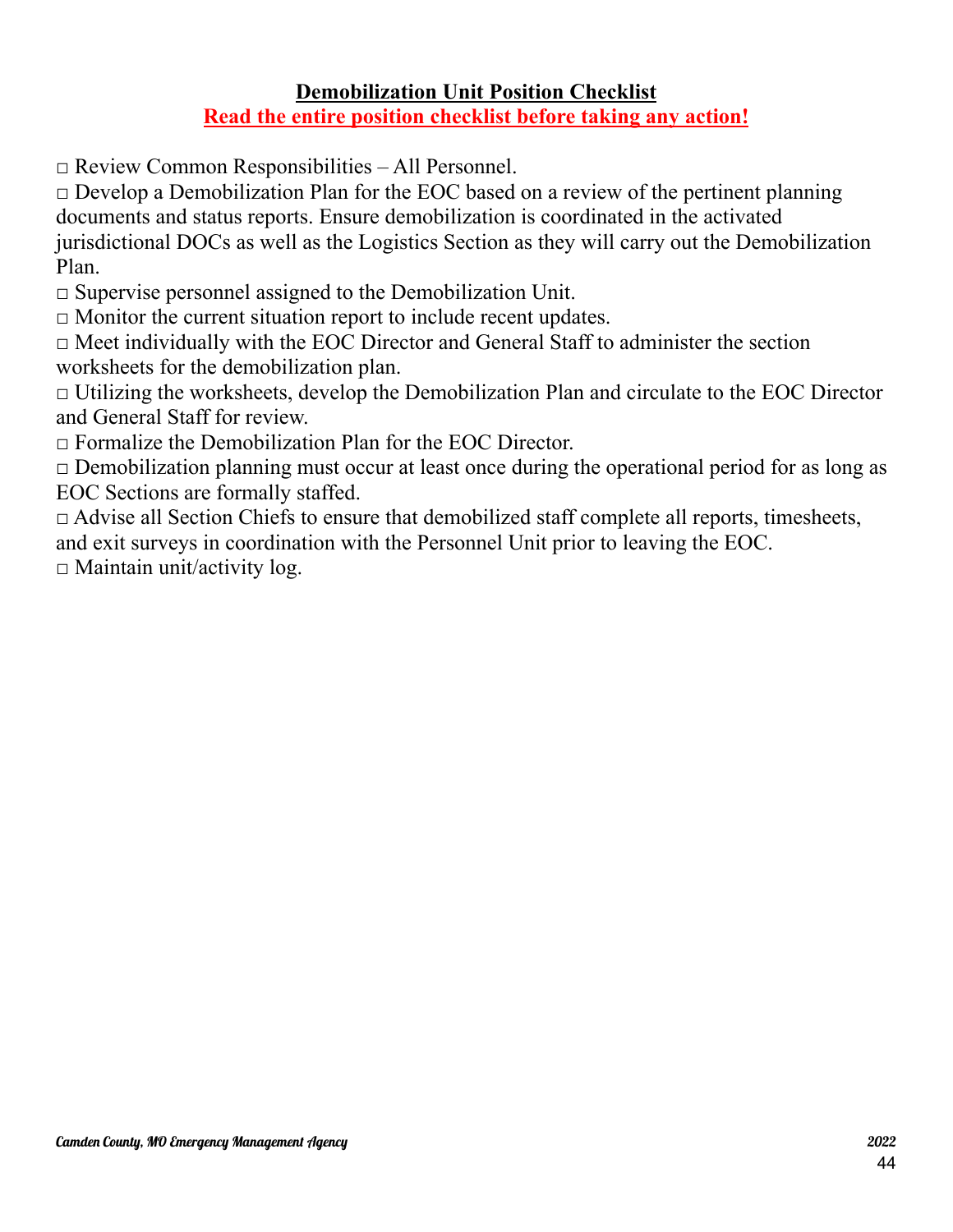## Demobilization Unit Position Checklist

**Read the entire position checklist before taking any action!**

□ Review Common Responsibilities – All Personnel.

□ Develop a Demobilization Plan for the EOC based on a review of the pertinent planning documents and status reports. Ensure demobilization is coordinated in the activated jurisdictional DOCs as well as the Logistics Section as they will carry out the Demobilization Plan.

□ Supervise personnel assigned to the Demobilization Unit.

□ Monitor the current situation report to include recent updates.

□ Meet individually with the EOC Director and General Staff to administer the section worksheets for the demobilization plan.

□ Utilizing the worksheets, develop the Demobilization Plan and circulate to the EOC Director and General Staff for review.

□ Formalize the Demobilization Plan for the EOC Director.

□ Demobilization planning must occur at least once during the operational period for as long as EOC Sections are formally staffed.

□ Advise all Section Chiefs to ensure that demobilized staff complete all reports, timesheets, and exit surveys in coordination with the Personnel Unit prior to leaving the EOC.

□ Maintain unit/activity log.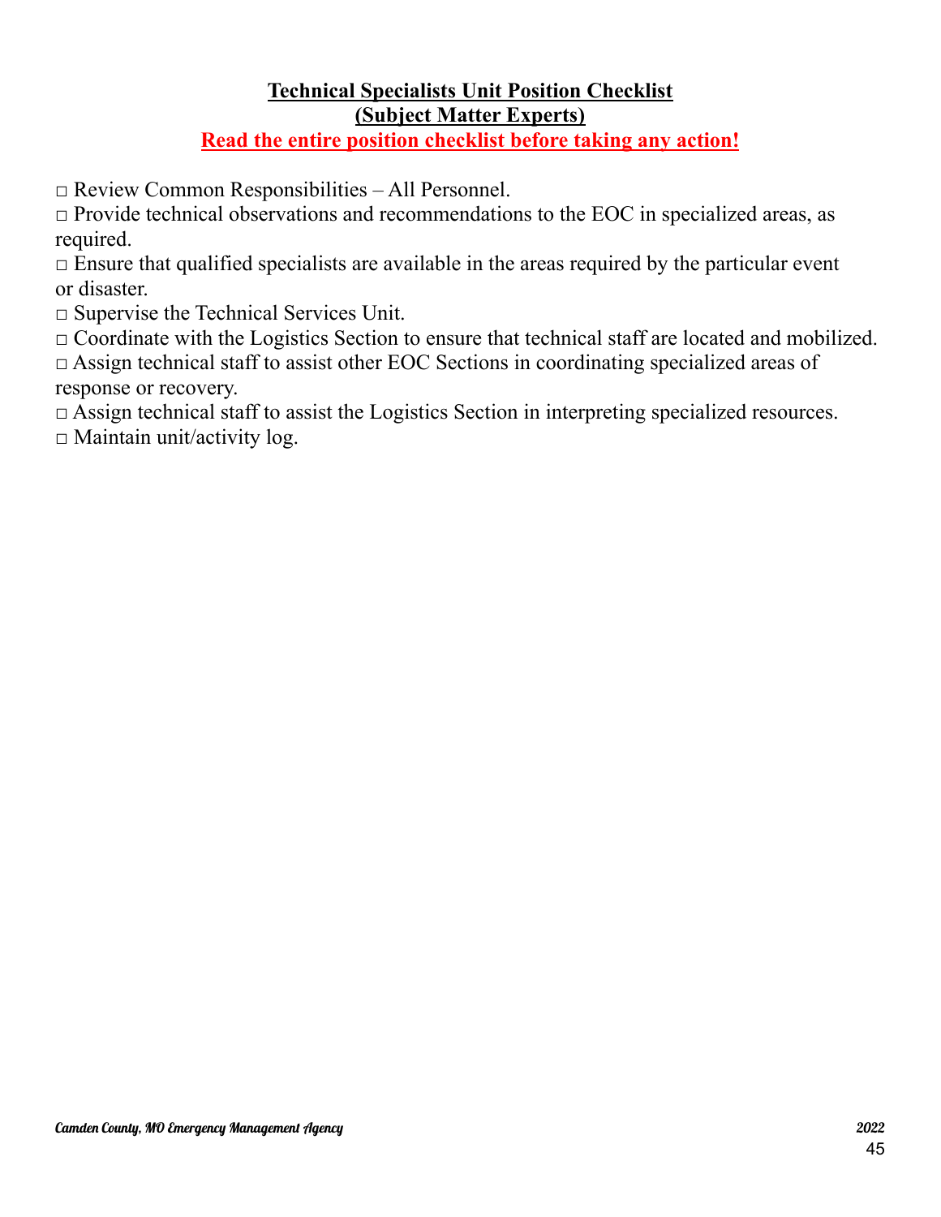**Technical Specialists Unit Position Checklist**
**(Subject Matter Experts)**
**Read the entire position checklist before taking any action!**

□ Review Common Responsibilities – All Personnel.
□ Provide technical observations and recommendations to the EOC in specialized areas, as required.
□ Ensure that qualified specialists are available in the areas required by the particular event or disaster.
□ Supervise the Technical Services Unit.
□ Coordinate with the Logistics Section to ensure that technical staff are located and mobilized.
□ Assign technical staff to assist other EOC Sections in coordinating specialized areas of response or recovery.
□ Assign technical staff to assist the Logistics Section in interpreting specialized resources.
□ Maintain unit/activity log.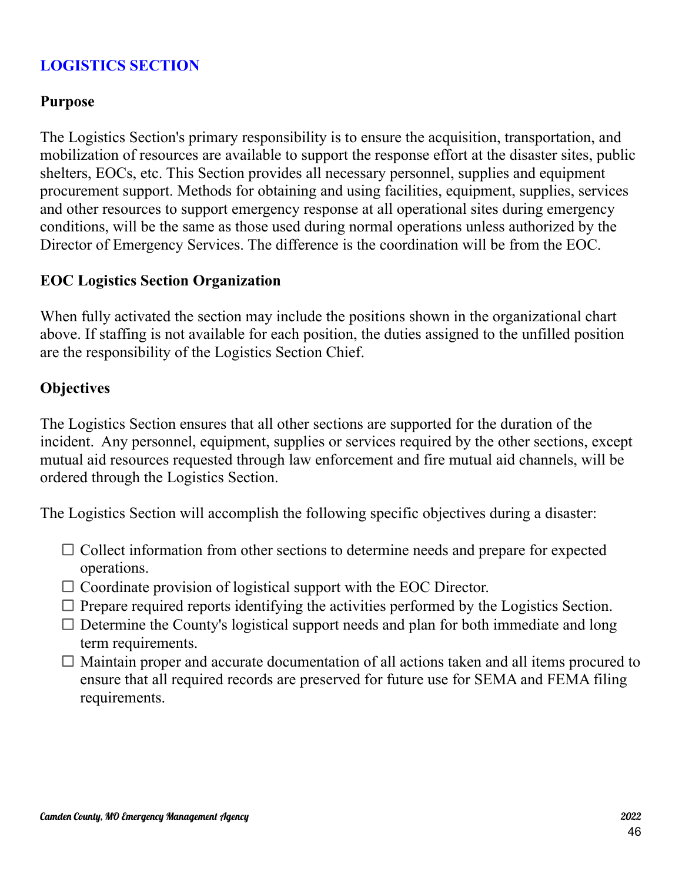## LOGISTICS SECTION

### Purpose

The Logistics Section's primary responsibility is to ensure the acquisition, transportation, and mobilization of resources are available to support the response effort at the disaster sites, public shelters, EOCs, etc. This Section provides all necessary personnel, supplies and equipment procurement support. Methods for obtaining and using facilities, equipment, supplies, services and other resources to support emergency response at all operational sites during emergency conditions, will be the same as those used during normal operations unless authorized by the Director of Emergency Services. The difference is the coordination will be from the EOC.

### EOC Logistics Section Organization

When fully activated the section may include the positions shown in the organizational chart above. If staffing is not available for each position, the duties assigned to the unfilled position are the responsibility of the Logistics Section Chief.

### Objectives

The Logistics Section ensures that all other sections are supported for the duration of the incident. Any personnel, equipment, supplies or services required by the other sections, except mutual aid resources requested through law enforcement and fire mutual aid channels, will be ordered through the Logistics Section.

The Logistics Section will accomplish the following specific objectives during a disaster:

- ☐ Collect information from other sections to determine needs and prepare for expected operations.
- ☐ Coordinate provision of logistical support with the EOC Director.
- ☐ Prepare required reports identifying the activities performed by the Logistics Section.
- ☐ Determine the County's logistical support needs and plan for both immediate and long term requirements.
- ☐ Maintain proper and accurate documentation of all actions taken and all items procured to ensure that all required records are preserved for future use for SEMA and FEMA filing requirements.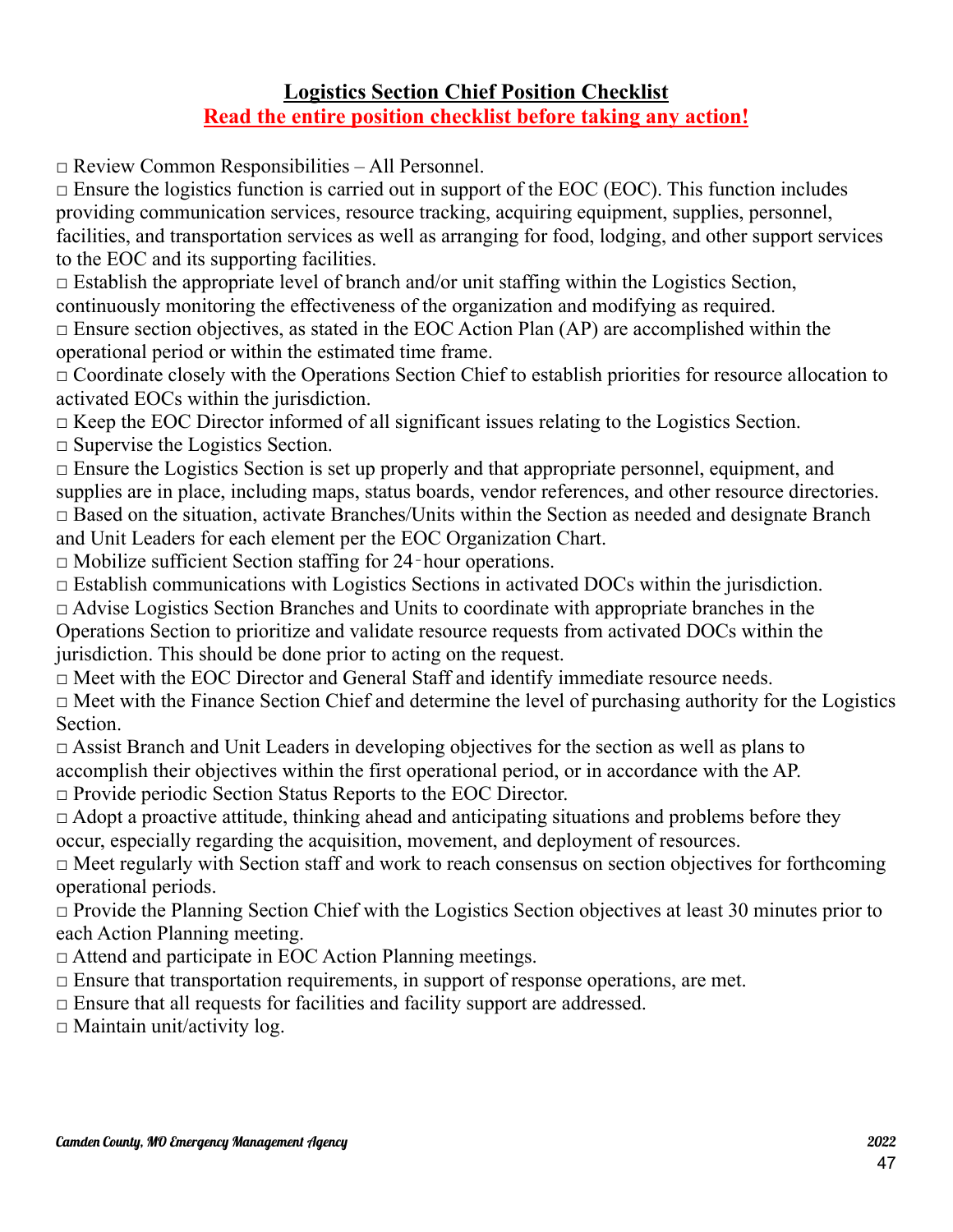## Logistics Section Chief Position Checklist

**Read the entire position checklist before taking any action!**

□ Review Common Responsibilities – All Personnel.
□ Ensure the logistics function is carried out in support of the EOC (EOC). This function includes providing communication services, resource tracking, acquiring equipment, supplies, personnel, facilities, and transportation services as well as arranging for food, lodging, and other support services to the EOC and its supporting facilities.
□ Establish the appropriate level of branch and/or unit staffing within the Logistics Section, continuously monitoring the effectiveness of the organization and modifying as required.
□ Ensure section objectives, as stated in the EOC Action Plan (AP) are accomplished within the operational period or within the estimated time frame.
□ Coordinate closely with the Operations Section Chief to establish priorities for resource allocation to activated EOCs within the jurisdiction.
□ Keep the EOC Director informed of all significant issues relating to the Logistics Section.
□ Supervise the Logistics Section.
□ Ensure the Logistics Section is set up properly and that appropriate personnel, equipment, and supplies are in place, including maps, status boards, vendor references, and other resource directories.
□ Based on the situation, activate Branches/Units within the Section as needed and designate Branch and Unit Leaders for each element per the EOC Organization Chart.
□ Mobilize sufficient Section staffing for 24‑hour operations.
□ Establish communications with Logistics Sections in activated DOCs within the jurisdiction.
□ Advise Logistics Section Branches and Units to coordinate with appropriate branches in the Operations Section to prioritize and validate resource requests from activated DOCs within the jurisdiction. This should be done prior to acting on the request.
□ Meet with the EOC Director and General Staff and identify immediate resource needs.
□ Meet with the Finance Section Chief and determine the level of purchasing authority for the Logistics Section.
□ Assist Branch and Unit Leaders in developing objectives for the section as well as plans to accomplish their objectives within the first operational period, or in accordance with the AP.
□ Provide periodic Section Status Reports to the EOC Director.
□ Adopt a proactive attitude, thinking ahead and anticipating situations and problems before they occur, especially regarding the acquisition, movement, and deployment of resources.
□ Meet regularly with Section staff and work to reach consensus on section objectives for forthcoming operational periods.
□ Provide the Planning Section Chief with the Logistics Section objectives at least 30 minutes prior to each Action Planning meeting.
□ Attend and participate in EOC Action Planning meetings.
□ Ensure that transportation requirements, in support of response operations, are met.
□ Ensure that all requests for facilities and facility support are addressed.
□ Maintain unit/activity log.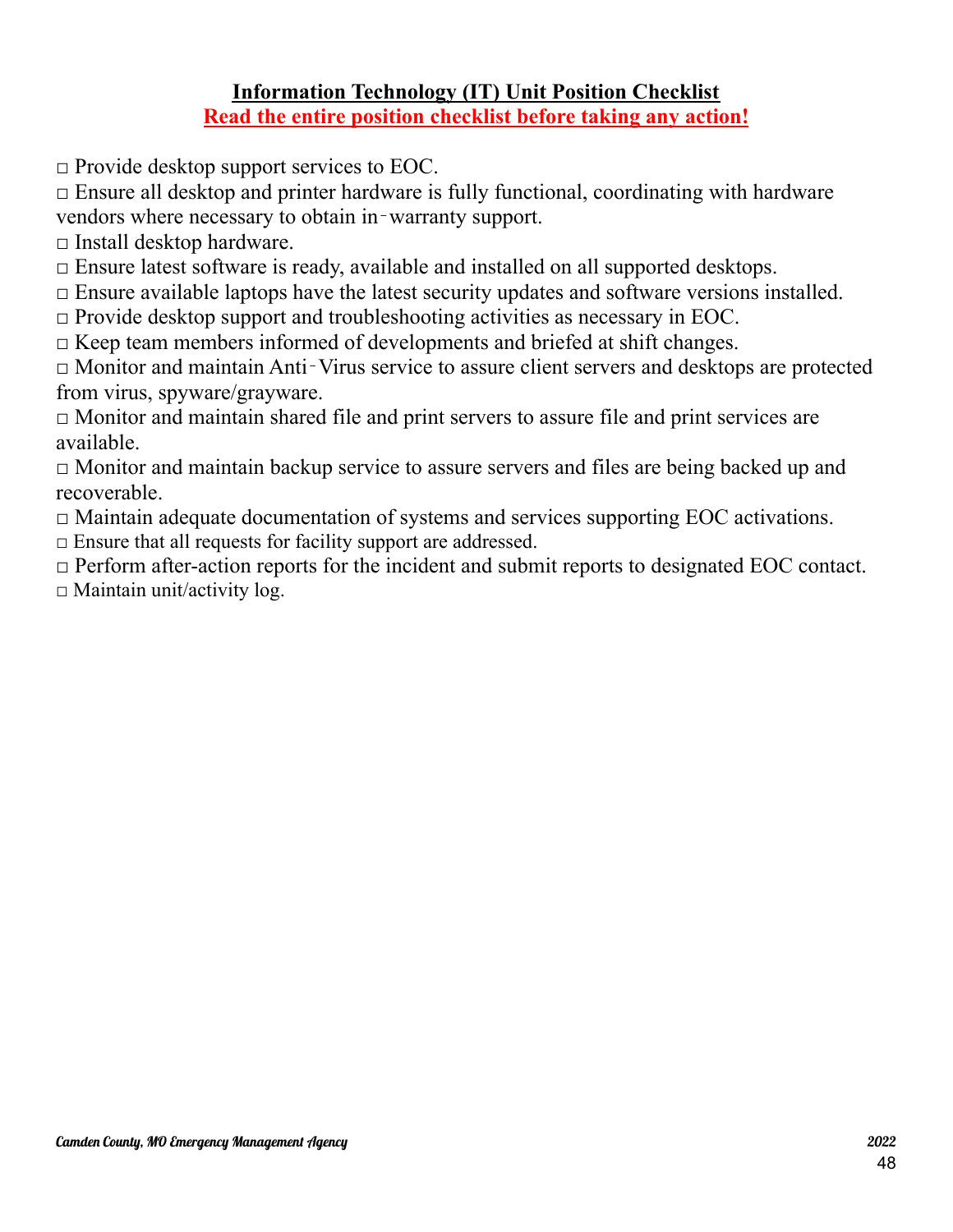**Information Technology (IT) Unit Position Checklist**

**Read the entire position checklist before taking any action!**

□ Provide desktop support services to EOC.
□ Ensure all desktop and printer hardware is fully functional, coordinating with hardware vendors where necessary to obtain in‐warranty support.
□ Install desktop hardware.
□ Ensure latest software is ready, available and installed on all supported desktops.
□ Ensure available laptops have the latest security updates and software versions installed.
□ Provide desktop support and troubleshooting activities as necessary in EOC.
□ Keep team members informed of developments and briefed at shift changes.
□ Monitor and maintain Anti‐Virus service to assure client servers and desktops are protected from virus, spyware/grayware.
□ Monitor and maintain shared file and print servers to assure file and print services are available.
□ Monitor and maintain backup service to assure servers and files are being backed up and recoverable.
□ Maintain adequate documentation of systems and services supporting EOC activations.
□ Ensure that all requests for facility support are addressed.
□ Perform after-action reports for the incident and submit reports to designated EOC contact.
□ Maintain unit/activity log.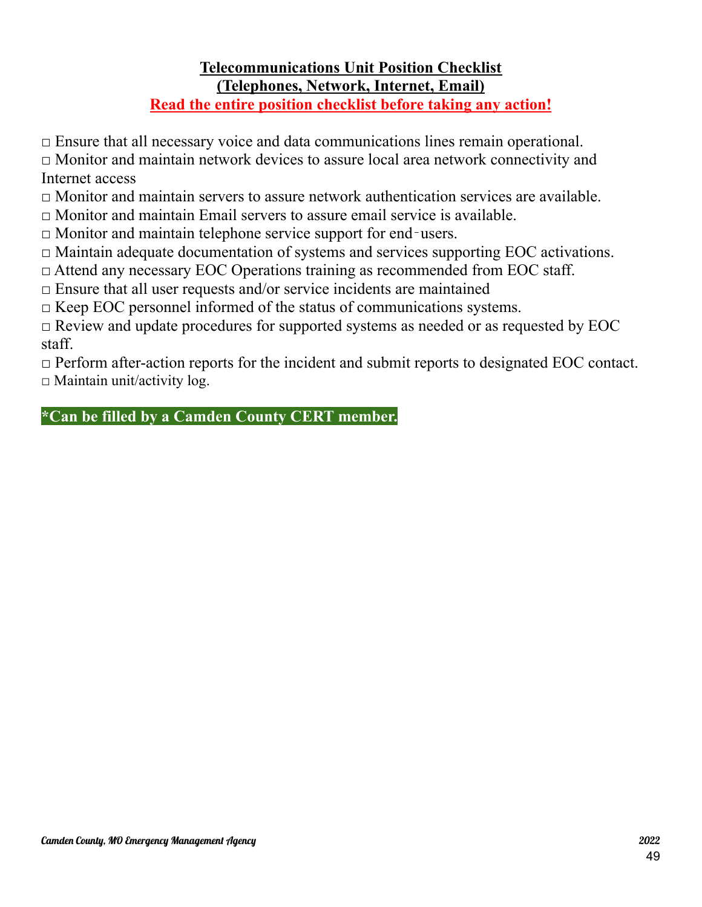**Telecommunications Unit Position Checklist**
**(Telephones, Network, Internet, Email)**
**Read the entire position checklist before taking any action!**

□ Ensure that all necessary voice and data communications lines remain operational.
□ Monitor and maintain network devices to assure local area network connectivity and Internet access
□ Monitor and maintain servers to assure network authentication services are available.
□ Monitor and maintain Email servers to assure email service is available.
□ Monitor and maintain telephone service support for end‑users.
□ Maintain adequate documentation of systems and services supporting EOC activations.
□ Attend any necessary EOC Operations training as recommended from EOC staff.
□ Ensure that all user requests and/or service incidents are maintained
□ Keep EOC personnel informed of the status of communications systems.
□ Review and update procedures for supported systems as needed or as requested by EOC staff.
□ Perform after-action reports for the incident and submit reports to designated EOC contact.
□ Maintain unit/activity log.

**\*Can be filled by a Camden County CERT member.**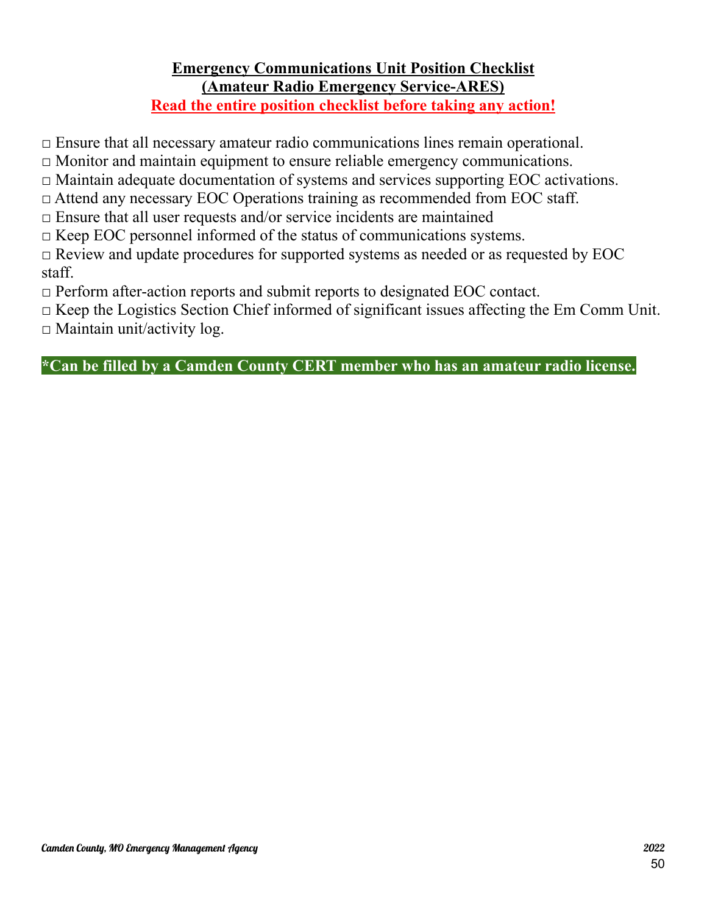**Emergency Communications Unit Position Checklist**
**(Amateur Radio Emergency Service-ARES)**
**Read the entire position checklist before taking any action!**

□ Ensure that all necessary amateur radio communications lines remain operational.
□ Monitor and maintain equipment to ensure reliable emergency communications.
□ Maintain adequate documentation of systems and services supporting EOC activations.
□ Attend any necessary EOC Operations training as recommended from EOC staff.
□ Ensure that all user requests and/or service incidents are maintained
□ Keep EOC personnel informed of the status of communications systems.
□ Review and update procedures for supported systems as needed or as requested by EOC staff.
□ Perform after-action reports and submit reports to designated EOC contact.
□ Keep the Logistics Section Chief informed of significant issues affecting the Em Comm Unit.
□ Maintain unit/activity log.

**\*Can be filled by a Camden County CERT member who has an amateur radio license.**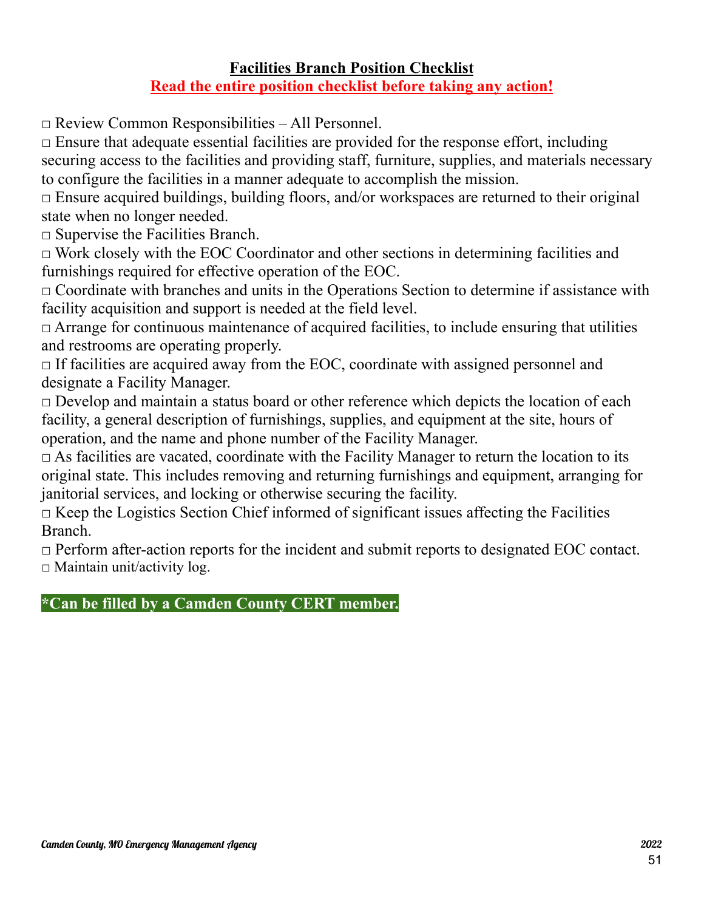# Facilities Branch Position Checklist

**Read the entire position checklist before taking any action!**

□ Review Common Responsibilities – All Personnel.
□ Ensure that adequate essential facilities are provided for the response effort, including securing access to the facilities and providing staff, furniture, supplies, and materials necessary to configure the facilities in a manner adequate to accomplish the mission.
□ Ensure acquired buildings, building floors, and/or workspaces are returned to their original state when no longer needed.
□ Supervise the Facilities Branch.
□ Work closely with the EOC Coordinator and other sections in determining facilities and furnishings required for effective operation of the EOC.
□ Coordinate with branches and units in the Operations Section to determine if assistance with facility acquisition and support is needed at the field level.
□ Arrange for continuous maintenance of acquired facilities, to include ensuring that utilities and restrooms are operating properly.
□ If facilities are acquired away from the EOC, coordinate with assigned personnel and designate a Facility Manager.
□ Develop and maintain a status board or other reference which depicts the location of each facility, a general description of furnishings, supplies, and equipment at the site, hours of operation, and the name and phone number of the Facility Manager.
□ As facilities are vacated, coordinate with the Facility Manager to return the location to its original state. This includes removing and returning furnishings and equipment, arranging for janitorial services, and locking or otherwise securing the facility.
□ Keep the Logistics Section Chief informed of significant issues affecting the Facilities Branch.
□ Perform after-action reports for the incident and submit reports to designated EOC contact.
□ Maintain unit/activity log.

**\*Can be filled by a Camden County CERT member.**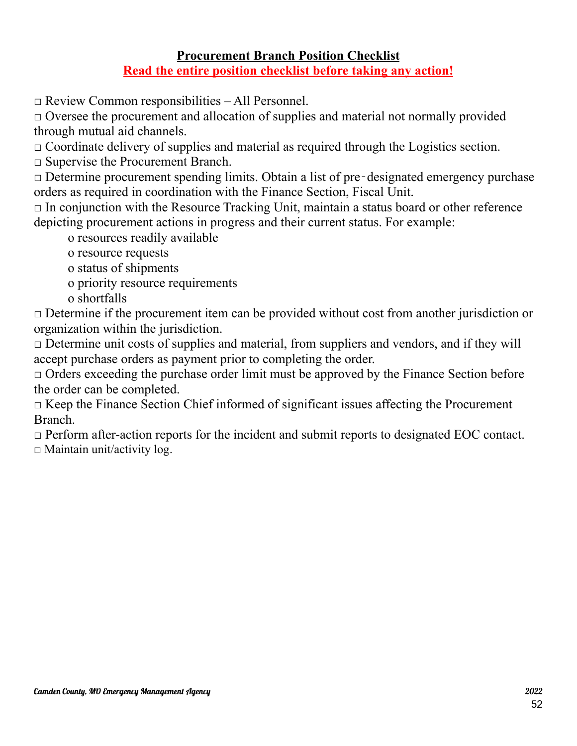## Procurement Branch Position Checklist

**Read the entire position checklist before taking any action!**

□ Review Common responsibilities – All Personnel.

□ Oversee the procurement and allocation of supplies and material not normally provided through mutual aid channels.

□ Coordinate delivery of supplies and material as required through the Logistics section.

□ Supervise the Procurement Branch.

□ Determine procurement spending limits. Obtain a list of pre‑designated emergency purchase orders as required in coordination with the Finance Section, Fiscal Unit.

□ In conjunction with the Resource Tracking Unit, maintain a status board or other reference depicting procurement actions in progress and their current status. For example:

- o resources readily available
- o resource requests
- o status of shipments
- o priority resource requirements
- o shortfalls

□ Determine if the procurement item can be provided without cost from another jurisdiction or organization within the jurisdiction.

□ Determine unit costs of supplies and material, from suppliers and vendors, and if they will accept purchase orders as payment prior to completing the order.

□ Orders exceeding the purchase order limit must be approved by the Finance Section before the order can be completed.

□ Keep the Finance Section Chief informed of significant issues affecting the Procurement Branch.

□ Perform after-action reports for the incident and submit reports to designated EOC contact.

□ Maintain unit/activity log.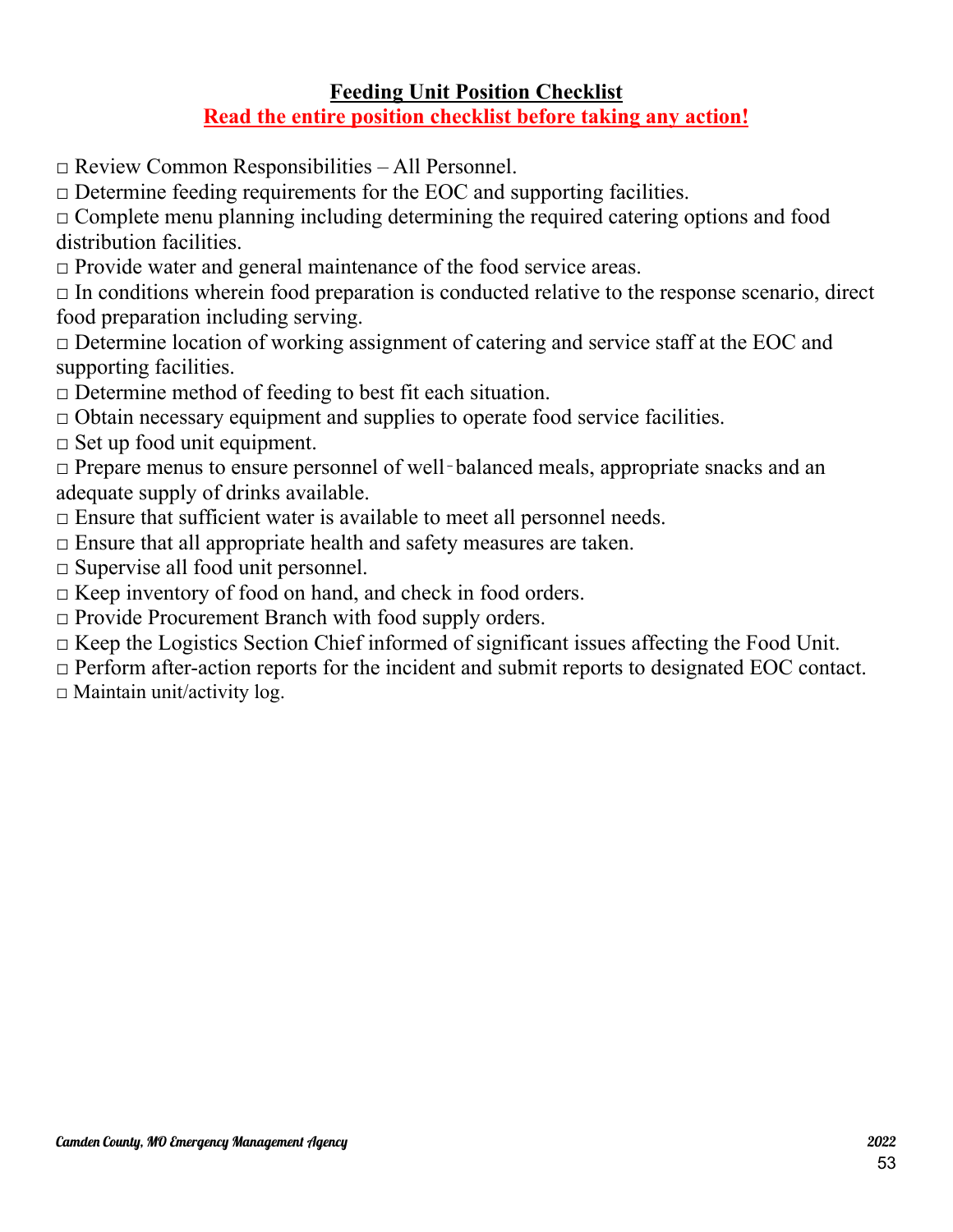## Feeding Unit Position Checklist

**Read the entire position checklist before taking any action!**

□ Review Common Responsibilities – All Personnel.
□ Determine feeding requirements for the EOC and supporting facilities.
□ Complete menu planning including determining the required catering options and food distribution facilities.
□ Provide water and general maintenance of the food service areas.
□ In conditions wherein food preparation is conducted relative to the response scenario, direct food preparation including serving.
□ Determine location of working assignment of catering and service staff at the EOC and supporting facilities.
□ Determine method of feeding to best fit each situation.
□ Obtain necessary equipment and supplies to operate food service facilities.
□ Set up food unit equipment.
□ Prepare menus to ensure personnel of well‐balanced meals, appropriate snacks and an adequate supply of drinks available.
□ Ensure that sufficient water is available to meet all personnel needs.
□ Ensure that all appropriate health and safety measures are taken.
□ Supervise all food unit personnel.
□ Keep inventory of food on hand, and check in food orders.
□ Provide Procurement Branch with food supply orders.
□ Keep the Logistics Section Chief informed of significant issues affecting the Food Unit.
□ Perform after-action reports for the incident and submit reports to designated EOC contact.
□ Maintain unit/activity log.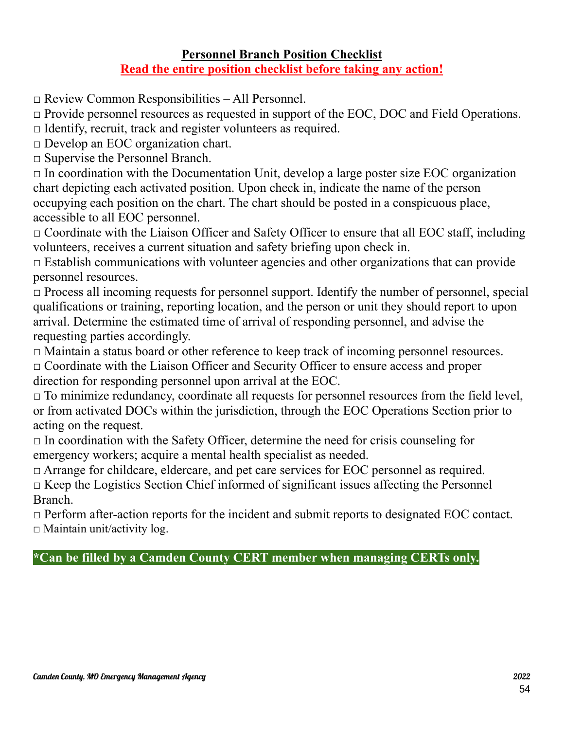## Personnel Branch Position Checklist

**Read the entire position checklist before taking any action!**

□ Review Common Responsibilities – All Personnel.
□ Provide personnel resources as requested in support of the EOC, DOC and Field Operations.
□ Identify, recruit, track and register volunteers as required.
□ Develop an EOC organization chart.
□ Supervise the Personnel Branch.
□ In coordination with the Documentation Unit, develop a large poster size EOC organization chart depicting each activated position. Upon check in, indicate the name of the person occupying each position on the chart. The chart should be posted in a conspicuous place, accessible to all EOC personnel.
□ Coordinate with the Liaison Officer and Safety Officer to ensure that all EOC staff, including volunteers, receives a current situation and safety briefing upon check in.
□ Establish communications with volunteer agencies and other organizations that can provide personnel resources.
□ Process all incoming requests for personnel support. Identify the number of personnel, special qualifications or training, reporting location, and the person or unit they should report to upon arrival. Determine the estimated time of arrival of responding personnel, and advise the requesting parties accordingly.
□ Maintain a status board or other reference to keep track of incoming personnel resources.
□ Coordinate with the Liaison Officer and Security Officer to ensure access and proper direction for responding personnel upon arrival at the EOC.
□ To minimize redundancy, coordinate all requests for personnel resources from the field level, or from activated DOCs within the jurisdiction, through the EOC Operations Section prior to acting on the request.
□ In coordination with the Safety Officer, determine the need for crisis counseling for emergency workers; acquire a mental health specialist as needed.
□ Arrange for childcare, eldercare, and pet care services for EOC personnel as required.
□ Keep the Logistics Section Chief informed of significant issues affecting the Personnel Branch.
□ Perform after-action reports for the incident and submit reports to designated EOC contact.
□ Maintain unit/activity log.

**\*Can be filled by a Camden County CERT member when managing CERTs only.**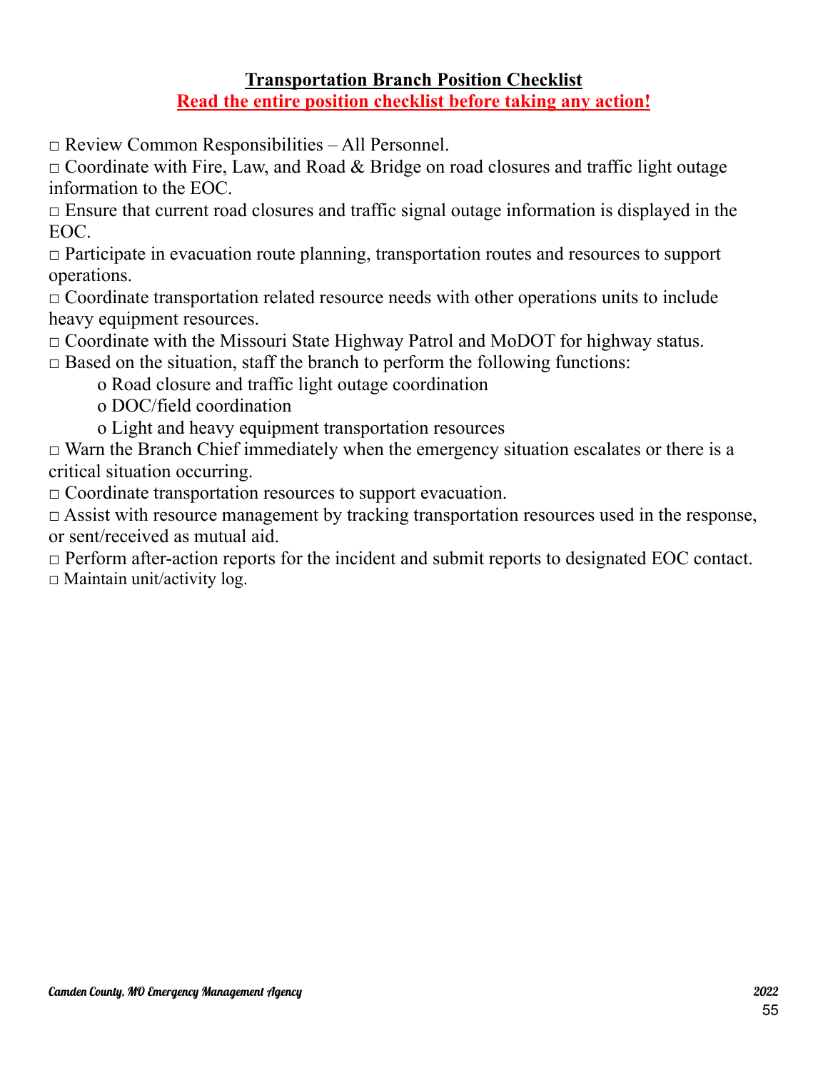## Transportation Branch Position Checklist

**Read the entire position checklist before taking any action!**

□ Review Common Responsibilities – All Personnel.
□ Coordinate with Fire, Law, and Road & Bridge on road closures and traffic light outage information to the EOC.
□ Ensure that current road closures and traffic signal outage information is displayed in the EOC.
□ Participate in evacuation route planning, transportation routes and resources to support operations.
□ Coordinate transportation related resource needs with other operations units to include heavy equipment resources.
□ Coordinate with the Missouri State Highway Patrol and MoDOT for highway status.
□ Based on the situation, staff the branch to perform the following functions:

- o Road closure and traffic light outage coordination
- o DOC/field coordination
- o Light and heavy equipment transportation resources

□ Warn the Branch Chief immediately when the emergency situation escalates or there is a critical situation occurring.
□ Coordinate transportation resources to support evacuation.
□ Assist with resource management by tracking transportation resources used in the response, or sent/received as mutual aid.
□ Perform after-action reports for the incident and submit reports to designated EOC contact.
□ Maintain unit/activity log.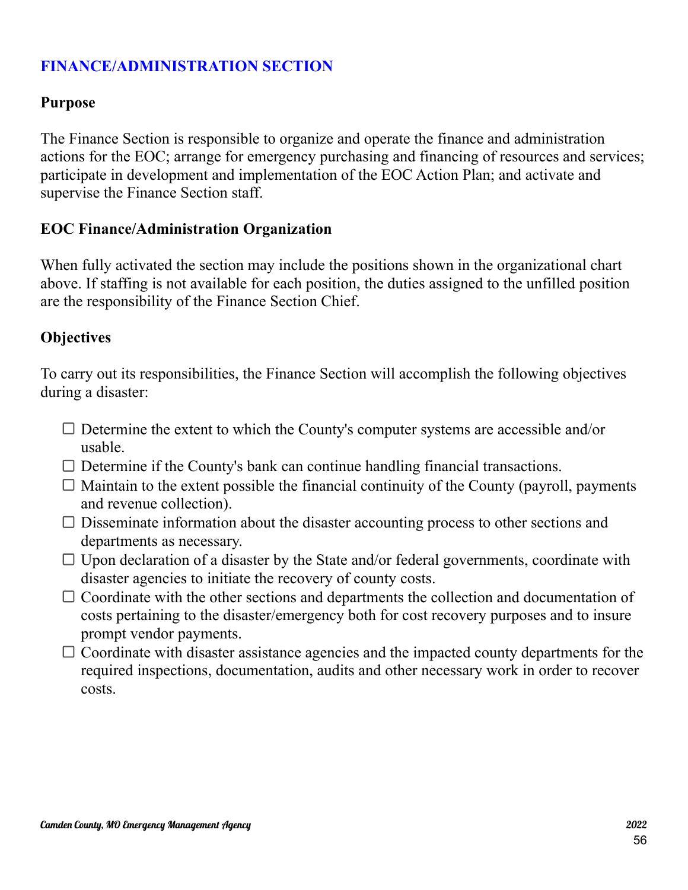## FINANCE/ADMINISTRATION SECTION

### Purpose

The Finance Section is responsible to organize and operate the finance and administration actions for the EOC; arrange for emergency purchasing and financing of resources and services; participate in development and implementation of the EOC Action Plan; and activate and supervise the Finance Section staff.

### EOC Finance/Administration Organization

When fully activated the section may include the positions shown in the organizational chart above. If staffing is not available for each position, the duties assigned to the unfilled position are the responsibility of the Finance Section Chief.

### Objectives

To carry out its responsibilities, the Finance Section will accomplish the following objectives during a disaster:

- ☐ Determine the extent to which the County's computer systems are accessible and/or usable.
- ☐ Determine if the County's bank can continue handling financial transactions.
- ☐ Maintain to the extent possible the financial continuity of the County (payroll, payments and revenue collection).
- ☐ Disseminate information about the disaster accounting process to other sections and departments as necessary.
- ☐ Upon declaration of a disaster by the State and/or federal governments, coordinate with disaster agencies to initiate the recovery of county costs.
- ☐ Coordinate with the other sections and departments the collection and documentation of costs pertaining to the disaster/emergency both for cost recovery purposes and to insure prompt vendor payments.
- ☐ Coordinate with disaster assistance agencies and the impacted county departments for the required inspections, documentation, audits and other necessary work in order to recover costs.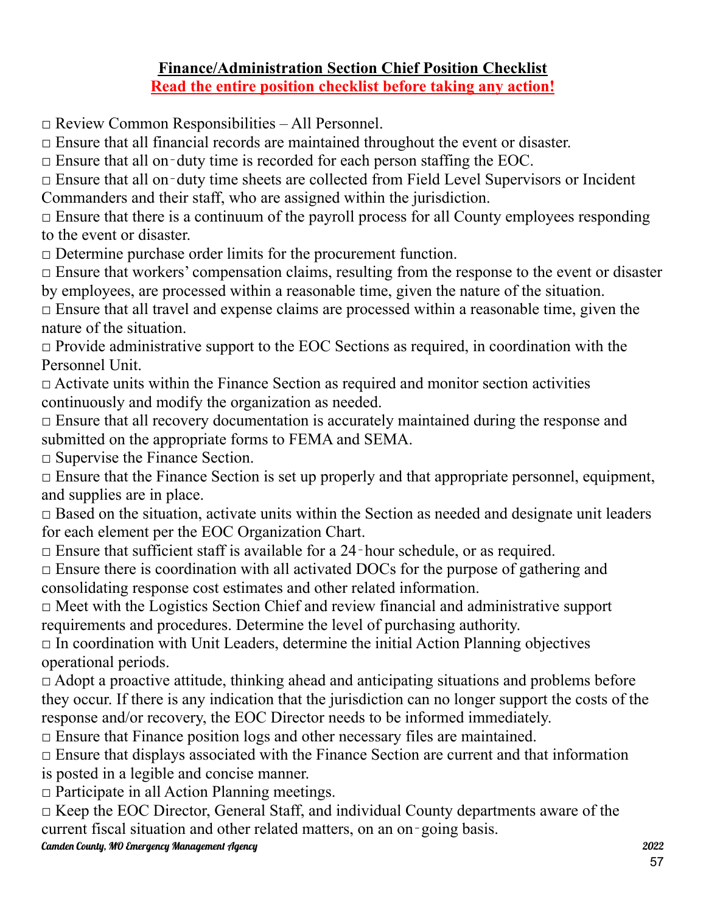**Finance/Administration Section Chief Position Checklist**

**Read the entire position checklist before taking any action!**

□ Review Common Responsibilities – All Personnel.

□ Ensure that all financial records are maintained throughout the event or disaster.

□ Ensure that all on‐duty time is recorded for each person staffing the EOC.

□ Ensure that all on‐duty time sheets are collected from Field Level Supervisors or Incident Commanders and their staff, who are assigned within the jurisdiction.

□ Ensure that there is a continuum of the payroll process for all County employees responding to the event or disaster.

□ Determine purchase order limits for the procurement function.

□ Ensure that workers' compensation claims, resulting from the response to the event or disaster by employees, are processed within a reasonable time, given the nature of the situation.

□ Ensure that all travel and expense claims are processed within a reasonable time, given the nature of the situation.

□ Provide administrative support to the EOC Sections as required, in coordination with the Personnel Unit.

□ Activate units within the Finance Section as required and monitor section activities continuously and modify the organization as needed.

□ Ensure that all recovery documentation is accurately maintained during the response and submitted on the appropriate forms to FEMA and SEMA.

□ Supervise the Finance Section.

□ Ensure that the Finance Section is set up properly and that appropriate personnel, equipment, and supplies are in place.

□ Based on the situation, activate units within the Section as needed and designate unit leaders for each element per the EOC Organization Chart.

□ Ensure that sufficient staff is available for a 24‐hour schedule, or as required.

□ Ensure there is coordination with all activated DOCs for the purpose of gathering and consolidating response cost estimates and other related information.

□ Meet with the Logistics Section Chief and review financial and administrative support requirements and procedures. Determine the level of purchasing authority.

□ In coordination with Unit Leaders, determine the initial Action Planning objectives operational periods.

□ Adopt a proactive attitude, thinking ahead and anticipating situations and problems before they occur. If there is any indication that the jurisdiction can no longer support the costs of the response and/or recovery, the EOC Director needs to be informed immediately.

□ Ensure that Finance position logs and other necessary files are maintained.

□ Ensure that displays associated with the Finance Section are current and that information is posted in a legible and concise manner.

□ Participate in all Action Planning meetings.

□ Keep the EOC Director, General Staff, and individual County departments aware of the current fiscal situation and other related matters, on an on‐going basis.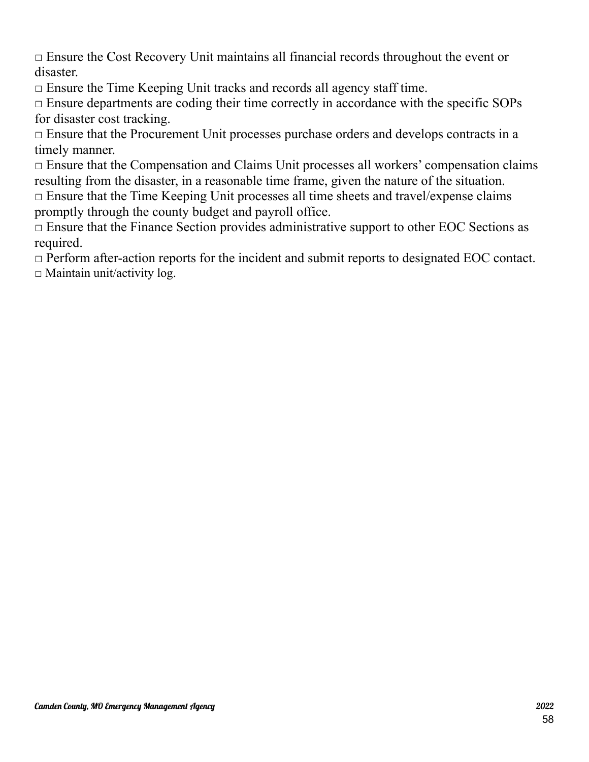□ Ensure the Cost Recovery Unit maintains all financial records throughout the event or disaster.
□ Ensure the Time Keeping Unit tracks and records all agency staff time.
□ Ensure departments are coding their time correctly in accordance with the specific SOPs for disaster cost tracking.
□ Ensure that the Procurement Unit processes purchase orders and develops contracts in a timely manner.
□ Ensure that the Compensation and Claims Unit processes all workers' compensation claims resulting from the disaster, in a reasonable time frame, given the nature of the situation.
□ Ensure that the Time Keeping Unit processes all time sheets and travel/expense claims promptly through the county budget and payroll office.
□ Ensure that the Finance Section provides administrative support to other EOC Sections as required.
□ Perform after-action reports for the incident and submit reports to designated EOC contact.
□ Maintain unit/activity log.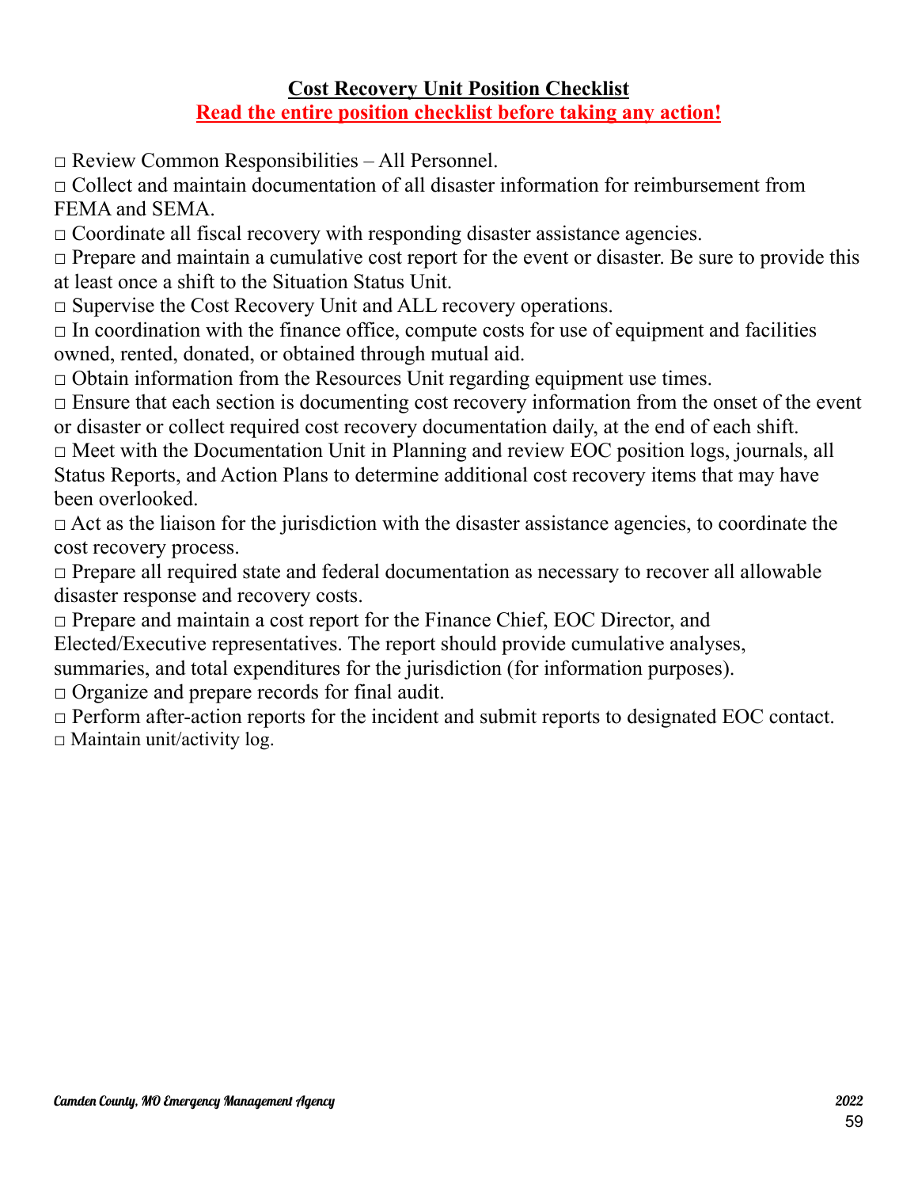## Cost Recovery Unit Position Checklist

**Read the entire position checklist before taking any action!**

- □ Review Common Responsibilities – All Personnel.
- □ Collect and maintain documentation of all disaster information for reimbursement from FEMA and SEMA.
- □ Coordinate all fiscal recovery with responding disaster assistance agencies.
- □ Prepare and maintain a cumulative cost report for the event or disaster. Be sure to provide this at least once a shift to the Situation Status Unit.
- □ Supervise the Cost Recovery Unit and ALL recovery operations.
- □ In coordination with the finance office, compute costs for use of equipment and facilities owned, rented, donated, or obtained through mutual aid.
- □ Obtain information from the Resources Unit regarding equipment use times.
- □ Ensure that each section is documenting cost recovery information from the onset of the event or disaster or collect required cost recovery documentation daily, at the end of each shift.
- □ Meet with the Documentation Unit in Planning and review EOC position logs, journals, all Status Reports, and Action Plans to determine additional cost recovery items that may have been overlooked.
- □ Act as the liaison for the jurisdiction with the disaster assistance agencies, to coordinate the cost recovery process.
- □ Prepare all required state and federal documentation as necessary to recover all allowable disaster response and recovery costs.
- □ Prepare and maintain a cost report for the Finance Chief, EOC Director, and Elected/Executive representatives. The report should provide cumulative analyses, summaries, and total expenditures for the jurisdiction (for information purposes).
- □ Organize and prepare records for final audit.
- □ Perform after-action reports for the incident and submit reports to designated EOC contact.
- □ Maintain unit/activity log.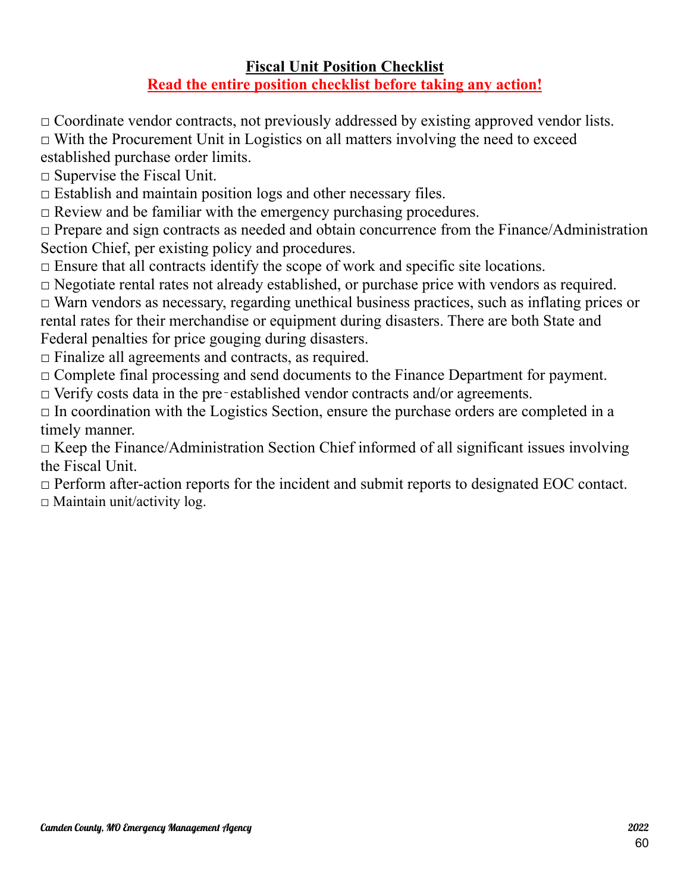## Fiscal Unit Position Checklist

**Read the entire position checklist before taking any action!**

□ Coordinate vendor contracts, not previously addressed by existing approved vendor lists.
□ With the Procurement Unit in Logistics on all matters involving the need to exceed established purchase order limits.
□ Supervise the Fiscal Unit.
□ Establish and maintain position logs and other necessary files.
□ Review and be familiar with the emergency purchasing procedures.
□ Prepare and sign contracts as needed and obtain concurrence from the Finance/Administration Section Chief, per existing policy and procedures.
□ Ensure that all contracts identify the scope of work and specific site locations.
□ Negotiate rental rates not already established, or purchase price with vendors as required.
□ Warn vendors as necessary, regarding unethical business practices, such as inflating prices or rental rates for their merchandise or equipment during disasters. There are both State and Federal penalties for price gouging during disasters.
□ Finalize all agreements and contracts, as required.
□ Complete final processing and send documents to the Finance Department for payment.
□ Verify costs data in the pre‐established vendor contracts and/or agreements.
□ In coordination with the Logistics Section, ensure the purchase orders are completed in a timely manner.
□ Keep the Finance/Administration Section Chief informed of all significant issues involving the Fiscal Unit.
□ Perform after-action reports for the incident and submit reports to designated EOC contact.
□ Maintain unit/activity log.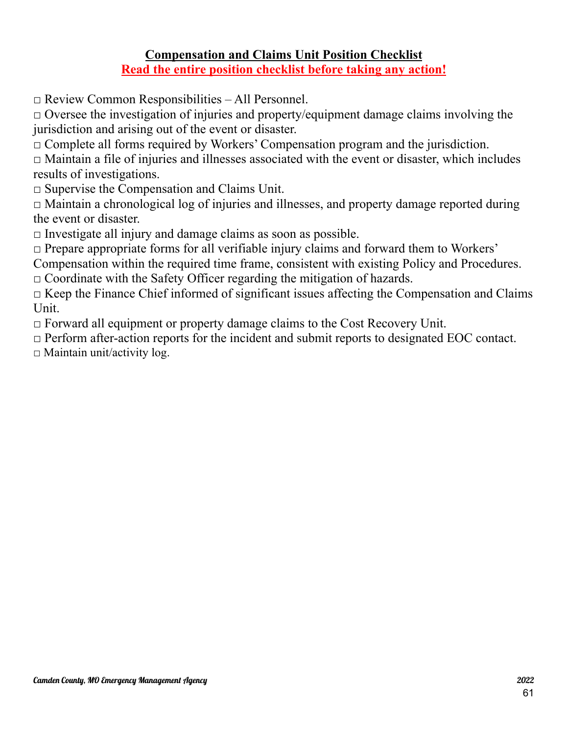**Compensation and Claims Unit Position Checklist**

**Read the entire position checklist before taking any action!**

□ Review Common Responsibilities – All Personnel.

□ Oversee the investigation of injuries and property/equipment damage claims involving the jurisdiction and arising out of the event or disaster.

□ Complete all forms required by Workers' Compensation program and the jurisdiction.

□ Maintain a file of injuries and illnesses associated with the event or disaster, which includes results of investigations.

□ Supervise the Compensation and Claims Unit.

□ Maintain a chronological log of injuries and illnesses, and property damage reported during the event or disaster.

□ Investigate all injury and damage claims as soon as possible.

□ Prepare appropriate forms for all verifiable injury claims and forward them to Workers' Compensation within the required time frame, consistent with existing Policy and Procedures.

□ Coordinate with the Safety Officer regarding the mitigation of hazards.

□ Keep the Finance Chief informed of significant issues affecting the Compensation and Claims Unit.

□ Forward all equipment or property damage claims to the Cost Recovery Unit.

□ Perform after-action reports for the incident and submit reports to designated EOC contact.

□ Maintain unit/activity log.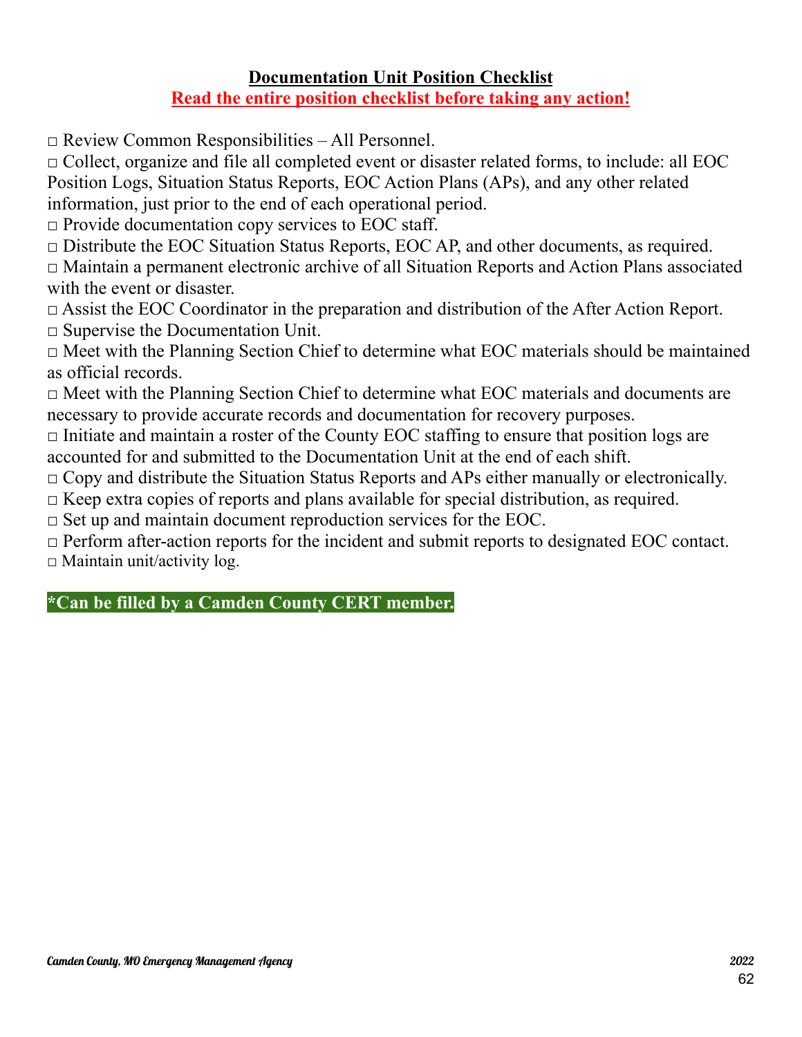**Documentation Unit Position Checklist**

**Read the entire position checklist before taking any action!**

□ Review Common Responsibilities – All Personnel.

□ Collect, organize and file all completed event or disaster related forms, to include: all EOC Position Logs, Situation Status Reports, EOC Action Plans (APs), and any other related information, just prior to the end of each operational period.

□ Provide documentation copy services to EOC staff.

□ Distribute the EOC Situation Status Reports, EOC AP, and other documents, as required.

□ Maintain a permanent electronic archive of all Situation Reports and Action Plans associated with the event or disaster.

□ Assist the EOC Coordinator in the preparation and distribution of the After Action Report.

□ Supervise the Documentation Unit.

□ Meet with the Planning Section Chief to determine what EOC materials should be maintained as official records.

□ Meet with the Planning Section Chief to determine what EOC materials and documents are necessary to provide accurate records and documentation for recovery purposes.

□ Initiate and maintain a roster of the County EOC staffing to ensure that position logs are accounted for and submitted to the Documentation Unit at the end of each shift.

□ Copy and distribute the Situation Status Reports and APs either manually or electronically.

□ Keep extra copies of reports and plans available for special distribution, as required.

□ Set up and maintain document reproduction services for the EOC.

□ Perform after-action reports for the incident and submit reports to designated EOC contact.

□ Maintain unit/activity log.

**\*Can be filled by a Camden County CERT member.**